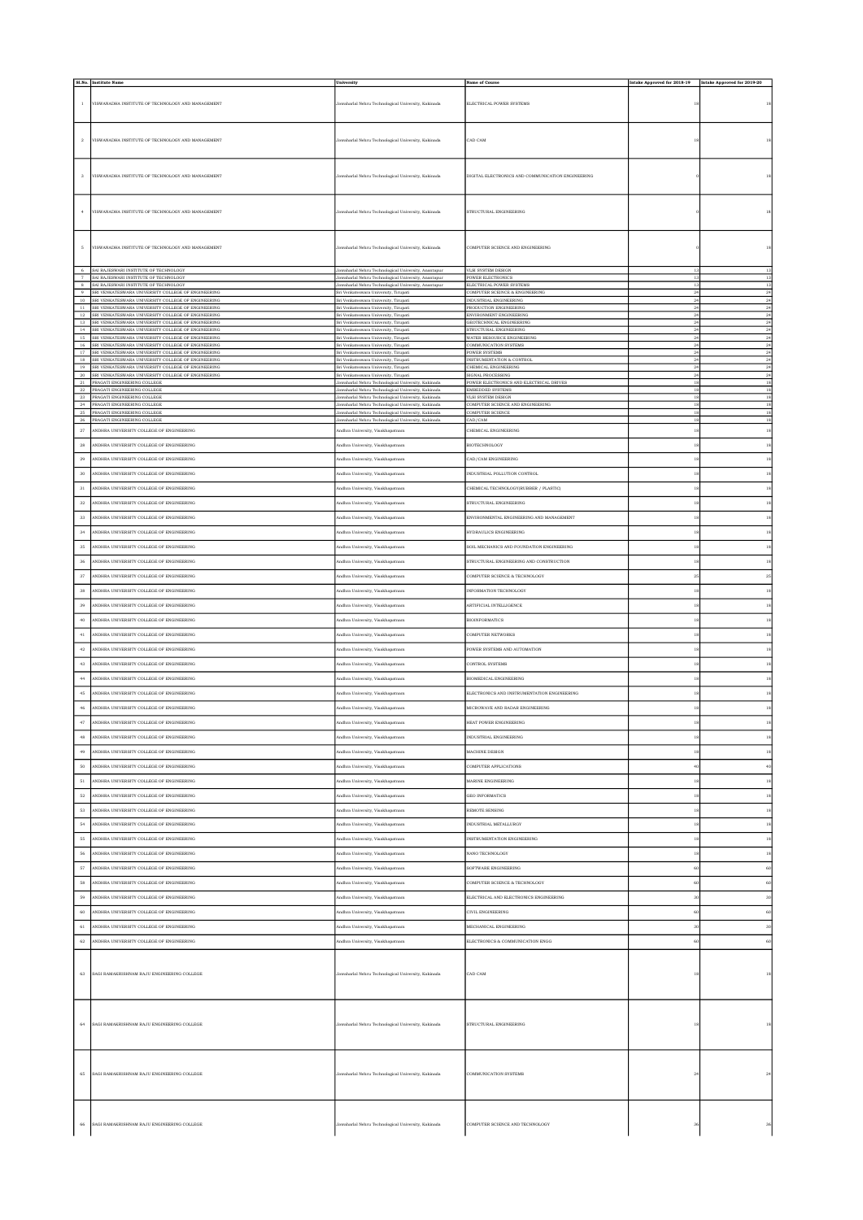| Sl.No. | Institute Name | University | Name of Course | Intake Approved for 2018-19 | Intake Approved for 2019-20 |
|---|---|---|---|---|---|
| 1 | VISWANADHA INSTITUTE OF TECHNOLOGY AND MANAGEMENT | Jawaharlal Nehru Technological University, Kakinada | ELECTRICAL POWER SYSTEMS | 18 | 18 |
| 2 | VISWANADHA INSTITUTE OF TECHNOLOGY AND MANAGEMENT | Jawaharlal Nehru Technological University, Kakinada | CAD CAM | 18 | 18 |
| 3 | VISWANADHA INSTITUTE OF TECHNOLOGY AND MANAGEMENT | Jawaharlal Nehru Technological University, Kakinada | DIGITAL ELECTRONICS AND COMMUNICATION ENGINEERING | 0 | 18 |
| 4 | VISWANADHA INSTITUTE OF TECHNOLOGY AND MANAGEMENT | Jawaharlal Nehru Technological University, Kakinada | STRUCTURAL ENGINEERING | 0 | 18 |
| 5 | VISWANADHA INSTITUTE OF TECHNOLOGY AND MANAGEMENT | Jawaharlal Nehru Technological University, Kakinada | COMPUTER SCIENCE AND ENGINEERING | 0 | 18 |
| 6 | SAI RAJESWARI INSTITUTE OF TECHNOLOGY | Jawaharlal Nehru Technological University, Anantapur | VLSI SYSTEM DESIGN | 12 | 12 |
| 7 | SAI RAJESWARI INSTITUTE OF TECHNOLOGY | Jawaharlal Nehru Technological University, Anantapur | POWER ELECTRONICS | 12 | 12 |
| 8 | SAI RAJESWARI INSTITUTE OF TECHNOLOGY | Jawaharlal Nehru Technological University, Anantapur | ELECTRICAL POWER SYSTEMS | 12 | 12 |
| 9 | SRI VENKATESWARA UNIVERSITY COLLEGE OF ENGINEERING | Sri Venkateswara University, Tirupati | COMPUTER SCIENCE & ENGINEERING | 24 | 24 |
| 10 | SRI VENKATESWARA UNIVERSITY COLLEGE OF ENGINEERING | Sri Venkateswara University, Tirupati | INDUSTRIAL ENGINEERING | 24 | 24 |
| 11 | SRI VENKATESWARA UNIVERSITY COLLEGE OF ENGINEERING | Sri Venkateswara University, Tirupati | PRODUCTION ENGINEERING | 24 | 24 |
| 12 | SRI VENKATESWARA UNIVERSITY COLLEGE OF ENGINEERING | Sri Venkateswara University, Tirupati | ENVIRONMENT ENGINEERING | 24 | 24 |
| 13 | SRI VENKATESWARA UNIVERSITY COLLEGE OF ENGINEERING | Sri Venkateswara University, Tirupati | GEOTECHNICAL ENGINEERING | 24 | 24 |
| 14 | SRI VENKATESWARA UNIVERSITY COLLEGE OF ENGINEERING | Sri Venkateswara University, Tirupati | STRUCTURAL ENGINEERING | 24 | 24 |
| 15 | SRI VENKATESWARA UNIVERSITY COLLEGE OF ENGINEERING | Sri Venkateswara University, Tirupati | WATER RESOURCE ENGINEERING | 24 | 24 |
| 16 | SRI VENKATESWARA UNIVERSITY COLLEGE OF ENGINEERING | Sri Venkateswara University, Tirupati | COMMUNICATION SYSTEMS | 24 | 24 |
| 17 | SRI VENKATESWARA UNIVERSITY COLLEGE OF ENGINEERING | Sri Venkateswara University, Tirupati | POWER SYSTEMS | 24 | 24 |
| 18 | SRI VENKATESWARA UNIVERSITY COLLEGE OF ENGINEERING | Sri Venkateswara University, Tirupati | INSTRUMENTATION & CONTROL | 24 | 24 |
| 19 | SRI VENKATESWARA UNIVERSITY COLLEGE OF ENGINEERING | Sri Venkateswara University, Tirupati | CHEMICAL ENGINEERING | 24 | 24 |
| 20 | SRI VENKATESWARA UNIVERSITY COLLEGE OF ENGINEERING | Sri Venkateswara University, Tirupati | SIGNAL PROCESSING | 24 | 24 |
| 21 | PRAGATI ENGINEERING COLLEGE | Jawaharlal Nehru Technological University, Kakinada | POWER ELECTRONICS AND ELECTRICAL DRIVES | 18 | 18 |
| 22 | PRAGATI ENGINEERING COLLEGE | Jawaharlal Nehru Technological University, Kakinada | EMBEDDED SYSTEMS | 18 | 18 |
| 23 | PRAGATI ENGINEERING COLLEGE | Jawaharlal Nehru Technological University, Kakinada | VLSI SYSTEM DESIGN | 18 | 18 |
| 24 | PRAGATI ENGINEERING COLLEGE | Jawaharlal Nehru Technological University, Kakinada | COMPUTER SCIENCE AND ENGINEERING | 18 | 18 |
| 25 | PRAGATI ENGINEERING COLLEGE | Jawaharlal Nehru Technological University, Kakinada | COMPUTER SCIENCE | 18 | 18 |
| 26 | PRAGATI ENGINEERING COLLEGE | Jawaharlal Nehru Technological University, Kakinada | CAD/CAM | 18 | 18 |
| 27 | ANDHRA UNIVERSITY COLLEGE OF ENGINEERING | Andhra University, Visakhapatnam | CHEMICAL ENGINEERING | 18 | 18 |
| 28 | ANDHRA UNIVERSITY COLLEGE OF ENGINEERING | Andhra University, Visakhapatnam | BIOTECHNOLOGY | 18 | 18 |
| 29 | ANDHRA UNIVERSITY COLLEGE OF ENGINEERING | Andhra University, Visakhapatnam | CAD/CAM ENGINEERING | 18 | 18 |
| 30 | ANDHRA UNIVERSITY COLLEGE OF ENGINEERING | Andhra University, Visakhapatnam | INDUSTRIAL POLLUTION CONTROL | 18 | 18 |
| 31 | ANDHRA UNIVERSITY COLLEGE OF ENGINEERING | Andhra University, Visakhapatnam | CHEMICAL TECHNOLOGY(RUBBER / PLASTIC) | 18 | 18 |
| 32 | ANDHRA UNIVERSITY COLLEGE OF ENGINEERING | Andhra University, Visakhapatnam | STRUCTURAL ENGINEERING | 18 | 18 |
| 33 | ANDHRA UNIVERSITY COLLEGE OF ENGINEERING | Andhra University, Visakhapatnam | ENVIRONMENTAL ENGINEERING AND MANAGEMENT | 18 | 18 |
| 34 | ANDHRA UNIVERSITY COLLEGE OF ENGINEERING | Andhra University, Visakhapatnam | HYDRAULICS ENGINEERING | 18 | 18 |
| 35 | ANDHRA UNIVERSITY COLLEGE OF ENGINEERING | Andhra University, Visakhapatnam | SOIL MECHANICS AND FOUNDATION ENGINEERING | 18 | 18 |
| 36 | ANDHRA UNIVERSITY COLLEGE OF ENGINEERING | Andhra University, Visakhapatnam | STRUCTURAL ENGINEERING AND CONSTRUCTION | 18 | 18 |
| 37 | ANDHRA UNIVERSITY COLLEGE OF ENGINEERING | Andhra University, Visakhapatnam | COMPUTER SCIENCE & TECHNOLOGY | 25 | 25 |
| 38 | ANDHRA UNIVERSITY COLLEGE OF ENGINEERING | Andhra University, Visakhapatnam | INFORMATION TECHNOLOGY | 18 | 18 |
| 39 | ANDHRA UNIVERSITY COLLEGE OF ENGINEERING | Andhra University, Visakhapatnam | ARTIFICIAL INTELLIGENCE | 18 | 18 |
| 40 | ANDHRA UNIVERSITY COLLEGE OF ENGINEERING | Andhra University, Visakhapatnam | BIOINFORMATICS | 18 | 18 |
| 41 | ANDHRA UNIVERSITY COLLEGE OF ENGINEERING | Andhra University, Visakhapatnam | COMPUTER NETWORKS | 18 | 18 |
| 42 | ANDHRA UNIVERSITY COLLEGE OF ENGINEERING | Andhra University, Visakhapatnam | POWER SYSTEMS AND AUTOMATION | 18 | 18 |
| 43 | ANDHRA UNIVERSITY COLLEGE OF ENGINEERING | Andhra University, Visakhapatnam | CONTROL SYSTEMS | 18 | 18 |
| 44 | ANDHRA UNIVERSITY COLLEGE OF ENGINEERING | Andhra University, Visakhapatnam | BIOMEDICAL ENGINEERING | 18 | 18 |
| 45 | ANDHRA UNIVERSITY COLLEGE OF ENGINEERING | Andhra University, Visakhapatnam | ELECTRONICS AND INSTRUMENTATION ENGINEERING | 18 | 18 |
| 46 | ANDHRA UNIVERSITY COLLEGE OF ENGINEERING | Andhra University, Visakhapatnam | MICROWAVE AND RADAR ENGINEERING | 18 | 18 |
| 47 | ANDHRA UNIVERSITY COLLEGE OF ENGINEERING | Andhra University, Visakhapatnam | HEAT POWER ENGINEERING | 18 | 18 |
| 48 | ANDHRA UNIVERSITY COLLEGE OF ENGINEERING | Andhra University, Visakhapatnam | INDUSTRIAL ENGINEERING | 18 | 18 |
| 49 | ANDHRA UNIVERSITY COLLEGE OF ENGINEERING | Andhra University, Visakhapatnam | MACHINE DESIGN | 18 | 18 |
| 50 | ANDHRA UNIVERSITY COLLEGE OF ENGINEERING | Andhra University, Visakhapatnam | COMPUTER APPLICATIONS | 40 | 40 |
| 51 | ANDHRA UNIVERSITY COLLEGE OF ENGINEERING | Andhra University, Visakhapatnam | MARINE ENGINEERING | 18 | 18 |
| 52 | ANDHRA UNIVERSITY COLLEGE OF ENGINEERING | Andhra University, Visakhapatnam | GEO INFORMATICS | 18 | 18 |
| 53 | ANDHRA UNIVERSITY COLLEGE OF ENGINEERING | Andhra University, Visakhapatnam | REMOTE SENSING | 18 | 18 |
| 54 | ANDHRA UNIVERSITY COLLEGE OF ENGINEERING | Andhra University, Visakhapatnam | INDUSTRIAL METALLURGY | 18 | 18 |
| 55 | ANDHRA UNIVERSITY COLLEGE OF ENGINEERING | Andhra University, Visakhapatnam | INSTRUMENTATION ENGINEERING | 18 | 18 |
| 56 | ANDHRA UNIVERSITY COLLEGE OF ENGINEERING | Andhra University, Visakhapatnam | NANO TECHNOLOGY | 18 | 18 |
| 57 | ANDHRA UNIVERSITY COLLEGE OF ENGINEERING | Andhra University, Visakhapatnam | SOFTWARE ENGINEERING | 60 | 60 |
| 58 | ANDHRA UNIVERSITY COLLEGE OF ENGINEERING | Andhra University, Visakhapatnam | COMPUTER SCIENCE & TECHNOLOGY | 60 | 60 |
| 59 | ANDHRA UNIVERSITY COLLEGE OF ENGINEERING | Andhra University, Visakhapatnam | ELECTRICAL AND ELECTRONICS ENGINEERING | 30 | 30 |
| 60 | ANDHRA UNIVERSITY COLLEGE OF ENGINEERING | Andhra University, Visakhapatnam | CIVIL ENGINEERING | 60 | 60 |
| 61 | ANDHRA UNIVERSITY COLLEGE OF ENGINEERING | Andhra University, Visakhapatnam | MECHANICAL ENGINEERING | 30 | 30 |
| 62 | ANDHRA UNIVERSITY COLLEGE OF ENGINEERING | Andhra University, Visakhapatnam | ELECTRONICS & COMMUNICATION ENGG | 60 | 60 |
| 63 | SAGI RAMAKRISHNAM RAJU ENGINEERING COLLEGE | Jawaharlal Nehru Technological University, Kakinada | CAD CAM | 18 | 18 |
| 64 | SAGI RAMAKRISHNAM RAJU ENGINEERING COLLEGE | Jawaharlal Nehru Technological University, Kakinada | STRUCTURAL ENGINEERING | 18 | 18 |
| 65 | SAGI RAMAKRISHNAM RAJU ENGINEERING COLLEGE | Jawaharlal Nehru Technological University, Kakinada | COMMUNICATION SYSTEMS | 24 | 24 |
| 66 | SAGI RAMAKRISHNAM RAJU ENGINEERING COLLEGE | Jawaharlal Nehru Technological University, Kakinada | COMPUTER SCIENCE AND TECHNOLOGY | 36 | 36 |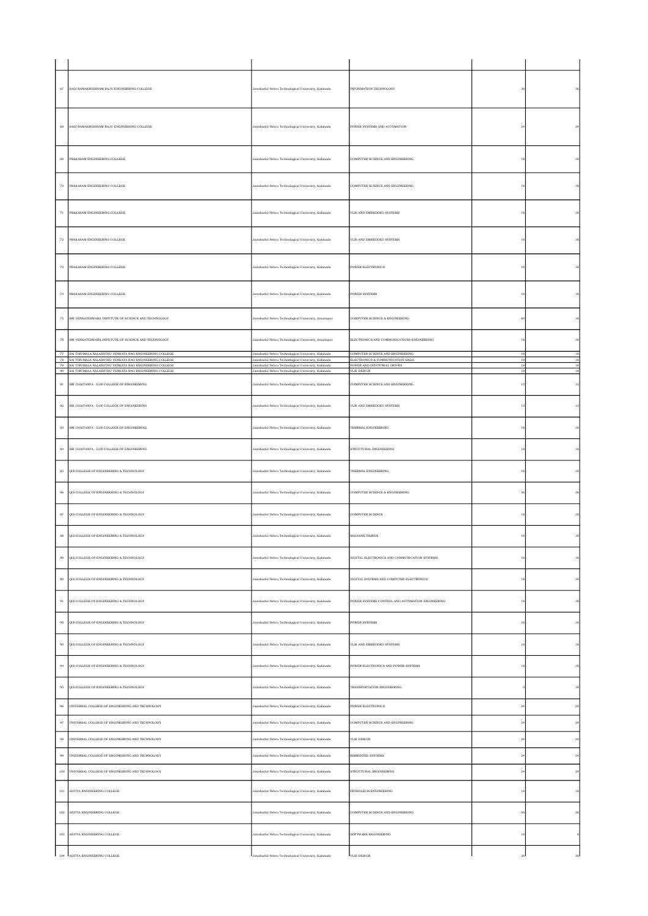| | | | | | |
|---|---|---|---|---|---|
| 67 | SAGI RAMAKRISHNAM RAJU ENGINEERING COLLEGE | Jawaharlal Nehru Technological University, Kakinada | INFORMATION TECHNOLOGY | 36 | 36 |
| 68 | SAGI RAMAKRISHNAM RAJU ENGINEERING COLLEGE | Jawaharlal Nehru Technological University, Kakinada | POWER SYSTEMS AND AUTOMATION | 24 | 24 |
| 69 | PRAKASAM ENGINEERING COLLEGE | Jawaharlal Nehru Technological University, Kakinada | COMPUTER SCIENCE AND ENGINEERING | 18 | 18 |
| 70 | PRAKASAM ENGINEERING COLLEGE | Jawaharlal Nehru Technological University, Kakinada | COMPUTER SCIENCE AND ENGINEERING | 18 | 18 |
| 71 | PRAKASAM ENGINEERING COLLEGE | Jawaharlal Nehru Technological University, Kakinada | VLSI AND EMBEDDED SYSTEMS | 18 | 18 |
| 72 | PRAKASAM ENGINEERING COLLEGE | Jawaharlal Nehru Technological University, Kakinada | VLSI AND EMBEDDED SYSTEMS | 18 | 18 |
| 73 | PRAKASAM ENGINEERING COLLEGE | Jawaharlal Nehru Technological University, Kakinada | POWER ELECTRONICS | 18 | 18 |
| 74 | PRAKASAM ENGINEERING COLLEGE | Jawaharlal Nehru Technological University, Kakinada | POWER SYSTEMS | 18 | 18 |
| 75 | SRI VENKATESWARA INSTITUTE OF SCIENCE AND TECHNOLOGY | Jawaharlal Nehru Technological University, Anantapur | COMPUTER SCIENCE & ENGINEERING | 60 | 18 |
| 76 | SRI VENKATESWARA INSTITUTE OF SCIENCE AND TECHNOLOGY | Jawaharlal Nehru Technological University, Anantapur | ELECTRONICS AND COMMUNICATIONS ENGINEERING | 18 | 18 |
| 77 | SAI TIRUMALA NALABOTHU VENKATA RAO ENGINEERING COLLEGE | Jawaharlal Nehru Technological University, Kakinada | COMPUTER SCIENCE AND ENGINEERING | 18 | 18 |
| 78 | SAI TIRUMALA NALABOTHU VENKATA RAO ENGINEERING COLLEGE | Jawaharlal Nehru Technological University, Kakinada | ELECTRONICS & COMMUNICATION ENGG | 18 | 18 |
| 79 | SAI TIRUMALA NALABOTHU VENKATA RAO ENGINEERING COLLEGE | Jawaharlal Nehru Technological University, Kakinada | POWER AND INDUSTRIAL DRIVES | 18 | 18 |
| 80 | SAI TIRUMALA NALABOTHU VENKATA RAO ENGINEERING COLLEGE | Jawaharlal Nehru Technological University, Kakinada | VLSI DESIGN | 18 | 18 |
| 81 | SRI CHAITANYA - DJR COLLEGE OF ENGINEERING | Jawaharlal Nehru Technological University, Kakinada | COMPUTER SCIENCE AND ENGINEERING | 12 | 12 |
| 82 | SRI CHAITANYA - DJR COLLEGE OF ENGINEERING | Jawaharlal Nehru Technological University, Kakinada | VLSI AND EMBEDDED SYSTEMS | 12 | 12 |
| 83 | SRI CHAITANYA - DJR COLLEGE OF ENGINEERING | Jawaharlal Nehru Technological University, Kakinada | THERMAL ENGINEERING | 18 | 18 |
| 84 | SRI CHAITANYA - DJR COLLEGE OF ENGINEERING | Jawaharlal Nehru Technological University, Kakinada | STRUCTURAL ENGINEERING | 18 | 18 |
| 85 | QIS COLLEGE OF ENGINEERING & TECHNOLOGY | Jawaharlal Nehru Technological University, Kakinada | THERMAL ENGINEERING | 18 | 18 |
| 86 | QIS COLLEGE OF ENGINEERING & TECHNOLOGY | Jawaharlal Nehru Technological University, Kakinada | COMPUTER SCIENCE & ENGINEERING | 36 | 36 |
| 87 | QIS COLLEGE OF ENGINEERING & TECHNOLOGY | Jawaharlal Nehru Technological University, Kakinada | COMPUTER SCIENCE | 18 | 18 |
| 88 | QIS COLLEGE OF ENGINEERING & TECHNOLOGY | Jawaharlal Nehru Technological University, Kakinada | MACHINE DESIGN | 18 | 18 |
| 89 | QIS COLLEGE OF ENGINEERING & TECHNOLOGY | Jawaharlal Nehru Technological University, Kakinada | DIGITAL ELECTRONICS AND COMMUNICATION SYSTEMS | 18 | 18 |
| 90 | QIS COLLEGE OF ENGINEERING & TECHNOLOGY | Jawaharlal Nehru Technological University, Kakinada | DIGITAL SYSTEMS AND COMPUTER ELECTRONICS | 18 | 18 |
| 91 | QIS COLLEGE OF ENGINEERING & TECHNOLOGY | Jawaharlal Nehru Technological University, Kakinada | POWER SYSTEMS CONTROL AND AUTOMATION ENGINEERING | 18 | 18 |
| 92 | QIS COLLEGE OF ENGINEERING & TECHNOLOGY | Jawaharlal Nehru Technological University, Kakinada | POWER SYSTEMS | 18 | 18 |
| 93 | QIS COLLEGE OF ENGINEERING & TECHNOLOGY | Jawaharlal Nehru Technological University, Kakinada | VLSI AND EMBEDDED SYSTEMS | 18 | 18 |
| 94 | QIS COLLEGE OF ENGINEERING & TECHNOLOGY | Jawaharlal Nehru Technological University, Kakinada | POWER ELECTRONICS AND POWER SYSTEMS | 18 | 18 |
| 95 | QIS COLLEGE OF ENGINEERING & TECHNOLOGY | Jawaharlal Nehru Technological University, Kakinada | TRANSPORTATION ENGINEERING | 0 | 18 |
| 96 | UNIVERSAL COLLEGE OF ENGINEERING AND TECHNOLOGY | Jawaharlal Nehru Technological University, Kakinada | POWER ELECTRONICS | 24 | 24 |
| 97 | UNIVERSAL COLLEGE OF ENGINEERING AND TECHNOLOGY | Jawaharlal Nehru Technological University, Kakinada | COMPUTER SCIENCE AND ENGINEERING | 24 | 24 |
| 98 | UNIVERSAL COLLEGE OF ENGINEERING AND TECHNOLOGY | Jawaharlal Nehru Technological University, Kakinada | VLSI DESIGN | 24 | 24 |
| 99 | UNIVERSAL COLLEGE OF ENGINEERING AND TECHNOLOGY | Jawaharlal Nehru Technological University, Kakinada | EMBEDDED SYSTEMS | 24 | 24 |
| 100 | UNIVERSAL COLLEGE OF ENGINEERING AND TECHNOLOGY | Jawaharlal Nehru Technological University, Kakinada | STRUCTURAL ENGINEERING | 24 | 24 |
| 101 | ADITYA ENGINEERING COLLEGE | Jawaharlal Nehru Technological University, Kakinada | PETROLEUM ENGINEERING | 18 | 18 |
| 102 | ADITYA ENGINEERING COLLEGE | Jawaharlal Nehru Technological University, Kakinada | COMPUTER SCIENCE AND ENGINEERING | 36 | 36 |
| 103 | ADITYA ENGINEERING COLLEGE | Jawaharlal Nehru Technological University, Kakinada | SOFTWARE ENGINEERING | 18 | 9 |
| 104 | ADITYA ENGINEERING COLLEGE | Jawaharlal Nehru Technological University, Kakinada | VLSI DESIGN | 36 | 36 |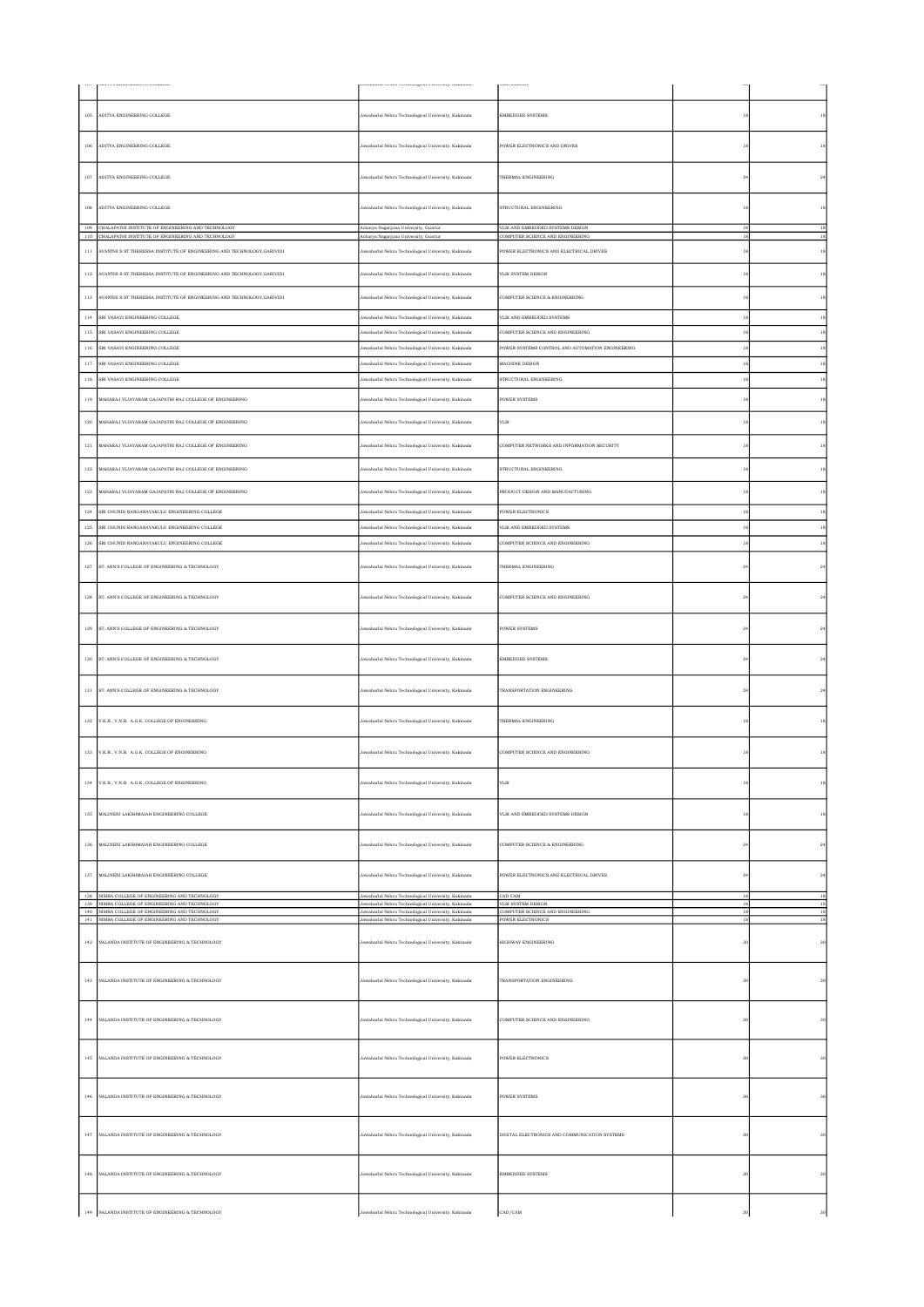| | | | | | |
|---|---|---|---|---|---|
| 105 | ADITYA ENGINEERING COLLEGE | Jawaharlal Nehru Technological University, Kakinada | EMBEDDED SYSTEMS | 18 | 18 |
| 106 | ADITYA ENGINEERING COLLEGE | Jawaharlal Nehru Technological University, Kakinada | POWER ELECTRONICS AND DRIVES | 18 | 18 |
| 107 | ADITYA ENGINEERING COLLEGE | Jawaharlal Nehru Technological University, Kakinada | THERMAL ENGINEERING | 24 | 24 |
| 108 | ADITYA ENGINEERING COLLEGE | Jawaharlal Nehru Technological University, Kakinada | STRUCTURAL ENGINEERING | 18 | 18 |
| 109 | CHALAPATHI INSTITUTE OF ENGINEERING AND TECHNOLOGY | Acharya Nagarjuna University, Guntur | VLSI AND EMBEDDED SYSTEMS DESIGN | 18 | 18 |
| 110 | CHALAPATHI INSTITUTE OF ENGINEERING AND TECHNOLOGY | Acharya Nagarjuna University, Guntur | COMPUTER SCIENCE AND ENGINEERING | 18 | 18 |
| 111 | AVANTHI S ST.THERESSA INSTITUTE OF ENGINEERING AND TECHNOLOGY,GARIVIDI | Jawaharlal Nehru Technological University, Kakinada | POWER ELECTRONICS AND ELECTRICAL DRIVES | 18 | 18 |
| 112 | AVANTHI S ST.THERESSA INSTITUTE OF ENGINEERING AND TECHNOLOGY,GARIVIDI | Jawaharlal Nehru Technological University, Kakinada | VLSI SYSTEM DESIGN | 18 | 18 |
| 113 | AVANTHI S ST.THERESSA INSTITUTE OF ENGINEERING AND TECHNOLOGY,GARIVIDI | Jawaharlal Nehru Technological University, Kakinada | COMPUTER SCIENCE & ENGINEERING | 18 | 18 |
| 114 | SRI VASAVI ENGINEERING COLLEGE | Jawaharlal Nehru Technological University, Kakinada | VLSI AND EMBEDDED SYSTEMS | 18 | 18 |
| 115 | SRI VASAVI ENGINEERING COLLEGE | Jawaharlal Nehru Technological University, Kakinada | COMPUTER SCIENCE AND ENGINEERING | 18 | 18 |
| 116 | SRI VASAVI ENGINEERING COLLEGE | Jawaharlal Nehru Technological University, Kakinada | POWER SYSTEMS CONTROL AND AUTOMATION ENGINEERING | 18 | 18 |
| 117 | SRI VASAVI ENGINEERING COLLEGE | Jawaharlal Nehru Technological University, Kakinada | MACHINE DESIGN | 18 | 18 |
| 118 | SRI VASAVI ENGINEERING COLLEGE | Jawaharlal Nehru Technological University, Kakinada | STRUCTURAL ENGINEERING | 18 | 18 |
| 119 | MAHARAJ VIJAYARAM GAJAPATHI RAJ COLLEGE OF ENGINEERING | Jawaharlal Nehru Technological University, Kakinada | POWER SYSTEMS | 18 | 18 |
| 120 | MAHARAJ VIJAYARAM GAJAPATHI RAJ COLLEGE OF ENGINEERING | Jawaharlal Nehru Technological University, Kakinada | VLSI | 18 | 18 |
| 121 | MAHARAJ VIJAYARAM GAJAPATHI RAJ COLLEGE OF ENGINEERING | Jawaharlal Nehru Technological University, Kakinada | COMPUTER NETWORKS AND INFORMATION SECURITY | 18 | 18 |
| 122 | MAHARAJ VIJAYARAM GAJAPATHI RAJ COLLEGE OF ENGINEERING | Jawaharlal Nehru Technological University, Kakinada | STRUCTURAL ENGINEERING | 18 | 18 |
| 123 | MAHARAJ VIJAYARAM GAJAPATHI RAJ COLLEGE OF ENGINEERING | Jawaharlal Nehru Technological University, Kakinada | PRODUCT DESIGN AND MANUFACTURING | 18 | 18 |
| 124 | SRI CHUNDI RANGANAYAKULU ENGINEERING COLLEGE | Jawaharlal Nehru Technological University, Kakinada | POWER ELECTRONICS | 18 | 18 |
| 125 | SRI CHUNDI RANGANAYAKULU ENGINEERING COLLEGE | Jawaharlal Nehru Technological University, Kakinada | VLSI AND EMBEDDED SYSTEMS | 18 | 18 |
| 126 | SRI CHUNDI RANGANAYAKULU ENGINEERING COLLEGE | Jawaharlal Nehru Technological University, Kakinada | COMPUTER SCIENCE AND ENGINEERING | 18 | 18 |
| 127 | ST. ANN'S COLLEGE OF ENGINEERING & TECHNOLOGY | Jawaharlal Nehru Technological University, Kakinada | THERMAL ENGINEERING | 24 | 24 |
| 128 | ST. ANN'S COLLEGE OF ENGINEERING & TECHNOLOGY | Jawaharlal Nehru Technological University, Kakinada | COMPUTER SCIENCE AND ENGINEERING | 24 | 24 |
| 129 | ST. ANN'S COLLEGE OF ENGINEERING & TECHNOLOGY | Jawaharlal Nehru Technological University, Kakinada | POWER SYSTEMS | 24 | 24 |
| 130 | ST. ANN'S COLLEGE OF ENGINEERING & TECHNOLOGY | Jawaharlal Nehru Technological University, Kakinada | EMBEDDED SYSTEMS | 24 | 24 |
| 131 | ST. ANN'S COLLEGE OF ENGINEERING & TECHNOLOGY | Jawaharlal Nehru Technological University, Kakinada | TRANSPORTATION ENGINEERING | 24 | 24 |
| 132 | V.K.R., V.N.B. A.G.K. COLLEGE OF ENGINEERING | Jawaharlal Nehru Technological University, Kakinada | THERMAL ENGINEERING | 18 | 18 |
| 133 | V.K.R., V.N.B. A.G.K. COLLEGE OF ENGINEERING | Jawaharlal Nehru Technological University, Kakinada | COMPUTER SCIENCE AND ENGINEERING | 18 | 18 |
| 134 | V.K.R., V.N.B. A.G.K. COLLEGE OF ENGINEERING | Jawaharlal Nehru Technological University, Kakinada | VLSI | 18 | 18 |
| 135 | MALINENI LAKSHMAIAH ENGINEERING COLLEGE | Jawaharlal Nehru Technological University, Kakinada | VLSI AND EMBEDDED SYSTEMS DESIGN | 18 | 18 |
| 136 | MALINENI LAKSHMAIAH ENGINEERING COLLEGE | Jawaharlal Nehru Technological University, Kakinada | COMPUTER SCIENCE & ENGINEERING | 24 | 24 |
| 137 | MALINENI LAKSHMAIAH ENGINEERING COLLEGE | Jawaharlal Nehru Technological University, Kakinada | POWER ELECTRONICS AND ELECTRICAL DRIVES | 24 | 24 |
| 138 | NIMRA COLLEGE OF ENGINEERING AND TECHNOLOGY | Jawaharlal Nehru Technological University, Kakinada | CAD CAM | 18 | 18 |
| 139 | NIMRA COLLEGE OF ENGINEERING AND TECHNOLOGY | Jawaharlal Nehru Technological University, Kakinada | VLSI SYSTEM DESIGN | 18 | 18 |
| 140 | NIMRA COLLEGE OF ENGINEERING AND TECHNOLOGY | Jawaharlal Nehru Technological University, Kakinada | COMPUTER SCIENCE AND ENGINEERING | 18 | 18 |
| 141 | NIMRA COLLEGE OF ENGINEERING AND TECHNOLOGY | Jawaharlal Nehru Technological University, Kakinada | POWER ELECTRONICS | 18 | 18 |
| 142 | NALANDA INSTITUTE OF ENGINEERING & TECHNOLOGY | Jawaharlal Nehru Technological University, Kakinada | HIGHWAY ENGINEERING | 30 | 30 |
| 143 | NALANDA INSTITUTE OF ENGINEERING & TECHNOLOGY | Jawaharlal Nehru Technological University, Kakinada | TRANSPORTATION ENGINEERING | 30 | 30 |
| 144 | NALANDA INSTITUTE OF ENGINEERING & TECHNOLOGY | Jawaharlal Nehru Technological University, Kakinada | COMPUTER SCIENCE AND ENGINEERING | 30 | 30 |
| 145 | NALANDA INSTITUTE OF ENGINEERING & TECHNOLOGY | Jawaharlal Nehru Technological University, Kakinada | POWER ELECTRONICS | 30 | 30 |
| 146 | NALANDA INSTITUTE OF ENGINEERING & TECHNOLOGY | Jawaharlal Nehru Technological University, Kakinada | POWER SYSTEMS | 36 | 36 |
| 147 | NALANDA INSTITUTE OF ENGINEERING & TECHNOLOGY | Jawaharlal Nehru Technological University, Kakinada | DIGITAL ELECTRONICS AND COMMUNICATION SYSTEMS | 30 | 30 |
| 148 | NALANDA INSTITUTE OF ENGINEERING & TECHNOLOGY | Jawaharlal Nehru Technological University, Kakinada | EMBEDDED SYSTEMS | 30 | 30 |
| 149 | NALANDA INSTITUTE OF ENGINEERING & TECHNOLOGY | Jawaharlal Nehru Technological University, Kakinada | CAD/CAM | 30 | 30 |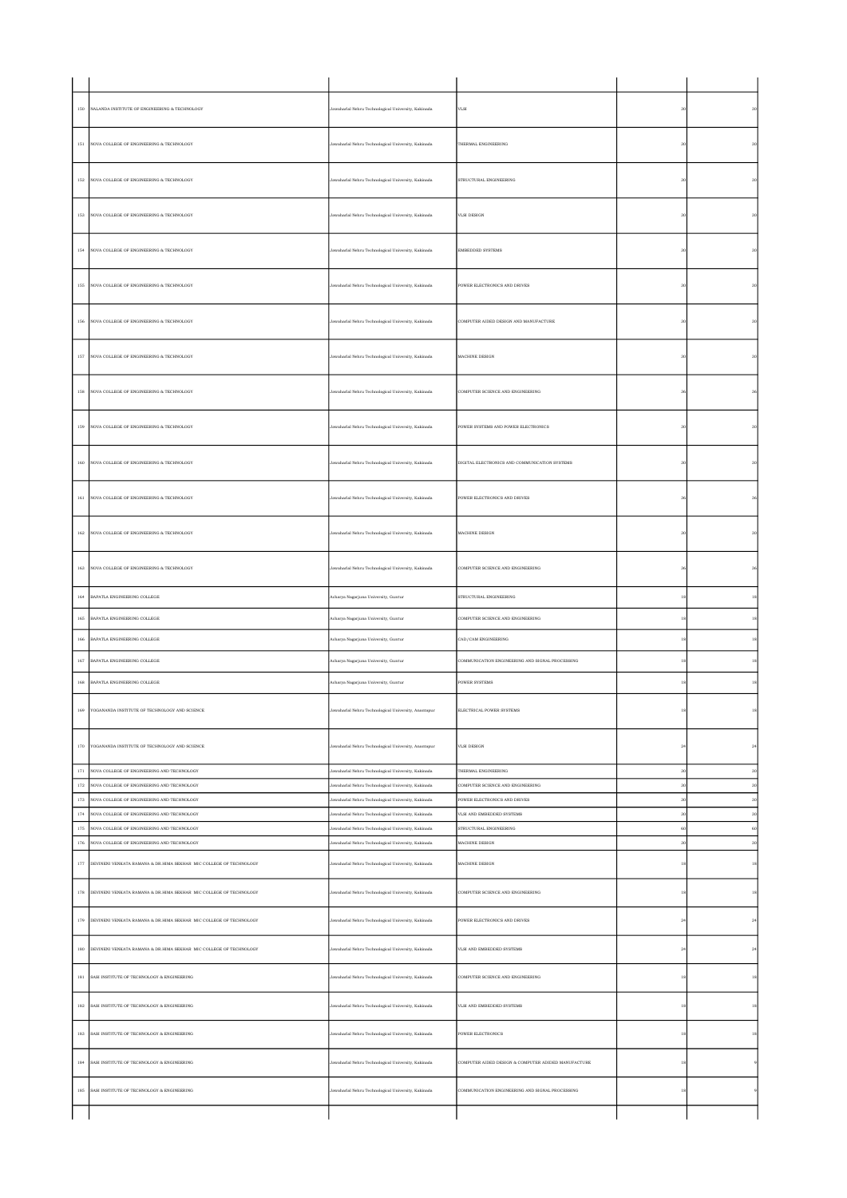| | | | | | |
|---|---|---|---|---|---|
| 150 | NALANDA INSTITUTE OF ENGINEERING & TECHNOLOGY | Jawaharlal Nehru Technological University, Kakinada | VLSI | 30 | 30 |
| 151 | NOVA COLLEGE OF ENGINEERING & TECHNOLOGY | Jawaharlal Nehru Technological University, Kakinada | THERMAL ENGINEERING | 30 | 30 |
| 152 | NOVA COLLEGE OF ENGINEERING & TECHNOLOGY | Jawaharlal Nehru Technological University, Kakinada | STRUCTURAL ENGINEERING | 30 | 30 |
| 153 | NOVA COLLEGE OF ENGINEERING & TECHNOLOGY | Jawaharlal Nehru Technological University, Kakinada | VLSI DESIGN | 30 | 30 |
| 154 | NOVA COLLEGE OF ENGINEERING & TECHNOLOGY | Jawaharlal Nehru Technological University, Kakinada | EMBEDDED SYSTEMS | 30 | 30 |
| 155 | NOVA COLLEGE OF ENGINEERING & TECHNOLOGY | Jawaharlal Nehru Technological University, Kakinada | POWER ELECTRONICS AND DRIVES | 30 | 30 |
| 156 | NOVA COLLEGE OF ENGINEERING & TECHNOLOGY | Jawaharlal Nehru Technological University, Kakinada | COMPUTER AIDED DESIGN AND MANUFACTURE | 30 | 30 |
| 157 | NOVA COLLEGE OF ENGINEERING & TECHNOLOGY | Jawaharlal Nehru Technological University, Kakinada | MACHINE DESIGN | 30 | 30 |
| 158 | NOVA COLLEGE OF ENGINEERING & TECHNOLOGY | Jawaharlal Nehru Technological University, Kakinada | COMPUTER SCIENCE AND ENGINEERING | 36 | 36 |
| 159 | NOVA COLLEGE OF ENGINEERING & TECHNOLOGY | Jawaharlal Nehru Technological University, Kakinada | POWER SYSTEMS AND POWER ELECTRONICS | 30 | 30 |
| 160 | NOVA COLLEGE OF ENGINEERING & TECHNOLOGY | Jawaharlal Nehru Technological University, Kakinada | DIGITAL ELECTRONICS AND COMMUNICATION SYSTEMS | 30 | 30 |
| 161 | NOVA COLLEGE OF ENGINEERING & TECHNOLOGY | Jawaharlal Nehru Technological University, Kakinada | POWER ELECTRONICS AND DRIVES | 36 | 36 |
| 162 | NOVA COLLEGE OF ENGINEERING & TECHNOLOGY | Jawaharlal Nehru Technological University, Kakinada | MACHINE DESIGN | 30 | 30 |
| 163 | NOVA COLLEGE OF ENGINEERING & TECHNOLOGY | Jawaharlal Nehru Technological University, Kakinada | COMPUTER SCIENCE AND ENGINEERING | 36 | 36 |
| 164 | BAPATLA ENGINEERING COLLEGE | Acharya Nagarjuna University, Guntur | STRUCTURAL ENGINEERING | 18 | 18 |
| 165 | BAPATLA ENGINEERING COLLEGE | Acharya Nagarjuna University, Guntur | COMPUTER SCIENCE AND ENGINEERING | 18 | 18 |
| 166 | BAPATLA ENGINEERING COLLEGE | Acharya Nagarjuna University, Guntur | CAD/CAM ENGINEERING | 18 | 18 |
| 167 | BAPATLA ENGINEERING COLLEGE | Acharya Nagarjuna University, Guntur | COMMUNICATION ENGINEERING AND SIGNAL PROCESSING | 18 | 18 |
| 168 | BAPATLA ENGINEERING COLLEGE | Acharya Nagarjuna University, Guntur | POWER SYSTEMS | 18 | 18 |
| 169 | YOGANANDA INSTITUTE OF TECHNOLOGY AND SCIENCE | Jawaharlal Nehru Technological University, Anantapur | ELECTRICAL POWER SYSTEMS | 18 | 18 |
| 170 | YOGANANDA INSTITUTE OF TECHNOLOGY AND SCIENCE | Jawaharlal Nehru Technological University, Anantapur | VLSI DESIGN | 24 | 24 |
| 171 | NOVA COLLEGE OF ENGINEERING AND TECHNOLOGY | Jawaharlal Nehru Technological University, Kakinada | THERMAL ENGINEERING | 30 | 30 |
| 172 | NOVA COLLEGE OF ENGINEERING AND TECHNOLOGY | Jawaharlal Nehru Technological University, Kakinada | COMPUTER SCIENCE AND ENGINEERING | 30 | 30 |
| 173 | NOVA COLLEGE OF ENGINEERING AND TECHNOLOGY | Jawaharlal Nehru Technological University, Kakinada | POWER ELECTRONICS AND DRIVES | 30 | 30 |
| 174 | NOVA COLLEGE OF ENGINEERING AND TECHNOLOGY | Jawaharlal Nehru Technological University, Kakinada | VLSI AND EMBEDDED SYSTEMS | 30 | 30 |
| 175 | NOVA COLLEGE OF ENGINEERING AND TECHNOLOGY | Jawaharlal Nehru Technological University, Kakinada | STRUCTURAL ENGINEERING | 60 | 60 |
| 176 | NOVA COLLEGE OF ENGINEERING AND TECHNOLOGY | Jawaharlal Nehru Technological University, Kakinada | MACHINE DESIGN | 30 | 30 |
| 177 | DEVINENI VENKATA RAMANA & DR.HIMA SEKHAR MIC COLLEGE OF TECHNOLOGY | Jawaharlal Nehru Technological University, Kakinada | MACHINE DESIGN | 18 | 18 |
| 178 | DEVINENI VENKATA RAMANA & DR.HIMA SEKHAR MIC COLLEGE OF TECHNOLOGY | Jawaharlal Nehru Technological University, Kakinada | COMPUTER SCIENCE AND ENGINEERING | 18 | 18 |
| 179 | DEVINENI VENKATA RAMANA & DR.HIMA SEKHAR MIC COLLEGE OF TECHNOLOGY | Jawaharlal Nehru Technological University, Kakinada | POWER ELECTRONICS AND DRIVES | 24 | 24 |
| 180 | DEVINENI VENKATA RAMANA & DR.HIMA SEKHAR MIC COLLEGE OF TECHNOLOGY | Jawaharlal Nehru Technological University, Kakinada | VLSI AND EMBEDDED SYSTEMS | 24 | 24 |
| 181 | SASI INSTITUTE OF TECHNOLOGY & ENGINEERING | Jawaharlal Nehru Technological University, Kakinada | COMPUTER SCIENCE AND ENGINEERING | 18 | 18 |
| 182 | SASI INSTITUTE OF TECHNOLOGY & ENGINEERING | Jawaharlal Nehru Technological University, Kakinada | VLSI AND EMBEDDED SYSTEMS | 18 | 18 |
| 183 | SASI INSTITUTE OF TECHNOLOGY & ENGINEERING | Jawaharlal Nehru Technological University, Kakinada | POWER ELECTRONICS | 18 | 18 |
| 184 | SASI INSTITUTE OF TECHNOLOGY & ENGINEERING | Jawaharlal Nehru Technological University, Kakinada | COMPUTER AIDED DESIGN & COMPUTER AIDDED MANUFACTURE | 18 | 9 |
| 185 | SASI INSTITUTE OF TECHNOLOGY & ENGINEERING | Jawaharlal Nehru Technological University, Kakinada | COMMUNICATION ENGINEERING AND SIGNAL PROCESSING | 18 | 9 |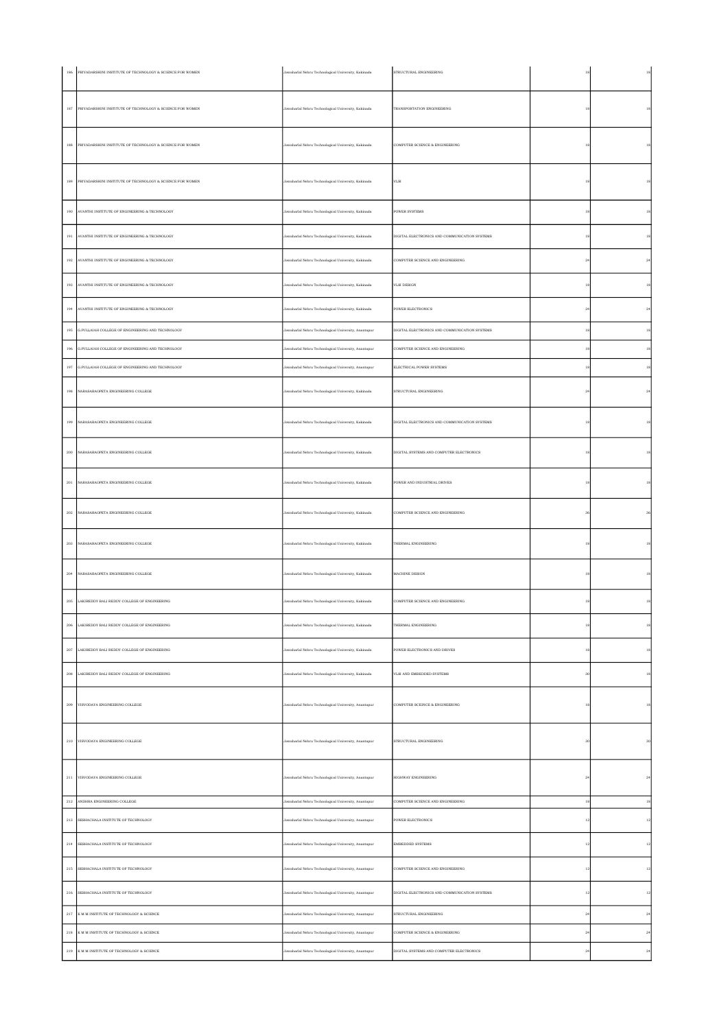| | | | | | |
|---|---|---|---|---|---|
| 186 | PRIYADARSHINI INSTITUTE OF TECHNOLOGY & SCIENCE FOR WOMEN | Jawaharlal Nehru Technological University, Kakinada | STRUCTURAL ENGINEERING | 18 | 18 |
| 187 | PRIYADARSHINI INSTITUTE OF TECHNOLOGY & SCIENCE FOR WOMEN | Jawaharlal Nehru Technological University, Kakinada | TRANSPORTATION ENGINEERING | 18 | 18 |
| 188 | PRIYADARSHINI INSTITUTE OF TECHNOLOGY & SCIENCE FOR WOMEN | Jawaharlal Nehru Technological University, Kakinada | COMPUTER SCIENCE & ENGINEERING | 18 | 18 |
| 189 | PRIYADARSHINI INSTITUTE OF TECHNOLOGY & SCIENCE FOR WOMEN | Jawaharlal Nehru Technological University, Kakinada | VLSI | 18 | 18 |
| 190 | AVANTHI INSTITUTE OF ENGINEERING & TECHNOLOGY | Jawaharlal Nehru Technological University, Kakinada | POWER SYSTEMS | 18 | 18 |
| 191 | AVANTHI INSTITUTE OF ENGINEERING & TECHNOLOGY | Jawaharlal Nehru Technological University, Kakinada | DIGITAL ELECTRONICS AND COMMUNICATION SYSTEMS | 18 | 18 |
| 192 | AVANTHI INSTITUTE OF ENGINEERING & TECHNOLOGY | Jawaharlal Nehru Technological University, Kakinada | COMPUTER SCIENCE AND ENGINEERING | 24 | 24 |
| 193 | AVANTHI INSTITUTE OF ENGINEERING & TECHNOLOGY | Jawaharlal Nehru Technological University, Kakinada | VLSI DESIGN | 18 | 18 |
| 194 | AVANTHI INSTITUTE OF ENGINEERING & TECHNOLOGY | Jawaharlal Nehru Technological University, Kakinada | POWER ELECTRONICS | 24 | 24 |
| 195 | G.PULLAIAH COLLEGE OF ENGINEERING AND TECHNOLOGY | Jawaharlal Nehru Technological University, Anantapur | DIGITAL ELECTRONICS AND COMMUNICATION SYSTEMS | 18 | 18 |
| 196 | G.PULLAIAH COLLEGE OF ENGINEERING AND TECHNOLOGY | Jawaharlal Nehru Technological University, Anantapur | COMPUTER SCIENCE AND ENGINEERING | 18 | 18 |
| 197 | G.PULLAIAH COLLEGE OF ENGINEERING AND TECHNOLOGY | Jawaharlal Nehru Technological University, Anantapur | ELECTRICAL POWER SYSTEMS | 18 | 18 |
| 198 | NARASARAOPETA ENGINEERING COLLEGE | Jawaharlal Nehru Technological University, Kakinada | STRUCTURAL ENGINEERING | 24 | 24 |
| 199 | NARASARAOPETA ENGINEERING COLLEGE | Jawaharlal Nehru Technological University, Kakinada | DIGITAL ELECTRONICS AND COMMUNICATION SYSTEMS | 18 | 18 |
| 200 | NARASARAOPETA ENGINEERING COLLEGE | Jawaharlal Nehru Technological University, Kakinada | DIGITAL SYSTEMS AND COMPUTER ELECTRONICS | 18 | 18 |
| 201 | NARASARAOPETA ENGINEERING COLLEGE | Jawaharlal Nehru Technological University, Kakinada | POWER AND INDUSTRIAL DRIVES | 18 | 18 |
| 202 | NARASARAOPETA ENGINEERING COLLEGE | Jawaharlal Nehru Technological University, Kakinada | COMPUTER SCIENCE AND ENGINEERING | 36 | 36 |
| 203 | NARASARAOPETA ENGINEERING COLLEGE | Jawaharlal Nehru Technological University, Kakinada | THERMAL ENGINEERING | 18 | 18 |
| 204 | NARASARAOPETA ENGINEERING COLLEGE | Jawaharlal Nehru Technological University, Kakinada | MACHINE DESIGN | 18 | 18 |
| 205 | LAKIREDDY BALI REDDY COLLEGE OF ENGINEERING | Jawaharlal Nehru Technological University, Kakinada | COMPUTER SCIENCE AND ENGINEERING | 18 | 18 |
| 206 | LAKIREDDY BALI REDDY COLLEGE OF ENGINEERING | Jawaharlal Nehru Technological University, Kakinada | THERMAL ENGINEERING | 18 | 18 |
| 207 | LAKIREDDY BALI REDDY COLLEGE OF ENGINEERING | Jawaharlal Nehru Technological University, Kakinada | POWER ELECTRONICS AND DRIVES | 18 | 18 |
| 208 | LAKIREDDY BALI REDDY COLLEGE OF ENGINEERING | Jawaharlal Nehru Technological University, Kakinada | VLSI AND EMBEDDED SYSTEMS | 20 | 18 |
| 209 | VISVODAYA ENGINEERING COLLEGE | Jawaharlal Nehru Technological University, Anantapur | COMPUTER SCIENCE & ENGINEERING | 18 | 18 |
| 210 | VISVODAYA ENGINEERING COLLEGE | Jawaharlal Nehru Technological University, Anantapur | STRUCTURAL ENGINEERING | 20 | 20 |
| 211 | VISVODAYA ENGINEERING COLLEGE | Jawaharlal Nehru Technological University, Anantapur | HIGHWAY ENGINEERING | 24 | 24 |
| 212 | ANDHRA ENGINEERING COLLEGE | Jawaharlal Nehru Technological University, Anantapur | COMPUTER SCIENCE AND ENGINEERING | 18 | 18 |
| 213 | SESHACHALA INSTITUTE OF TECHNOLOGY | Jawaharlal Nehru Technological University, Anantapur | POWER ELECTRONICS | 12 | 12 |
| 214 | SESHACHALA INSTITUTE OF TECHNOLOGY | Jawaharlal Nehru Technological University, Anantapur | EMBEDDED SYSTEMS | 12 | 12 |
| 215 | SESHACHALA INSTITUTE OF TECHNOLOGY | Jawaharlal Nehru Technological University, Anantapur | COMPUTER SCIENCE AND ENGINEERING | 12 | 12 |
| 216 | SESHACHALA INSTITUTE OF TECHNOLOGY | Jawaharlal Nehru Technological University, Anantapur | DIGITAL ELECTRONICS AND COMMUNICATION SYSTEMS | 12 | 12 |
| 217 | K M M INSTITUTE OF TECHNOLOGY & SCIENCE | Jawaharlal Nehru Technological University, Anantapur | STRUCTURAL ENGINEERING | 24 | 24 |
| 218 | K M M INSTITUTE OF TECHNOLOGY & SCIENCE | Jawaharlal Nehru Technological University, Anantapur | COMPUTER SCIENCE & ENGINEERING | 24 | 24 |
| 219 | K M M INSTITUTE OF TECHNOLOGY & SCIENCE | Jawaharlal Nehru Technological University, Anantapur | DIGITAL SYSTEMS AND COMPUTER ELECTRONICS | 24 | 24 |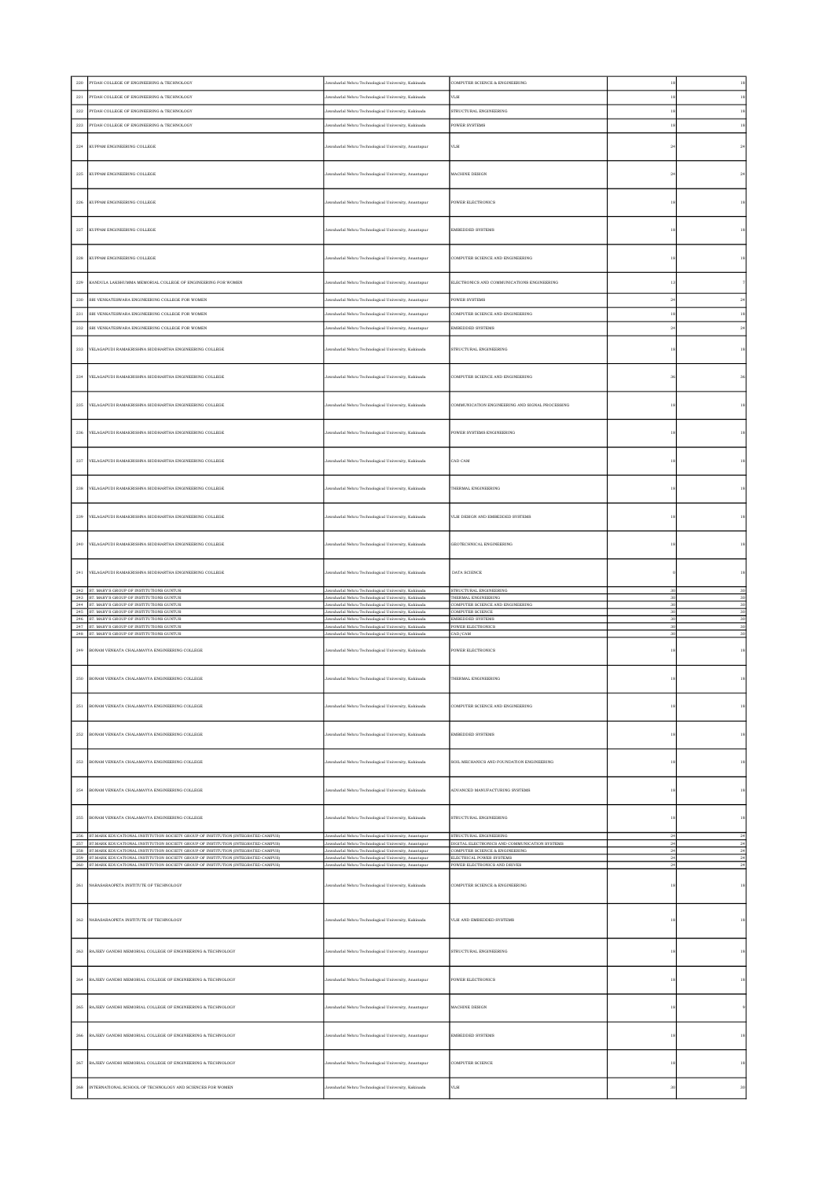| 220 | PYDAH COLLEGE OF ENGINEERING & TECHNOLOGY | Jawaharlal Nehru Technological University, Kakinada | COMPUTER SCIENCE & ENGINEERING | 18 | 18 |
|---|---|---|---|---|---|
| 221 | PYDAH COLLEGE OF ENGINEERING & TECHNOLOGY | Jawaharlal Nehru Technological University, Kakinada | VLSI | 18 | 18 |
| 222 | PYDAH COLLEGE OF ENGINEERING & TECHNOLOGY | Jawaharlal Nehru Technological University, Kakinada | STRUCTURAL ENGINEERING | 18 | 18 |
| 223 | PYDAH COLLEGE OF ENGINEERING & TECHNOLOGY | Jawaharlal Nehru Technological University, Kakinada | POWER SYSTEMS | 18 | 18 |
| 224 | KUPPAM ENGINEERING COLLEGE | Jawaharlal Nehru Technological University, Anantapur | VLSI | 24 | 24 |
| 225 | KUPPAM ENGINEERING COLLEGE | Jawaharlal Nehru Technological University, Anantapur | MACHINE DESIGN | 24 | 24 |
| 226 | KUPPAM ENGINEERING COLLEGE | Jawaharlal Nehru Technological University, Anantapur | POWER ELECTRONICS | 18 | 18 |
| 227 | KUPPAM ENGINEERING COLLEGE | Jawaharlal Nehru Technological University, Anantapur | EMBEDDED SYSTEMS | 18 | 18 |
| 228 | KUPPAM ENGINEERING COLLEGE | Jawaharlal Nehru Technological University, Anantapur | COMPUTER SCIENCE AND ENGINEERING | 18 | 18 |
| 229 | KANDULA LAKSHUMMA MEMORIAL COLLEGE OF ENGINEERING FOR WOMEN | Jawaharlal Nehru Technological University, Anantapur | ELECTRONICS AND COMMUNICATIONS ENGINEERING | 12 | 7 |
| 230 | SRI VENKATESWARA ENGINEERING COLLEGE FOR WOMEN | Jawaharlal Nehru Technological University, Anantapur | POWER SYSTEMS | 24 | 24 |
| 231 | SRI VENKATESWARA ENGINEERING COLLEGE FOR WOMEN | Jawaharlal Nehru Technological University, Anantapur | COMPUTER SCIENCE AND ENGINEERING | 18 | 18 |
| 232 | SRI VENKATESWARA ENGINEERING COLLEGE FOR WOMEN | Jawaharlal Nehru Technological University, Anantapur | EMBEDDED SYSTEMS | 24 | 24 |
| 233 | VELAGAPUDI RAMAKRISHNA SIDDHARTHA ENGINEERING COLLEGE | Jawaharlal Nehru Technological University, Kakinada | STRUCTURAL ENGINEERING | 18 | 18 |
| 234 | VELAGAPUDI RAMAKRISHNA SIDDHARTHA ENGINEERING COLLEGE | Jawaharlal Nehru Technological University, Kakinada | COMPUTER SCIENCE AND ENGINEERING | 36 | 36 |
| 235 | VELAGAPUDI RAMAKRISHNA SIDDHARTHA ENGINEERING COLLEGE | Jawaharlal Nehru Technological University, Kakinada | COMMUNICATION ENGINEERING AND SIGNAL PROCESSING | 18 | 18 |
| 236 | VELAGAPUDI RAMAKRISHNA SIDDHARTHA ENGINEERING COLLEGE | Jawaharlal Nehru Technological University, Kakinada | POWER SYSTEMS ENGINEERING | 18 | 18 |
| 237 | VELAGAPUDI RAMAKRISHNA SIDDHARTHA ENGINEERING COLLEGE | Jawaharlal Nehru Technological University, Kakinada | CAD CAM | 18 | 18 |
| 238 | VELAGAPUDI RAMAKRISHNA SIDDHARTHA ENGINEERING COLLEGE | Jawaharlal Nehru Technological University, Kakinada | THERMAL ENGINEERING | 18 | 18 |
| 239 | VELAGAPUDI RAMAKRISHNA SIDDHARTHA ENGINEERING COLLEGE | Jawaharlal Nehru Technological University, Kakinada | VLSI DESIGN AND EMBEDDED SYSTEMS | 18 | 18 |
| 240 | VELAGAPUDI RAMAKRISHNA SIDDHARTHA ENGINEERING COLLEGE | Jawaharlal Nehru Technological University, Kakinada | GEOTECHNICAL ENGINEERING | 18 | 18 |
| 241 | VELAGAPUDI RAMAKRISHNA SIDDHARTHA ENGINEERING COLLEGE | Jawaharlal Nehru Technological University, Kakinada | DATA SCIENCE | 0 | 18 |
| 242 | ST. MARY'S GROUP OF INSTITUTIONS GUNTUR | Jawaharlal Nehru Technological University, Kakinada | STRUCTURAL ENGINEERING | 30 | 30 |
| 243 | ST. MARY'S GROUP OF INSTITUTIONS GUNTUR | Jawaharlal Nehru Technological University, Kakinada | THERMAL ENGINEERING | 30 | 30 |
| 244 | ST. MARY'S GROUP OF INSTITUTIONS GUNTUR | Jawaharlal Nehru Technological University, Kakinada | COMPUTER SCIENCE AND ENGINEERING | 30 | 30 |
| 245 | ST. MARY'S GROUP OF INSTITUTIONS GUNTUR | Jawaharlal Nehru Technological University, Kakinada | COMPUTER SCIENCE | 30 | 30 |
| 246 | ST. MARY'S GROUP OF INSTITUTIONS GUNTUR | Jawaharlal Nehru Technological University, Kakinada | EMBEDDED SYSTEMS | 30 | 30 |
| 247 | ST. MARY'S GROUP OF INSTITUTIONS GUNTUR | Jawaharlal Nehru Technological University, Kakinada | POWER ELECTRONICS | 30 | 30 |
| 248 | ST. MARY'S GROUP OF INSTITUTIONS GUNTUR | Jawaharlal Nehru Technological University, Kakinada | CAD/CAM | 30 | 30 |
| 249 | BONAM VENKATA CHALAMAYYA ENGINEERING COLLEGE | Jawaharlal Nehru Technological University, Kakinada | POWER ELECTRONICS | 18 | 18 |
| 250 | BONAM VENKATA CHALAMAYYA ENGINEERING COLLEGE | Jawaharlal Nehru Technological University, Kakinada | THERMAL ENGINEERING | 18 | 18 |
| 251 | BONAM VENKATA CHALAMAYYA ENGINEERING COLLEGE | Jawaharlal Nehru Technological University, Kakinada | COMPUTER SCIENCE AND ENGINEERING | 18 | 18 |
| 252 | BONAM VENKATA CHALAMAYYA ENGINEERING COLLEGE | Jawaharlal Nehru Technological University, Kakinada | EMBEDDED SYSTEMS | 18 | 18 |
| 253 | BONAM VENKATA CHALAMAYYA ENGINEERING COLLEGE | Jawaharlal Nehru Technological University, Kakinada | SOIL MECHANICS AND FOUNDATION ENGINEERING | 18 | 18 |
| 254 | BONAM VENKATA CHALAMAYYA ENGINEERING COLLEGE | Jawaharlal Nehru Technological University, Kakinada | ADVANCED MANUFACTURING SYSTEMS | 18 | 18 |
| 255 | BONAM VENKATA CHALAMAYYA ENGINEERING COLLEGE | Jawaharlal Nehru Technological University, Kakinada | STRUCTURAL ENGINEERING | 18 | 18 |
| 256 | ST.MARK EDUCATIONAL INSTITUTION SOCIETY GROUP OF INSTITUTION (INTEGRATED CAMPUS) | Jawaharlal Nehru Technological University, Anantapur | STRUCTURAL ENGINEERING | 24 | 24 |
| 257 | ST.MARK EDUCATIONAL INSTITUTION SOCIETY GROUP OF INSTITUTION (INTEGRATED CAMPUS) | Jawaharlal Nehru Technological University, Anantapur | DIGITAL ELECTRONICS AND COMMUNICATION SYSTEMS | 24 | 24 |
| 258 | ST.MARK EDUCATIONAL INSTITUTION SOCIETY GROUP OF INSTITUTION (INTEGRATED CAMPUS) | Jawaharlal Nehru Technological University, Anantapur | COMPUTER SCIENCE & ENGINEERING | 24 | 24 |
| 259 | ST.MARK EDUCATIONAL INSTITUTION SOCIETY GROUP OF INSTITUTION (INTEGRATED CAMPUS) | Jawaharlal Nehru Technological University, Anantapur | ELECTRICAL POWER SYSTEMS | 24 | 24 |
| 260 | ST.MARK EDUCATIONAL INSTITUTION SOCIETY GROUP OF INSTITUTION (INTEGRATED CAMPUS) | Jawaharlal Nehru Technological University, Anantapur | POWER ELECTRONICS AND DRIVES | 24 | 24 |
| 261 | NARASARAOPETA INSTITUTE OF TECHNOLOGY | Jawaharlal Nehru Technological University, Kakinada | COMPUTER SCIENCE & ENGINEERING | 18 | 18 |
| 262 | NARASARAOPETA INSTITUTE OF TECHNOLOGY | Jawaharlal Nehru Technological University, Kakinada | VLSI AND EMBEDDED SYSTEMS | 18 | 18 |
| 263 | RAJEEV GANDHI MEMORIAL COLLEGE OF ENGINEERING & TECHNOLOGY | Jawaharlal Nehru Technological University, Anantapur | STRUCTURAL ENGINEERING | 18 | 18 |
| 264 | RAJEEV GANDHI MEMORIAL COLLEGE OF ENGINEERING & TECHNOLOGY | Jawaharlal Nehru Technological University, Anantapur | POWER ELECTRONICS | 18 | 18 |
| 265 | RAJEEV GANDHI MEMORIAL COLLEGE OF ENGINEERING & TECHNOLOGY | Jawaharlal Nehru Technological University, Anantapur | MACHINE DESIGN | 18 | 9 |
| 266 | RAJEEV GANDHI MEMORIAL COLLEGE OF ENGINEERING & TECHNOLOGY | Jawaharlal Nehru Technological University, Anantapur | EMBEDDED SYSTEMS | 18 | 18 |
| 267 | RAJEEV GANDHI MEMORIAL COLLEGE OF ENGINEERING & TECHNOLOGY | Jawaharlal Nehru Technological University, Anantapur | COMPUTER SCIENCE | 18 | 18 |
| 268 | INTERNATIONAL SCHOOL OF TECHNOLOGY AND SCIENCES FOR WOMEN | Jawaharlal Nehru Technological University, Kakinada | VLSI | 30 | 30 |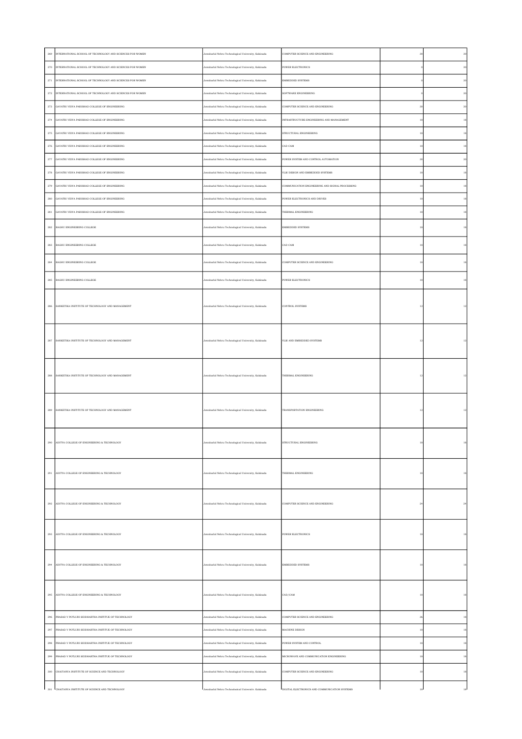| | | | | | |
|---|---|---|---|---|---|
| 269 | INTERNATIONAL SCHOOL OF TECHNOLOGY AND SCIENCES FOR WOMEN | Jawaharlal Nehru Technological University, Kakinada | COMPUTER SCIENCE AND ENGINEERING | 30 | 30 |
| 270 | INTERNATIONAL SCHOOL OF TECHNOLOGY AND SCIENCES FOR WOMEN | Jawaharlal Nehru Technological University, Kakinada | POWER ELECTRONICS | 0 | 30 |
| 271 | INTERNATIONAL SCHOOL OF TECHNOLOGY AND SCIENCES FOR WOMEN | Jawaharlal Nehru Technological University, Kakinada | EMBEDDED SYSTEMS | 0 | 30 |
| 272 | INTERNATIONAL SCHOOL OF TECHNOLOGY AND SCIENCES FOR WOMEN | Jawaharlal Nehru Technological University, Kakinada | SOFTWARE ENGINEERING | 0 | 30 |
| 273 | GAYATRI VIDYA PARISHAD COLLEGE OF ENGINEERING | Jawaharlal Nehru Technological University, Kakinada | COMPUTER SCIENCE AND ENGINEERING | 30 | 30 |
| 274 | GAYATRI VIDYA PARISHAD COLLEGE OF ENGINEERING | Jawaharlal Nehru Technological University, Kakinada | INFRASTRUCTURE ENGINEERING AND MANAGEMENT | 18 | 18 |
| 275 | GAYATRI VIDYA PARISHAD COLLEGE OF ENGINEERING | Jawaharlal Nehru Technological University, Kakinada | STRUCTURAL ENGINEERING | 18 | 18 |
| 276 | GAYATRI VIDYA PARISHAD COLLEGE OF ENGINEERING | Jawaharlal Nehru Technological University, Kakinada | CAD CAM | 18 | 18 |
| 277 | GAYATRI VIDYA PARISHAD COLLEGE OF ENGINEERING | Jawaharlal Nehru Technological University, Kakinada | POWER SYSTEM AND CONTROL AUTOMATION | 30 | 30 |
| 278 | GAYATRI VIDYA PARISHAD COLLEGE OF ENGINEERING | Jawaharlal Nehru Technological University, Kakinada | VLSI DESIGN AND EMBEDDED SYSTEMS | 18 | 18 |
| 279 | GAYATRI VIDYA PARISHAD COLLEGE OF ENGINEERING | Jawaharlal Nehru Technological University, Kakinada | COMMUNICATION ENGINEERING AND SIGNAL PROCESSING | 18 | 18 |
| 280 | GAYATRI VIDYA PARISHAD COLLEGE OF ENGINEERING | Jawaharlal Nehru Technological University, Kakinada | POWER ELECTRONICS AND DRIVES | 18 | 18 |
| 281 | GAYATRI VIDYA PARISHAD COLLEGE OF ENGINEERING | Jawaharlal Nehru Technological University, Kakinada | THERMAL ENGINEERING | 18 | 18 |
| 282 | RAGHU ENGINEERING COLLEGE | Jawaharlal Nehru Technological University, Kakinada | EMBEDDED SYSTEMS | 18 | 18 |
| 283 | RAGHU ENGINEERING COLLEGE | Jawaharlal Nehru Technological University, Kakinada | CAD CAM | 18 | 18 |
| 284 | RAGHU ENGINEERING COLLEGE | Jawaharlal Nehru Technological University, Kakinada | COMPUTER SCIENCE AND ENGINEERING | 18 | 18 |
| 285 | RAGHU ENGINEERING COLLEGE | Jawaharlal Nehru Technological University, Kakinada | POWER ELECTRONICS | 18 | 18 |
| 286 | SANKETIKA INSTITUTE OF TECHNOLOGY AND MANAGEMENT | Jawaharlal Nehru Technological University, Kakinada | CONTROL SYSTEMS | 12 | 12 |
| 287 | SANKETIKA INSTITUTE OF TECHNOLOGY AND MANAGEMENT | Jawaharlal Nehru Technological University, Kakinada | VLSI AND EMBEDDED SYSTEMS | 12 | 12 |
| 288 | SANKETIKA INSTITUTE OF TECHNOLOGY AND MANAGEMENT | Jawaharlal Nehru Technological University, Kakinada | THERMAL ENGINEERING | 12 | 12 |
| 289 | SANKETIKA INSTITUTE OF TECHNOLOGY AND MANAGEMENT | Jawaharlal Nehru Technological University, Kakinada | TRANSPORTATION ENGINEERING | 12 | 12 |
| 290 | ADITYA COLLEGE OF ENGINEERING & TECHNOLOGY | Jawaharlal Nehru Technological University, Kakinada | STRUCTURAL ENGINEERING | 18 | 18 |
| 291 | ADITYA COLLEGE OF ENGINEERING & TECHNOLOGY | Jawaharlal Nehru Technological University, Kakinada | THERMAL ENGINEERING | 18 | 18 |
| 292 | ADITYA COLLEGE OF ENGINEERING & TECHNOLOGY | Jawaharlal Nehru Technological University, Kakinada | COMPUTER SCIENCE AND ENGINEERING | 24 | 24 |
| 293 | ADITYA COLLEGE OF ENGINEERING & TECHNOLOGY | Jawaharlal Nehru Technological University, Kakinada | POWER ELECTRONICS | 18 | 18 |
| 294 | ADITYA COLLEGE OF ENGINEERING & TECHNOLOGY | Jawaharlal Nehru Technological University, Kakinada | EMBEDDED SYSTEMS | 18 | 18 |
| 295 | ADITYA COLLEGE OF ENGINEERING & TECHNOLOGY | Jawaharlal Nehru Technological University, Kakinada | CAD/CAM | 18 | 18 |
| 296 | PRASAD V POTLURI SIDDHARTHA INSTITUE OF TECHNOLOGY | Jawaharlal Nehru Technological University, Kakinada | COMPUTER SCIENCE AND ENGINEERING | 36 | 18 |
| 297 | PRASAD V POTLURI SIDDHARTHA INSTITUE OF TECHNOLOGY | Jawaharlal Nehru Technological University, Kakinada | MACHINE DESIGN | 18 | 18 |
| 298 | PRASAD V POTLURI SIDDHARTHA INSTITUE OF TECHNOLOGY | Jawaharlal Nehru Technological University, Kakinada | POWER SYSTEM AND CONTROL | 18 | 18 |
| 299 | PRASAD V POTLURI SIDDHARTHA INSTITUE OF TECHNOLOGY | Jawaharlal Nehru Technological University, Kakinada | MICROWAVE AND COMMUNICATION ENGINEERING | 18 | 18 |
| 300 | CHAITANYA INSTITUTE OF SCIENCE AND TECHNOLOGY | Jawaharlal Nehru Technological University, Kakinada | COMPUTER SCIENCE AND ENGINEERING | 18 | 18 |
| 301 | CHAITANYA INSTITUTE OF SCIENCE AND TECHNOLOGY | Jawaharlal Nehru Technological University, Kakinada | DIGITAL ELECTRONICS AND COMMUNICATION SYSTEMS | 18 | 18 |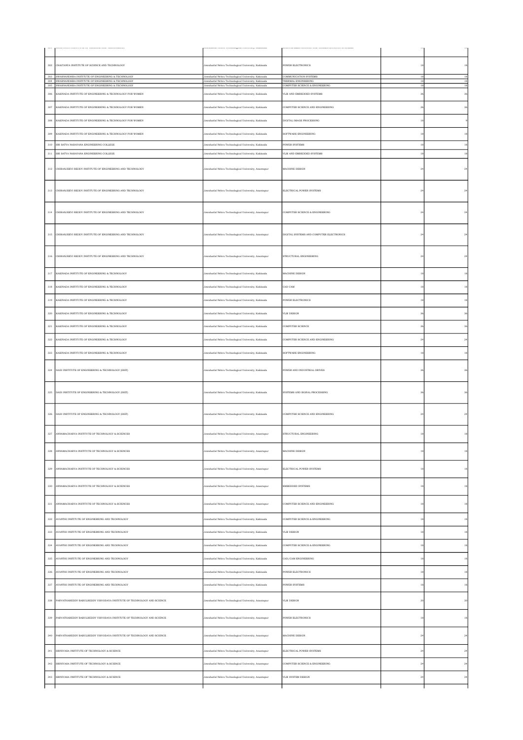| | | | | | |
|---|---|---|---|---|---|
| 302 | CHAITANYA INSTITUTE OF SCIENCE AND TECHNOLOGY | Jawaharlal Nehru Technological University, Kakinada | POWER ELECTRONICS | 18 | 18 |
| 303 | SWARNANDHRA INSTITUTE OF ENGINEERING & TECHNOLOGY | Jawaharlal Nehru Technological University, Kakinada | COMMUNICATION SYSTEMS | 18 | 18 |
| 304 | SWARNANDHRA INSTITUTE OF ENGINEERING & TECHNOLOGY | Jawaharlal Nehru Technological University, Kakinada | THERMAL ENGINEERING | 18 | 18 |
| 305 | SWARNANDHRA INSTITUTE OF ENGINEERING & TECHNOLOGY | Jawaharlal Nehru Technological University, Kakinada | COMPUTER SCIENCE & ENGINEERING | 18 | 18 |
| 306 | KAKINADA INSTITUTE OF ENGINEERING & TECHNOLOGY FOR WOMEN | Jawaharlal Nehru Technological University, Kakinada | VLSI AND EMBEDDED SYSTEMS | 36 | 36 |
| 307 | KAKINADA INSTITUTE OF ENGINEERING & TECHNOLOGY FOR WOMEN | Jawaharlal Nehru Technological University, Kakinada | COMPUTER SCIENCE AND ENGINEERING | 36 | 36 |
| 308 | KAKINADA INSTITUTE OF ENGINEERING & TECHNOLOGY FOR WOMEN | Jawaharlal Nehru Technological University, Kakinada | DIGITAL IMAGE PROCESSING | 18 | 9 |
| 309 | KAKINADA INSTITUTE OF ENGINEERING & TECHNOLOGY FOR WOMEN | Jawaharlal Nehru Technological University, Kakinada | SOFTWARE ENGINEERING | 18 | 18 |
| 310 | SRI SATYA NARAYANA ENGINEERING COLLEGE | Jawaharlal Nehru Technological University, Kakinada | POWER SYSTEMS | 18 | 18 |
| 311 | SRI SATYA NARAYANA ENGINEERING COLLEGE | Jawaharlal Nehru Technological University, Kakinada | VLSI AND EMBEDDED SYSTEMS | 18 | 18 |
| 312 | CHIRANJEEVI REDDY INSTITUTE OF ENGINEERING AND TECHNOLOGY | Jawaharlal Nehru Technological University, Anantapur | MACHINE DESIGN | 24 | 24 |
| 313 | CHIRANJEEVI REDDY INSTITUTE OF ENGINEERING AND TECHNOLOGY | Jawaharlal Nehru Technological University, Anantapur | ELECTRICAL POWER SYSTEMS | 24 | 24 |
| 314 | CHIRANJEEVI REDDY INSTITUTE OF ENGINEERING AND TECHNOLOGY | Jawaharlal Nehru Technological University, Anantapur | COMPUTER SCIENCE & ENGINEERING | 24 | 24 |
| 315 | CHIRANJEEVI REDDY INSTITUTE OF ENGINEERING AND TECHNOLOGY | Jawaharlal Nehru Technological University, Anantapur | DIGITAL SYSTEMS AND COMPUTER ELECTRONICS | 24 | 24 |
| 316 | CHIRANJEEVI REDDY INSTITUTE OF ENGINEERING AND TECHNOLOGY | Jawaharlal Nehru Technological University, Anantapur | STRUCTURAL ENGINEERING | 24 | 24 |
| 317 | KAKINADA INSTITUTE OF ENGINEERING & TECHNOLOGY | Jawaharlal Nehru Technological University, Kakinada | MACHINE DESIGN | 18 | 18 |
| 318 | KAKINADA INSTITUTE OF ENGINEERING & TECHNOLOGY | Jawaharlal Nehru Technological University, Kakinada | CAD CAM | 18 | 18 |
| 319 | KAKINADA INSTITUTE OF ENGINEERING & TECHNOLOGY | Jawaharlal Nehru Technological University, Kakinada | POWER ELECTRONICS | 18 | 18 |
| 320 | KAKINADA INSTITUTE OF ENGINEERING & TECHNOLOGY | Jawaharlal Nehru Technological University, Kakinada | VLSI DESIGN | 36 | 36 |
| 321 | KAKINADA INSTITUTE OF ENGINEERING & TECHNOLOGY | Jawaharlal Nehru Technological University, Kakinada | COMPUTER SCIENCE | 36 | 36 |
| 322 | KAKINADA INSTITUTE OF ENGINEERING & TECHNOLOGY | Jawaharlal Nehru Technological University, Kakinada | COMPUTER SCIENCE AND ENGINEERING | 24 | 24 |
| 323 | KAKINADA INSTITUTE OF ENGINEERING & TECHNOLOGY | Jawaharlal Nehru Technological University, Kakinada | SOFTWARE ENGINEERING | 18 | 18 |
| 324 | DADI INSTITUTE OF ENGINEERING & TECHNOLOGY (DIET) | Jawaharlal Nehru Technological University, Kakinada | POWER AND INDUSTRIAL DRIVES | 36 | 36 |
| 325 | DADI INSTITUTE OF ENGINEERING & TECHNOLOGY (DIET) | Jawaharlal Nehru Technological University, Kakinada | SYSTEMS AND SIGNAL PROCESSING | 36 | 36 |
| 326 | DADI INSTITUTE OF ENGINEERING & TECHNOLOGY (DIET) | Jawaharlal Nehru Technological University, Kakinada | COMPUTER SCIENCE AND ENGINEERING | 24 | 24 |
| 327 | ANNAMACHARYA INSTITUTE OF TECHNOLOGY & SCIENCES | Jawaharlal Nehru Technological University, Anantapur | STRUCTURAL ENGINEERING | 18 | 18 |
| 328 | ANNAMACHARYA INSTITUTE OF TECHNOLOGY & SCIENCES | Jawaharlal Nehru Technological University, Anantapur | MACHINE DESIGN | 18 | 18 |
| 329 | ANNAMACHARYA INSTITUTE OF TECHNOLOGY & SCIENCES | Jawaharlal Nehru Technological University, Anantapur | ELECTRICAL POWER SYSTEMS | 18 | 18 |
| 330 | ANNAMACHARYA INSTITUTE OF TECHNOLOGY & SCIENCES | Jawaharlal Nehru Technological University, Anantapur | EMBEDDED SYSTEMS | 18 | 18 |
| 331 | ANNAMACHARYA INSTITUTE OF TECHNOLOGY & SCIENCES | Jawaharlal Nehru Technological University, Anantapur | COMPUTER SCIENCE AND ENGINEERING | 18 | 18 |
| 332 | AVANTHI INSTITUTE OF ENGINERRING AND TECHNOLOGY | Jawaharlal Nehru Technological University, Kakinada | COMPUTER SCIENCE & ENGINEERING | 18 | 18 |
| 333 | AVANTHI INSTITUTE OF ENGINERRING AND TECHNOLOGY | Jawaharlal Nehru Technological University, Kakinada | VLSI DESIGN | 18 | 18 |
| 334 | AVANTHI INSTITUTE OF ENGINERRING AND TECHNOLOGY | Jawaharlal Nehru Technological University, Kakinada | COMPUTER SCIENCE & ENGINEERING | 18 | 18 |
| 335 | AVANTHI INSTITUTE OF ENGINERRING AND TECHNOLOGY | Jawaharlal Nehru Technological University, Kakinada | CAD/CAM ENGINEERING | 18 | 18 |
| 336 | AVANTHI INSTITUTE OF ENGINERRING AND TECHNOLOGY | Jawaharlal Nehru Technological University, Kakinada | POWER ELECTRONICS | 18 | 18 |
| 337 | AVANTHI INSTITUTE OF ENGINERRING AND TECHNOLOGY | Jawaharlal Nehru Technological University, Kakinada | POWER SYSTEMS | 18 | 18 |
| 338 | PARVATHAREDDY BABULREDDY VISVODAYA INSTITUTE OF TECHNOLOGY AND SCIENCE | Jawaharlal Nehru Technological University, Anantapur | VLSI DESIGN | 30 | 30 |
| 339 | PARVATHAREDDY BABULREDDY VISVODAYA INSTITUTE OF TECHNOLOGY AND SCIENCE | Jawaharlal Nehru Technological University, Anantapur | POWER ELECTRONICS | 18 | 18 |
| 340 | PARVATHAREDDY BABULREDDY VISVODAYA INSTITUTE OF TECHNOLOGY AND SCIENCE | Jawaharlal Nehru Technological University, Anantapur | MACHINE DESIGN | 24 | 24 |
| 341 | SRINIVASA INSTITUTE OF TECHNOLOGY & SCIENCE | Jawaharlal Nehru Technological University, Anantapur | ELECTRICAL POWER SYSTEMS | 24 | 24 |
| 342 | SRINIVASA INSTITUTE OF TECHNOLOGY & SCIENCE | Jawaharlal Nehru Technological University, Anantapur | COMPUTER SCIENCE & ENGINEERING | 24 | 24 |
| 343 | SRINIVASA INSTITUTE OF TECHNOLOGY & SCIENCE | Jawaharlal Nehru Technological University, Anantapur | VLSI SYSTEM DESIGN | 24 | 24 |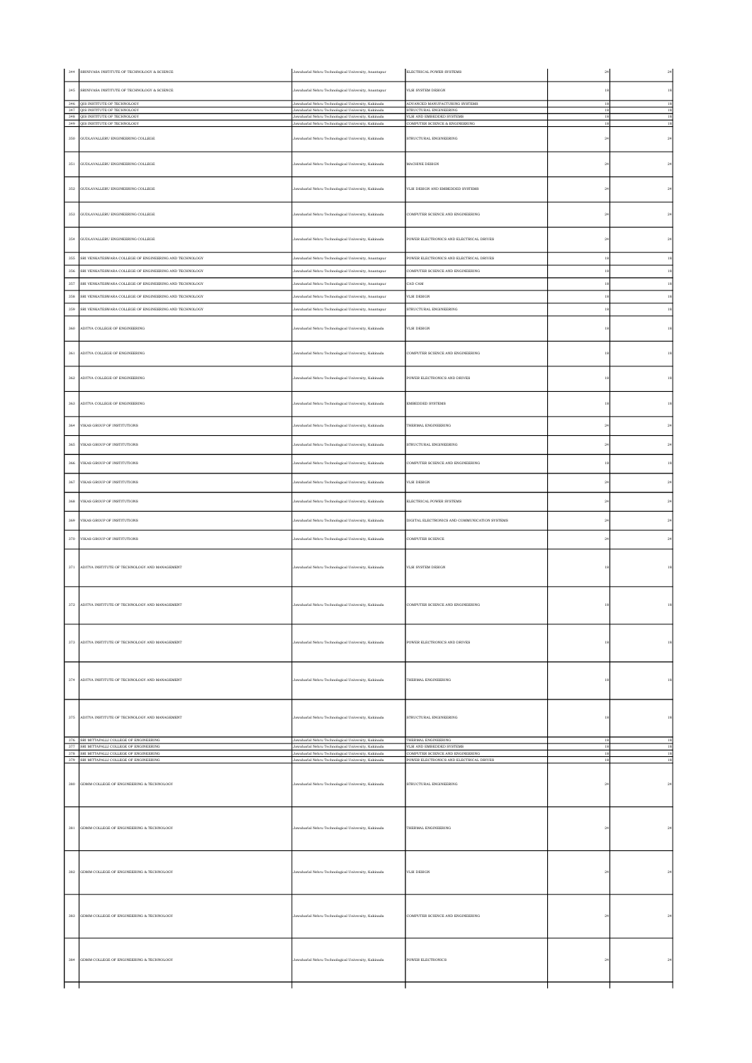| | | | | | |
|---|---|---|---|---|---|
| 244 | SRINIVASA INSTITUTE OF TECHNOLOGY & SCIENCE | Jawaharlal Nehru Technological University, Anantapur | ELECTRICAL POWER SYSTEMS | 24 | 24 |
| 245 | SRINIVASA INSTITUTE OF TECHNOLOGY & SCIENCE | Jawaharlal Nehru Technological University, Anantapur | VLSI SYSTEM DESIGN | 18 | 18 |
| 246 | QIS INSTITUTE OF TECHNOLOGY | Jawaharlal Nehru Technological University, Kakinada | ADVANCED MANUFACTURING SYSTEMS | 18 | 18 |
| 247 | QIS INSTITUTE OF TECHNOLOGY | Jawaharlal Nehru Technological University, Kakinada | STRUCTURAL ENGINEERING | 18 | 18 |
| 248 | QIS INSTITUTE OF TECHNOLOGY | Jawaharlal Nehru Technological University, Kakinada | VLSI AND EMBEDDED SYSTEMS | 18 | 18 |
| 249 | QIS INSTITUTE OF TECHNOLOGY | Jawaharlal Nehru Technological University, Kakinada | COMPUTER SCIENCE & ENGINEERING | 18 | 18 |
| 250 | GUDLAVALLERU ENGINEERING COLLEGE | Jawaharlal Nehru Technological University, Kakinada | STRUCTURAL ENGINEERING | 24 | 24 |
| 251 | GUDLAVALLERU ENGINEERING COLLEGE | Jawaharlal Nehru Technological University, Kakinada | MACHINE DESIGN | 24 | 24 |
| 252 | GUDLAVALLERU ENGINEERING COLLEGE | Jawaharlal Nehru Technological University, Kakinada | VLSI DESIGN AND EMBEDDED SYSTEMS | 24 | 24 |
| 253 | GUDLAVALLERU ENGINEERING COLLEGE | Jawaharlal Nehru Technological University, Kakinada | COMPUTER SCIENCE AND ENGINEERING | 24 | 24 |
| 254 | GUDLAVALLERU ENGINEERING COLLEGE | Jawaharlal Nehru Technological University, Kakinada | POWER ELECTRONICS AND ELECTRICAL DRIVES | 24 | 24 |
| 255 | SRI VENKATESWARA COLLEGE OF ENGINEERING AND TECHNOLOGY | Jawaharlal Nehru Technological University, Anantapur | POWER ELECTRONICS AND ELECTRICAL DRIVES | 18 | 18 |
| 256 | SRI VENKATESWARA COLLEGE OF ENGINEERING AND TECHNOLOGY | Jawaharlal Nehru Technological University, Anantapur | COMPUTER SCIENCE AND ENGINEERING | 18 | 18 |
| 257 | SRI VENKATESWARA COLLEGE OF ENGINEERING AND TECHNOLOGY | Jawaharlal Nehru Technological University, Anantapur | CAD CAM | 18 | 18 |
| 258 | SRI VENKATESWARA COLLEGE OF ENGINEERING AND TECHNOLOGY | Jawaharlal Nehru Technological University, Anantapur | VLSI DESIGN | 18 | 18 |
| 259 | SRI VENKATESWARA COLLEGE OF ENGINEERING AND TECHNOLOGY | Jawaharlal Nehru Technological University, Anantapur | STRUCTURAL ENGINEERING | 18 | 18 |
| 260 | ADITYA COLLEGE OF ENGINEERING | Jawaharlal Nehru Technological University, Kakinada | VLSI DESIGN | 18 | 18 |
| 261 | ADITYA COLLEGE OF ENGINEERING | Jawaharlal Nehru Technological University, Kakinada | COMPUTER SCIENCE AND ENGINEERING | 18 | 18 |
| 262 | ADITYA COLLEGE OF ENGINEERING | Jawaharlal Nehru Technological University, Kakinada | POWER ELECTRONICS AND DRIVES | 18 | 18 |
| 263 | ADITYA COLLEGE OF ENGINEERING | Jawaharlal Nehru Technological University, Kakinada | EMBEDDED SYSTEMS | 18 | 18 |
| 264 | VIKAS GROUP OF INSTITUTIONS | Jawaharlal Nehru Technological University, Kakinada | THERMAL ENGINEERING | 24 | 24 |
| 265 | VIKAS GROUP OF INSTITUTIONS | Jawaharlal Nehru Technological University, Kakinada | STRUCTURAL ENGINEERING | 24 | 24 |
| 266 | VIKAS GROUP OF INSTITUTIONS | Jawaharlal Nehru Technological University, Kakinada | COMPUTER SCIENCE AND ENGINEERING | 18 | 18 |
| 267 | VIKAS GROUP OF INSTITUTIONS | Jawaharlal Nehru Technological University, Kakinada | VLSI DESIGN | 24 | 24 |
| 268 | VIKAS GROUP OF INSTITUTIONS | Jawaharlal Nehru Technological University, Kakinada | ELECTRICAL POWER SYSTEMS | 24 | 24 |
| 269 | VIKAS GROUP OF INSTITUTIONS | Jawaharlal Nehru Technological University, Kakinada | DIGITAL ELECTRONICS AND COMMUNICATION SYSTEMS | 24 | 24 |
| 270 | VIKAS GROUP OF INSTITUTIONS | Jawaharlal Nehru Technological University, Kakinada | COMPUTER SCIENCE | 24 | 24 |
| 271 | ADITYA INSTITUTE OF TECHNOLOGY AND MANAGEMENT | Jawaharlal Nehru Technological University, Kakinada | VLSI SYSTEM DESIGN | 18 | 18 |
| 272 | ADITYA INSTITUTE OF TECHNOLOGY AND MANAGEMENT | Jawaharlal Nehru Technological University, Kakinada | COMPUTER SCIENCE AND ENGINEERING | 18 | 18 |
| 273 | ADITYA INSTITUTE OF TECHNOLOGY AND MANAGEMENT | Jawaharlal Nehru Technological University, Kakinada | POWER ELECTRONICS AND DRIVES | 18 | 18 |
| 274 | ADITYA INSTITUTE OF TECHNOLOGY AND MANAGEMENT | Jawaharlal Nehru Technological University, Kakinada | THERMAL ENGINEERING | 18 | 18 |
| 275 | ADITYA INSTITUTE OF TECHNOLOGY AND MANAGEMENT | Jawaharlal Nehru Technological University, Kakinada | STRUCTURAL ENGINEERING | 18 | 18 |
| 276 | SRI METTAPALLI COLLEGE OF ENGINEERING | Jawaharlal Nehru Technological University, Kakinada | THERMAL ENGINEERING | 18 | 18 |
| 277 | SRI METTAPALLI COLLEGE OF ENGINEERING | Jawaharlal Nehru Technological University, Kakinada | VLSI AND EMBEDDED SYSTEMS | 18 | 18 |
| 278 | SRI METTAPALLI COLLEGE OF ENGINEERING | Jawaharlal Nehru Technological University, Kakinada | COMPUTER SCIENCE AND ENGINEERING | 18 | 18 |
| 279 | SRI METTAPALLI COLLEGE OF ENGINEERING | Jawaharlal Nehru Technological University, Kakinada | POWER ELECTRONICS AND ELECTRICAL DRIVES | 18 | 18 |
| 280 | GDMM COLLEGE OF ENGINEERING & TECHNOLOGY | Jawaharlal Nehru Technological University, Kakinada | STRUCTURAL ENGINEERING | 24 | 24 |
| 281 | GDMM COLLEGE OF ENGINEERING & TECHNOLOGY | Jawaharlal Nehru Technological University, Kakinada | THERMAL ENGINEERING | 24 | 24 |
| 282 | GDMM COLLEGE OF ENGINEERING & TECHNOLOGY | Jawaharlal Nehru Technological University, Kakinada | VLSI DESIGN | 24 | 24 |
| 283 | GDMM COLLEGE OF ENGINEERING & TECHNOLOGY | Jawaharlal Nehru Technological University, Kakinada | COMPUTER SCIENCE AND ENGINEERING | 24 | 24 |
| 284 | GDMM COLLEGE OF ENGINEERING & TECHNOLOGY | Jawaharlal Nehru Technological University, Kakinada | POWER ELECTRONICS | 24 | 24 |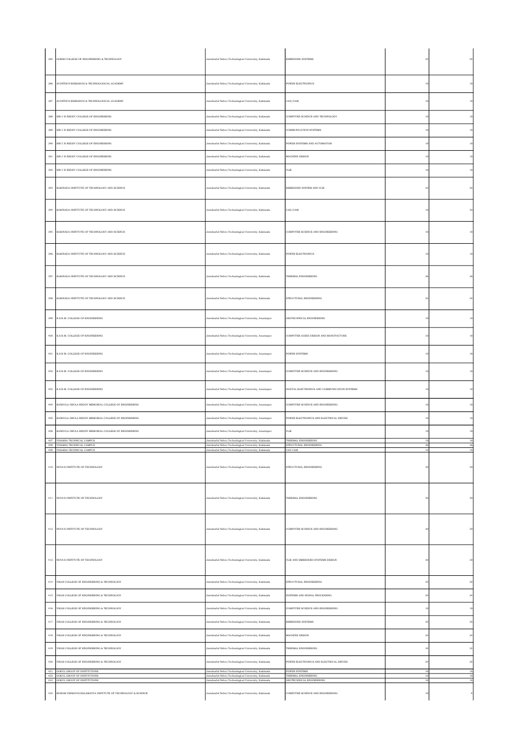| 385 | GONIM COLLEGE OF ENGINEERING & TECHNOLOGY | Jawaharlal Nehru Technological University, Kakinada | EMBEDDED SYSTEMS | 24 | 24 |
|---|---|---|---|---|---|
| 386 | AVANTHI'S RESEARCH & TECHNOLOGICAL ACADEMY | Jawaharlal Nehru Technological University, Kakinada | POWER ELECTRONICS | 18 | 18 |
| 387 | AVANTHI'S RESEARCH & TECHNOLOGICAL ACADEMY | Jawaharlal Nehru Technological University, Kakinada | CAD/CAM | 18 | 18 |
| 388 | SIR C R REDDY COLLEGE OF ENGINEERING | Jawaharlal Nehru Technological University, Kakinada | COMPUTER SCIENCE AND TECHNOLOGY | 18 | 18 |
| 389 | SIR C R REDDY COLLEGE OF ENGINEERING | Jawaharlal Nehru Technological University, Kakinada | COMMUNICATION SYSTEMS | 18 | 18 |
| 390 | SIR C R REDDY COLLEGE OF ENGINEERING | Jawaharlal Nehru Technological University, Kakinada | POWER SYSTEMS AND AUTOMATION | 18 | 18 |
| 391 | SIR C R REDDY COLLEGE OF ENGINEERING | Jawaharlal Nehru Technological University, Kakinada | MACHINE DESIGN | 18 | 18 |
| 392 | SIR C R REDDY COLLEGE OF ENGINEERING | Jawaharlal Nehru Technological University, Kakinada | VLSI | 18 | 18 |
| 393 | KAKINADA INSTITUTE OF TECHNOLOGY AND SCIENCE | Jawaharlal Nehru Technological University, Kakinada | EMBEDDED SYSTEM AND VLSI | 24 | 24 |
| 394 | KAKINADA INSTITUTE OF TECHNOLOGY AND SCIENCE | Jawaharlal Nehru Technological University, Kakinada | CAD/CAM | 18 | 30 |
| 395 | KAKINADA INSTITUTE OF TECHNOLOGY AND SCIENCE | Jawaharlal Nehru Technological University, Kakinada | COMPUTER SCIENCE AND ENGINEERING | 18 | 18 |
| 396 | KAKINADA INSTITUTE OF TECHNOLOGY AND SCIENCE | Jawaharlal Nehru Technological University, Kakinada | POWER ELECTRONICS | 18 | 18 |
| 397 | KAKINADA INSTITUTE OF TECHNOLOGY AND SCIENCE | Jawaharlal Nehru Technological University, Kakinada | THERMAL ENGINEERING | 36 | 36 |
| 398 | KAKINADA INSTITUTE OF TECHNOLOGY AND SCIENCE | Jawaharlal Nehru Technological University, Kakinada | STRUCTURAL ENGINEERING | 24 | 24 |
| 399 | K.S.R.M. COLLEGE OF ENGINEERING | Jawaharlal Nehru Technological University, Anantapur | GEOTECHNICAL ENGINEERING | 18 | 18 |
| 400 | K.S.R.M. COLLEGE OF ENGINEERING | Jawaharlal Nehru Technological University, Anantapur | COMPUTER AIDED DESIGN AND MANUFACTURE | 18 | 18 |
| 401 | K.S.R.M. COLLEGE OF ENGINEERING | Jawaharlal Nehru Technological University, Anantapur | POWER SYSTEMS | 18 | 18 |
| 402 | K.S.R.M. COLLEGE OF ENGINEERING | Jawaharlal Nehru Technological University, Anantapur | COMPUTER SCIENCE AND ENGINEERING | 18 | 18 |
| 403 | K.S.R.M. COLLEGE OF ENGINEERING | Jawaharlal Nehru Technological University, Anantapur | DIGITAL ELECTRONICS AND COMMUNICATION SYSTEMS | 18 | 18 |
| 404 | KANDULA OBULA REDDY MEMORIAL COLLEGE OF ENGINEERING | Jawaharlal Nehru Technological University, Anantapur | COMPUTER SCIENCE AND ENGINEERING | 18 | 18 |
| 405 | KANDULA OBULA REDDY MEMORIAL COLLEGE OF ENGINEERING | Jawaharlal Nehru Technological University, Anantapur | POWER ELECTRONICS AND ELECTRICAL DRIVES | 18 | 18 |
| 406 | KANDULA OBULA REDDY MEMORIAL COLLEGE OF ENGINEERING | Jawaharlal Nehru Technological University, Anantapur | VLSI | 18 | 18 |
| 407 | VISAKHA TECHNICAL CAMPUS | Jawaharlal Nehru Technological University, Kakinada | THERMAL ENGINEERING | 18 | 18 |
| 408 | VISAKHA TECHNICAL CAMPUS | Jawaharlal Nehru Technological University, Kakinada | STRUCTURAL ENGINEERING | 36 | 36 |
| 409 | VISAKHA TECHNICAL CAMPUS | Jawaharlal Nehru Technological University, Kakinada | CAD CAM | 18 | 18 |
| 410 | NOVA'S INSTITUTE OF TECHNOLOGY | Jawaharlal Nehru Technological University, Kakinada | STRUCTURAL ENGINEERING | 30 | 30 |
| 411 | NOVA'S INSTITUTE OF TECHNOLOGY | Jawaharlal Nehru Technological University, Kakinada | THERMAL ENGINEERING | 30 | 30 |
| 412 | NOVA'S INSTITUTE OF TECHNOLOGY | Jawaharlal Nehru Technological University, Kakinada | COMPUTER SCIENCE AND ENGINEERING | 30 | 30 |
| 413 | NOVA'S INSTITUTE OF TECHNOLOGY | Jawaharlal Nehru Technological University, Kakinada | VLSI AND EMBEDDED SYSTEMS DESIGN | 30 | 30 |
| 414 | VIKAS COLLEGE OF ENGINEERING & TECHNOLOGY | Jawaharlal Nehru Technological University, Kakinada | STRUCTURAL ENGINEERING | 24 | 24 |
| 415 | VIKAS COLLEGE OF ENGINEERING & TECHNOLOGY | Jawaharlal Nehru Technological University, Kakinada | SYSTEMS AND SIGNAL PROCESSING | 24 | 24 |
| 416 | VIKAS COLLEGE OF ENGINEERING & TECHNOLOGY | Jawaharlal Nehru Technological University, Kakinada | COMPUTER SCIENCE AND ENGINEERING | 18 | 18 |
| 417 | VIKAS COLLEGE OF ENGINEERING & TECHNOLOGY | Jawaharlal Nehru Technological University, Kakinada | EMBEDDED SYSTEMS | 24 | 24 |
| 418 | VIKAS COLLEGE OF ENGINEERING & TECHNOLOGY | Jawaharlal Nehru Technological University, Kakinada | MACHINE DESIGN | 24 | 24 |
| 419 | VIKAS COLLEGE OF ENGINEERING & TECHNOLOGY | Jawaharlal Nehru Technological University, Kakinada | THERMAL ENGINEERING | 24 | 24 |
| 420 | VIKAS COLLEGE OF ENGINEERING & TECHNOLOGY | Jawaharlal Nehru Technological University, Kakinada | POWER ELECTRONICS AND ELECTRICAL DRIVES | 24 | 24 |
| 421 | GOKUL GROUP OF INSTITUTIONS | Jawaharlal Nehru Technological University, Kakinada | POWER SYSTEMS | 18 | 18 |
| 422 | GOKUL GROUP OF INSTITUTIONS | Jawaharlal Nehru Technological University, Kakinada | THERMAL ENGINEERING | 18 | 18 |
| 423 | GOKUL GROUP OF INSTITUTIONS | Jawaharlal Nehru Technological University, Kakinada | GEOTECHNICAL ENGINEERING | 18 | 18 |
| 424 | BONAM VENKATACHALAMAYYA INSTITUTE OF TECHNOLOGY & SCIENCE | Jawaharlal Nehru Technological University, Kakinada | COMPUTER SCIENCE AND ENGINEERING | 18 | 9 |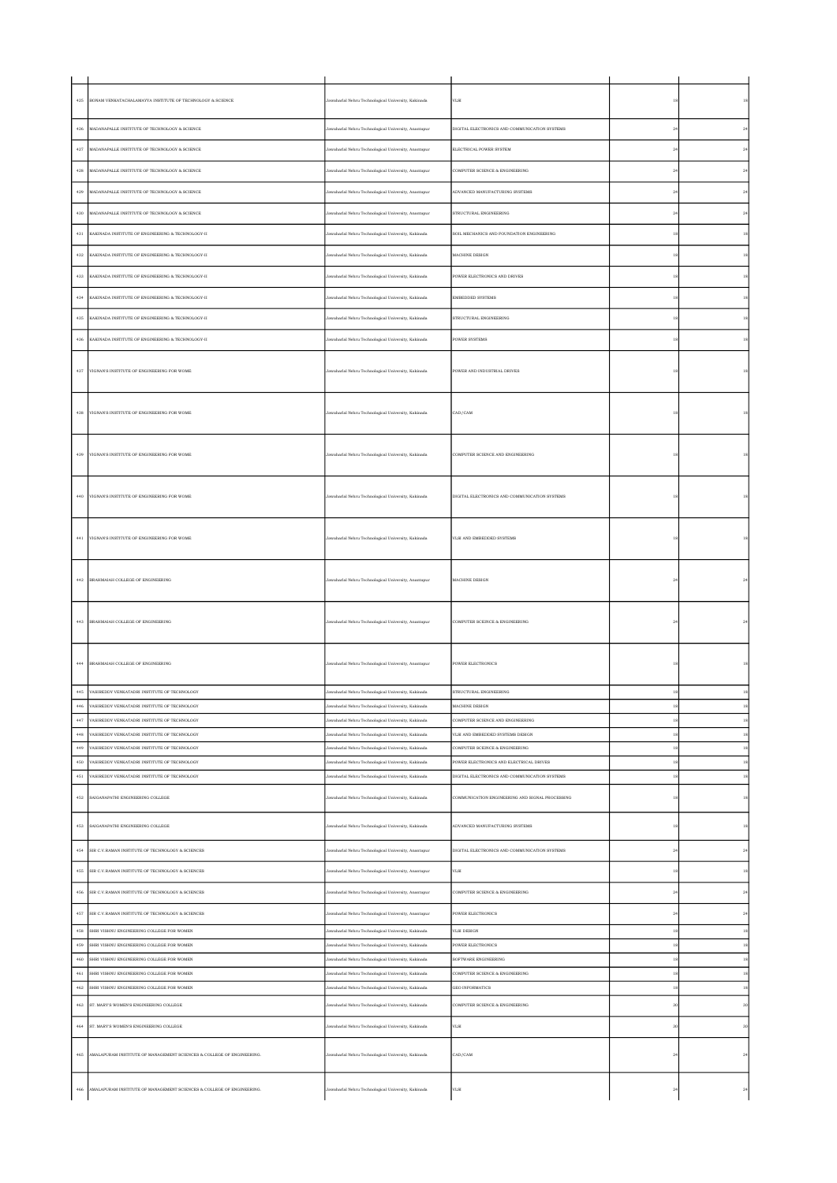| | | | | | |
|---|---|---|---|---|---|
| 425 | BONAM VENKATACHALAMAYYA INSTITUTE OF TECHNOLOGY & SCIENCE | Jawaharlal Nehru Technological University, Kakinada | VLSI | 18 | 18 |
| 426 | MADANAPALLE INSTITUTE OF TECHNOLOGY & SCIENCE | Jawaharlal Nehru Technological University, Anantapur | DIGITAL ELECTRONICS AND COMMUNICATION SYSTEMS | 24 | 24 |
| 427 | MADANAPALLE INSTITUTE OF TECHNOLOGY & SCIENCE | Jawaharlal Nehru Technological University, Anantapur | ELECTRICAL POWER SYSTEM | 24 | 24 |
| 428 | MADANAPALLE INSTITUTE OF TECHNOLOGY & SCIENCE | Jawaharlal Nehru Technological University, Anantapur | COMPUTER SCIENCE & ENGINEERING | 24 | 24 |
| 429 | MADANAPALLE INSTITUTE OF TECHNOLOGY & SCIENCE | Jawaharlal Nehru Technological University, Anantapur | ADVANCED MANUFACTURING SYSTEMS | 24 | 24 |
| 430 | MADANAPALLE INSTITUTE OF TECHNOLOGY & SCIENCE | Jawaharlal Nehru Technological University, Anantapur | STRUCTURAL ENGINEERING | 24 | 24 |
| 431 | KAKINADA INSTITUTE OF ENGINEERING & TECHNOLOGY-II | Jawaharlal Nehru Technological University, Kakinada | SOIL MECHANICS AND FOUNDATION ENGINEERING | 18 | 18 |
| 432 | KAKINADA INSTITUTE OF ENGINEERING & TECHNOLOGY-II | Jawaharlal Nehru Technological University, Kakinada | MACHINE DESIGN | 18 | 18 |
| 433 | KAKINADA INSTITUTE OF ENGINEERING & TECHNOLOGY-II | Jawaharlal Nehru Technological University, Kakinada | POWER ELECTRONICS AND DRIVES | 18 | 18 |
| 434 | KAKINADA INSTITUTE OF ENGINEERING & TECHNOLOGY-II | Jawaharlal Nehru Technological University, Kakinada | EMBEDDED SYSTEMS | 18 | 18 |
| 435 | KAKINADA INSTITUTE OF ENGINEERING & TECHNOLOGY-II | Jawaharlal Nehru Technological University, Kakinada | STRUCTURAL ENGINEERING | 18 | 18 |
| 436 | KAKINADA INSTITUTE OF ENGINEERING & TECHNOLOGY-II | Jawaharlal Nehru Technological University, Kakinada | POWER SYSTEMS | 18 | 18 |
| 437 | VIGNAN'S INSTITUTE OF ENGINEERING FOR WOME | Jawaharlal Nehru Technological University, Kakinada | POWER AND INDUSTRIAL DRIVES | 18 | 18 |
| 438 | VIGNAN'S INSTITUTE OF ENGINEERING FOR WOME | Jawaharlal Nehru Technological University, Kakinada | CAD/CAM | 18 | 18 |
| 439 | VIGNAN'S INSTITUTE OF ENGINEERING FOR WOME | Jawaharlal Nehru Technological University, Kakinada | COMPUTER SCIENCE AND ENGINEERING | 18 | 18 |
| 440 | VIGNAN'S INSTITUTE OF ENGINEERING FOR WOME | Jawaharlal Nehru Technological University, Kakinada | DIGITAL ELECTRONICS AND COMMUNICATION SYSTEMS | 18 | 18 |
| 441 | VIGNAN'S INSTITUTE OF ENGINEERING FOR WOME | Jawaharlal Nehru Technological University, Kakinada | VLSI AND EMBEDDED SYSTEMS | 18 | 18 |
| 442 | BRAHMAIAH COLLEGE OF ENGINEERING | Jawaharlal Nehru Technological University, Anantapur | MACHINE DESIGN | 24 | 24 |
| 443 | BRAHMAIAH COLLEGE OF ENGINEERING | Jawaharlal Nehru Technological University, Anantapur | COMPUTER SCIENCE & ENGINEERING | 24 | 24 |
| 444 | BRAHMAIAH COLLEGE OF ENGINEERING | Jawaharlal Nehru Technological University, Anantapur | POWER ELECTRONICS | 18 | 18 |
| 445 | VASIREDDY VENKATADRI INSTITUTE OF TECHNOLOGY | Jawaharlal Nehru Technological University, Kakinada | STRUCTURAL ENGINEERING | 18 | 18 |
| 446 | VASIREDDY VENKATADRI INSTITUTE OF TECHNOLOGY | Jawaharlal Nehru Technological University, Kakinada | MACHINE DESIGN | 18 | 18 |
| 447 | VASIREDDY VENKATADRI INSTITUTE OF TECHNOLOGY | Jawaharlal Nehru Technological University, Kakinada | COMPUTER SCIENCE AND ENGINEERING | 18 | 18 |
| 448 | VASIREDDY VENKATADRI INSTITUTE OF TECHNOLOGY | Jawaharlal Nehru Technological University, Kakinada | VLSI AND EMBEDDED SYSTEMS DESIGN | 18 | 18 |
| 449 | VASIREDDY VENKATADRI INSTITUTE OF TECHNOLOGY | Jawaharlal Nehru Technological University, Kakinada | COMPUTER SCIENCE & ENGINEERING | 18 | 18 |
| 450 | VASIREDDY VENKATADRI INSTITUTE OF TECHNOLOGY | Jawaharlal Nehru Technological University, Kakinada | POWER ELECTRONICS AND ELECTRICAL DRIVES | 18 | 18 |
| 451 | VASIREDDY VENKATADRI INSTITUTE OF TECHNOLOGY | Jawaharlal Nehru Technological University, Kakinada | DIGITAL ELECTRONICS AND COMMUNICATION SYSTEMS | 18 | 18 |
| 452 | SAIGANAPATHI ENGINEERING COLLEGE | Jawaharlal Nehru Technological University, Kakinada | COMMUNICATION ENGINEERING AND SIGNAL PROCESSING | 18 | 18 |
| 453 | SAIGANAPATHI ENGINEERING COLLEGE | Jawaharlal Nehru Technological University, Kakinada | ADVANCED MANUFACTURING SYSTEMS | 18 | 18 |
| 454 | SIR C.V.RAMAN INSTITUTE OF TECHNOLOGY & SCIENCES | Jawaharlal Nehru Technological University, Anantapur | DIGITAL ELECTRONICS AND COMMUNICATION SYSTEMS | 24 | 24 |
| 455 | SIR C.V.RAMAN INSTITUTE OF TECHNOLOGY & SCIENCES | Jawaharlal Nehru Technological University, Anantapur | VLSI | 18 | 18 |
| 456 | SIR C.V.RAMAN INSTITUTE OF TECHNOLOGY & SCIENCES | Jawaharlal Nehru Technological University, Anantapur | COMPUTER SCIENCE & ENGINEERING | 24 | 24 |
| 457 | SIR C.V.RAMAN INSTITUTE OF TECHNOLOGY & SCIENCES | Jawaharlal Nehru Technological University, Anantapur | POWER ELECTRONICS | 24 | 24 |
| 458 | SHRI VISHNU ENGINEERING COLLEGE FOR WOMEN | Jawaharlal Nehru Technological University, Kakinada | VLSI DESIGN | 18 | 18 |
| 459 | SHRI VISHNU ENGINEERING COLLEGE FOR WOMEN | Jawaharlal Nehru Technological University, Kakinada | POWER ELECTRONICS | 18 | 18 |
| 460 | SHRI VISHNU ENGINEERING COLLEGE FOR WOMEN | Jawaharlal Nehru Technological University, Kakinada | SOFTWARE ENGINEERING | 18 | 18 |
| 461 | SHRI VISHNU ENGINEERING COLLEGE FOR WOMEN | Jawaharlal Nehru Technological University, Kakinada | COMPUTER SCIENCE & ENGINEERING | 18 | 18 |
| 462 | SHRI VISHNU ENGINEERING COLLEGE FOR WOMEN | Jawaharlal Nehru Technological University, Kakinada | GEO INFORMATICS | 18 | 18 |
| 463 | ST. MARY'S WOMEN'S ENGINEERING COLLEGE | Jawaharlal Nehru Technological University, Kakinada | COMPUTER SCIENCE & ENGINEERING | 30 | 30 |
| 464 | ST. MARY'S WOMEN'S ENGINEERING COLLEGE | Jawaharlal Nehru Technological University, Kakinada | VLSI | 30 | 30 |
| 465 | AMALAPURAM INSTITUTE OF MANAGEMENT SCIENCES & COLLEGE OF ENGINEERING. | Jawaharlal Nehru Technological University, Kakinada | CAD/CAM | 24 | 24 |
| 466 | AMALAPURAM INSTITUTE OF MANAGEMENT SCIENCES & COLLEGE OF ENGINEERING. | Jawaharlal Nehru Technological University, Kakinada | VLSI | 24 | 24 |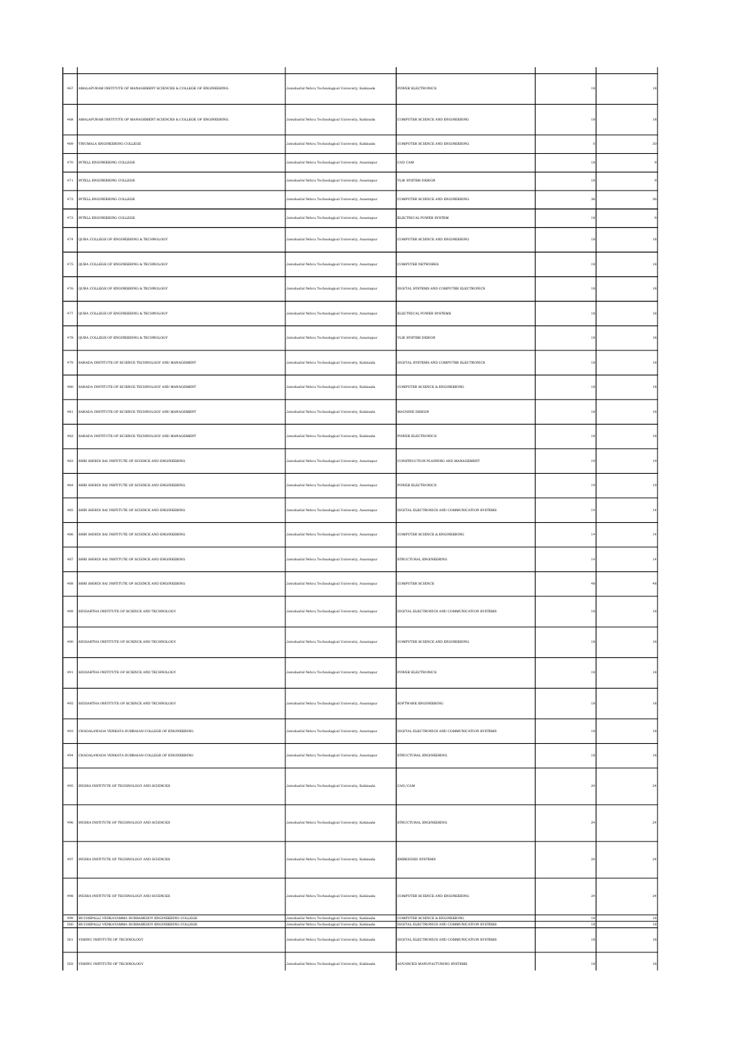| | | | | | |
|---|---|---|---|---|---|
| 467 | AMALAPURAM INSTITUTE OF MANAGEMENT SCIENCES & COLLEGE OF ENGINEERING. | Jawaharlal Nehru Technological University, Kakinada | POWER ELECTRONICS | 18 | 18 |
| 468 | AMALAPURAM INSTITUTE OF MANAGEMENT SCIENCES & COLLEGE OF ENGINEERING. | Jawaharlal Nehru Technological University, Kakinada | COMPUTER SCIENCE AND ENGINEERING | 18 | 18 |
| 469 | TIRUMALA ENGINEERING COLLEGE | Jawaharlal Nehru Technological University, Kakinada | COMPUTER SCIENCE AND ENGINEERING | 0 | 20 |
| 470 | INTELL ENGINEERING COLLEGE | Jawaharlal Nehru Technological University, Anantapur | CAD CAM | 18 | 9 |
| 471 | INTELL ENGINEERING COLLEGE | Jawaharlal Nehru Technological University, Anantapur | VLSI SYSTEM DESIGN | 18 | 9 |
| 472 | INTELL ENGINEERING COLLEGE | Jawaharlal Nehru Technological University, Anantapur | COMPUTER SCIENCE AND ENGINEERING | 36 | 36 |
| 473 | INTELL ENGINEERING COLLEGE | Jawaharlal Nehru Technological University, Anantapur | ELECTRICAL POWER SYSTEM | 18 | 9 |
| 474 | QUBA COLLEGE OF ENGINEERING & TECHNOLOGY | Jawaharlal Nehru Technological University, Anantapur | COMPUTER SCIENCE AND ENGINEERING | 18 | 18 |
| 475 | QUBA COLLEGE OF ENGINEERING & TECHNOLOGY | Jawaharlal Nehru Technological University, Anantapur | COMPUTER NETWORKS | 18 | 18 |
| 476 | QUBA COLLEGE OF ENGINEERING & TECHNOLOGY | Jawaharlal Nehru Technological University, Anantapur | DIGITAL SYSTEMS AND COMPUTER ELECTRONICS | 18 | 18 |
| 477 | QUBA COLLEGE OF ENGINEERING & TECHNOLOGY | Jawaharlal Nehru Technological University, Anantapur | ELECTRICAL POWER SYSTEMS | 18 | 18 |
| 478 | QUBA COLLEGE OF ENGINEERING & TECHNOLOGY | Jawaharlal Nehru Technological University, Anantapur | VLSI SYSTEM DESIGN | 18 | 18 |
| 479 | SARADA INSTITUTE OF SCIENCE TECHNOLOGY AND MANAGEMENT | Jawaharlal Nehru Technological University, Kakinada | DIGITAL SYSTEMS AND COMPUTER ELECTRONICS | 18 | 18 |
| 480 | SARADA INSTITUTE OF SCIENCE TECHNOLOGY AND MANAGEMENT | Jawaharlal Nehru Technological University, Kakinada | COMPUTER SCIENCE & ENGINEERING | 18 | 18 |
| 481 | SARADA INSTITUTE OF SCIENCE TECHNOLOGY AND MANAGEMENT | Jawaharlal Nehru Technological University, Kakinada | MACHINE DESIGN | 18 | 18 |
| 482 | SARADA INSTITUTE OF SCIENCE TECHNOLOGY AND MANAGEMENT | Jawaharlal Nehru Technological University, Kakinada | POWER ELECTRONICS | 18 | 18 |
| 483 | SHRI SHIRDI SAI INSTITUTE OF SCIENCE AND ENGINEERING | Jawaharlal Nehru Technological University, Anantapur | CONSTRUCTION PLANNING AND MANAGEMENT | 19 | 19 |
| 484 | SHRI SHIRDI SAI INSTITUTE OF SCIENCE AND ENGINEERING | Jawaharlal Nehru Technological University, Anantapur | POWER ELECTRONICS | 19 | 19 |
| 485 | SHRI SHIRDI SAI INSTITUTE OF SCIENCE AND ENGINEERING | Jawaharlal Nehru Technological University, Anantapur | DIGITAL ELECTRONICS AND COMMUNICATION SYSTEMS | 14 | 14 |
| 486 | SHRI SHIRDI SAI INSTITUTE OF SCIENCE AND ENGINEERING | Jawaharlal Nehru Technological University, Anantapur | COMPUTER SCIENCE & ENGINEERING | 14 | 14 |
| 487 | SHRI SHIRDI SAI INSTITUTE OF SCIENCE AND ENGINEERING | Jawaharlal Nehru Technological University, Anantapur | STRUCTURAL ENGINEERING | 14 | 14 |
| 488 | SHRI SHIRDI SAI INSTITUTE OF SCIENCE AND ENGINEERING | Jawaharlal Nehru Technological University, Anantapur | COMPUTER SCIENCE | 48 | 48 |
| 489 | SIDDARTHA INSTITUTE OF SCIENCE AND TECHNOLOGY | Jawaharlal Nehru Technological University, Anantapur | DIGITAL ELECTRONICS AND COMMUNICATION SYSTEMS | 18 | 18 |
| 490 | SIDDARTHA INSTITUTE OF SCIENCE AND TECHNOLOGY | Jawaharlal Nehru Technological University, Anantapur | COMPUTER SCIENCE AND ENGINEERING | 18 | 18 |
| 491 | SIDDARTHA INSTITUTE OF SCIENCE AND TECHNOLOGY | Jawaharlal Nehru Technological University, Anantapur | POWER ELECTRONICS | 18 | 18 |
| 492 | SIDDARTHA INSTITUTE OF SCIENCE AND TECHNOLOGY | Jawaharlal Nehru Technological University, Anantapur | SOFTWARE ENGINEERING | 18 | 18 |
| 493 | CHADALAWADA VENKATA SUBBAIAH COLLEGE OF ENGINEERING | Jawaharlal Nehru Technological University, Anantapur | DIGITAL ELECTRONICS AND COMMUNICATION SYSTEMS | 18 | 18 |
| 494 | CHADALAWADA VENKATA SUBBAIAH COLLEGE OF ENGINEERING | Jawaharlal Nehru Technological University, Anantapur | STRUCTURAL ENGINEERING | 18 | 18 |
| 495 | INDIRA INSTITUTE OF TECHNOLOGY AND SCIENCES | Jawaharlal Nehru Technological University, Kakinada | CAD/CAM | 24 | 24 |
| 496 | INDIRA INSTITUTE OF TECHNOLOGY AND SCIENCES | Jawaharlal Nehru Technological University, Kakinada | STRUCTURAL ENGINEERING | 24 | 24 |
| 497 | INDIRA INSTITUTE OF TECHNOLOGY AND SCIENCES | Jawaharlal Nehru Technological University, Kakinada | EMBEDDED SYSTEMS | 24 | 24 |
| 498 | INDIRA INSTITUTE OF TECHNOLOGY AND SCIENCES | Jawaharlal Nehru Technological University, Kakinada | COMPUTER SCIENCE AND ENGINEERING | 24 | 24 |
| 499 | RUCHEPALLI VENKAYAMMA SUBBAREDDY ENGINEERING COLLEGE | Jawaharlal Nehru Technological University, Kakinada | COMPUTER SCIENCE & ENGINEERING | 18 | 18 |
| 500 | RUCHEPALLI VENKAYAMMA SUBBAREDDY ENGINEERING COLLEGE | Jawaharlal Nehru Technological University, Kakinada | DIGITAL ELECTRONICS AND COMMUNICATION SYSTEMS | 18 | 18 |
| 501 | VISHNU INSTITUTE OF TECHNOLOGY | Jawaharlal Nehru Technological University, Kakinada | DIGITAL ELECTRONICS AND COMMUNICATION SYSTEMS | 18 | 18 |
| 502 | VISHNU INSTITUTE OF TECHNOLOGY | Jawaharlal Nehru Technological University, Kakinada | ADVANCED MANUFACTURING SYSTEMS | 18 | 18 |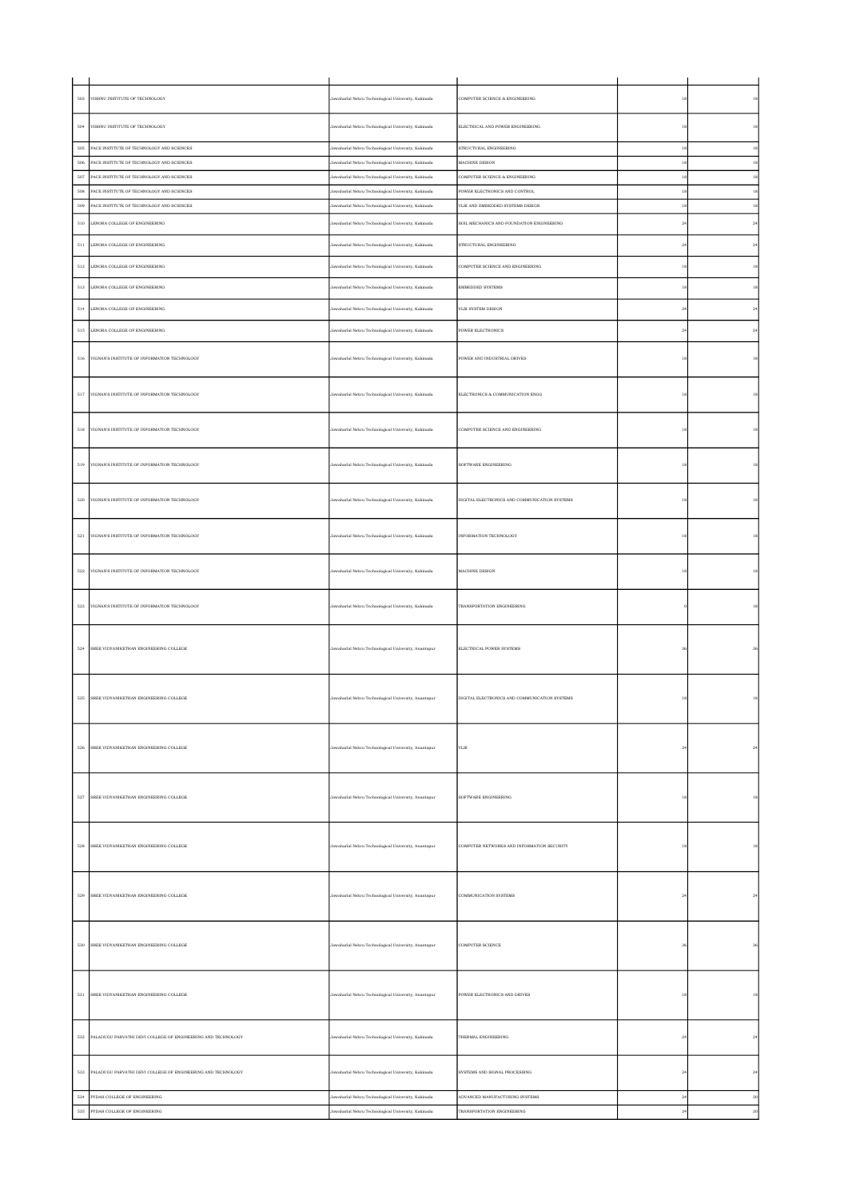| | | | | | |
|---|---|---|---|---|---|
| 503 | VISHNU INSTITUTE OF TECHNOLOGY | Jawaharlal Nehru Technological University, Kakinada | COMPUTER SCIENCE & ENGINEERING | 18 | 18 |
| 504 | VISHNU INSTITUTE OF TECHNOLOGY | Jawaharlal Nehru Technological University, Kakinada | ELECTRICAL AND POWER ENGINEERING | 18 | 18 |
| 505 | PACE INSTITUTE OF TECHNOLOGY AND SCIENCES | Jawaharlal Nehru Technological University, Kakinada | STRUCTURAL ENGINEERING | 18 | 18 |
| 506 | PACE INSTITUTE OF TECHNOLOGY AND SCIENCES | Jawaharlal Nehru Technological University, Kakinada | MACHINE DESIGN | 18 | 18 |
| 507 | PACE INSTITUTE OF TECHNOLOGY AND SCIENCES | Jawaharlal Nehru Technological University, Kakinada | COMPUTER SCIENCE & ENGINEERING | 18 | 18 |
| 508 | PACE INSTITUTE OF TECHNOLOGY AND SCIENCES | Jawaharlal Nehru Technological University, Kakinada | POWER ELECTRONICS AND CONTROL | 18 | 18 |
| 509 | PACE INSTITUTE OF TECHNOLOGY AND SCIENCES | Jawaharlal Nehru Technological University, Kakinada | VLSI AND EMBEDDED SYSTEMS DESIGN | 18 | 18 |
| 510 | LENORA COLLEGE OF ENGINEERING | Jawaharlal Nehru Technological University, Kakinada | SOIL MECHANICS AND FOUNDATION ENGINEERING | 24 | 24 |
| 511 | LENORA COLLEGE OF ENGINEERING | Jawaharlal Nehru Technological University, Kakinada | STRUCTURAL ENGINEERING | 24 | 24 |
| 512 | LENORA COLLEGE OF ENGINEERING | Jawaharlal Nehru Technological University, Kakinada | COMPUTER SCIENCE AND ENGINEERING | 18 | 18 |
| 513 | LENORA COLLEGE OF ENGINEERING | Jawaharlal Nehru Technological University, Kakinada | EMBEDDED SYSTEMS | 18 | 18 |
| 514 | LENORA COLLEGE OF ENGINEERING | Jawaharlal Nehru Technological University, Kakinada | VLSI SYSTEM DESIGN | 24 | 24 |
| 515 | LENORA COLLEGE OF ENGINEERING | Jawaharlal Nehru Technological University, Kakinada | POWER ELECTRONICS | 24 | 24 |
| 516 | VIGNAN'S INSTITUTE OF INFORMATION TECHNOLOGY | Jawaharlal Nehru Technological University, Kakinada | POWER AND INDUSTRIAL DRIVES | 18 | 18 |
| 517 | VIGNAN'S INSTITUTE OF INFORMATION TECHNOLOGY | Jawaharlal Nehru Technological University, Kakinada | ELECTRONICS & COMMUNICATION ENGG | 18 | 18 |
| 518 | VIGNAN'S INSTITUTE OF INFORMATION TECHNOLOGY | Jawaharlal Nehru Technological University, Kakinada | COMPUTER SCIENCE AND ENGINEERING | 18 | 18 |
| 519 | VIGNAN'S INSTITUTE OF INFORMATION TECHNOLOGY | Jawaharlal Nehru Technological University, Kakinada | SOFTWARE ENGINEERING | 18 | 18 |
| 520 | VIGNAN'S INSTITUTE OF INFORMATION TECHNOLOGY | Jawaharlal Nehru Technological University, Kakinada | DIGITAL ELECTRONICS AND COMMUNICATION SYSTEMS | 18 | 18 |
| 521 | VIGNAN'S INSTITUTE OF INFORMATION TECHNOLOGY | Jawaharlal Nehru Technological University, Kakinada | INFORMATION TECHNOLOGY | 18 | 18 |
| 522 | VIGNAN'S INSTITUTE OF INFORMATION TECHNOLOGY | Jawaharlal Nehru Technological University, Kakinada | MACHINE DESIGN | 18 | 18 |
| 523 | VIGNAN'S INSTITUTE OF INFORMATION TECHNOLOGY | Jawaharlal Nehru Technological University, Kakinada | TRANSPORTATION ENGINEERING | 0 | 18 |
| 524 | SREE VIDYANIKETHAN ENGINEERING COLLEGE | Jawaharlal Nehru Technological University, Anantapur | ELECTRICAL POWER SYSTEMS | 36 | 36 |
| 525 | SREE VIDYANIKETHAN ENGINEERING COLLEGE | Jawaharlal Nehru Technological University, Anantapur | DIGITAL ELECTRONICS AND COMMUNICATION SYSTEMS | 18 | 18 |
| 526 | SREE VIDYANIKETHAN ENGINEERING COLLEGE | Jawaharlal Nehru Technological University, Anantapur | VLSI | 24 | 24 |
| 527 | SREE VIDYANIKETHAN ENGINEERING COLLEGE | Jawaharlal Nehru Technological University, Anantapur | SOFTWARE ENGINEERING | 18 | 18 |
| 528 | SREE VIDYANIKETHAN ENGINEERING COLLEGE | Jawaharlal Nehru Technological University, Anantapur | COMPUTER NETWORKS AND INFORMATION SECURITY | 18 | 18 |
| 529 | SREE VIDYANIKETHAN ENGINEERING COLLEGE | Jawaharlal Nehru Technological University, Anantapur | COMMUNICATION SYSTEMS | 24 | 24 |
| 530 | SREE VIDYANIKETHAN ENGINEERING COLLEGE | Jawaharlal Nehru Technological University, Anantapur | COMPUTER SCIENCE | 36 | 36 |
| 531 | SREE VIDYANIKETHAN ENGINEERING COLLEGE | Jawaharlal Nehru Technological University, Anantapur | POWER ELECTRONICS AND DRIVES | 18 | 18 |
| 532 | PALADUGU PARVATHI DEVI COLLEGE OF ENGINEERING AND TECHNOLOGY | Jawaharlal Nehru Technological University, Kakinada | THERMAL ENGINEERING | 24 | 24 |
| 533 | PALADUGU PARVATHI DEVI COLLEGE OF ENGINEERING AND TECHNOLOGY | Jawaharlal Nehru Technological University, Kakinada | SYSTEMS AND SIGNAL PROCESSING | 24 | 24 |
| 534 | PYDAH COLLEGE OF ENGINEERING | Jawaharlal Nehru Technological University, Kakinada | ADVANCED MANUFACTURING SYSTEMS | 24 | 30 |
| 535 | PYDAH COLLEGE OF ENGINEERING | Jawaharlal Nehru Technological University, Kakinada | TRANSPORTATION ENGINEERING | 24 | 30 |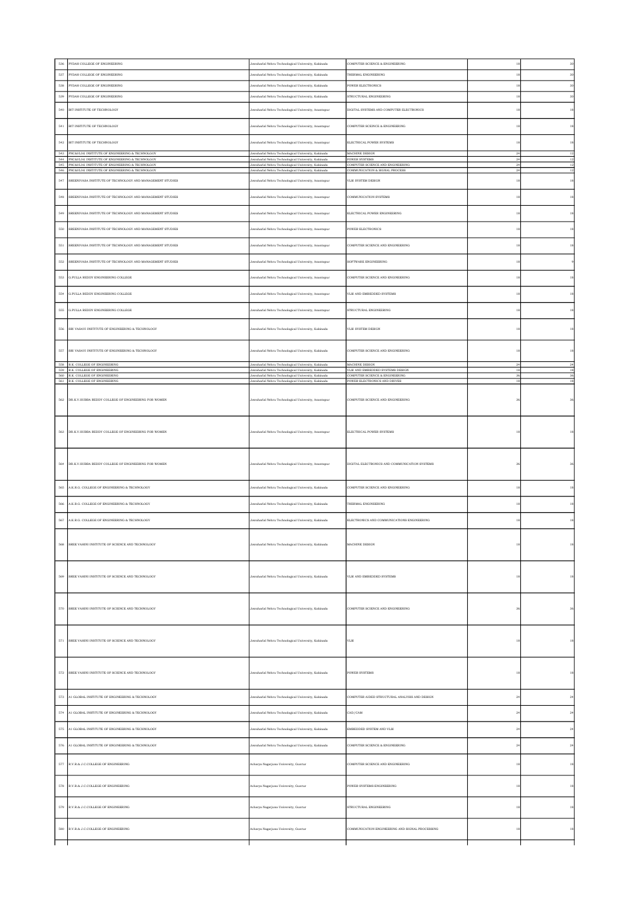| 536 | PYDAH COLLEGE OF ENGINEERING | Jawaharlal Nehru Technological University, Kakinada | COMPUTER SCIENCE & ENGINEERING | 18 | 20 |
|---|---|---|---|---|---|
| 537 | PYDAH COLLEGE OF ENGINEERING | Jawaharlal Nehru Technological University, Kakinada | THERMAL ENGINEERING | 18 | 20 |
| 538 | PYDAH COLLEGE OF ENGINEERING | Jawaharlal Nehru Technological University, Kakinada | POWER ELECTRONICS | 18 | 20 |
| 539 | PYDAH COLLEGE OF ENGINEERING | Jawaharlal Nehru Technological University, Kakinada | STRUCTURAL ENGINEERING | 18 | 20 |
| 540 | SIT INSTITUTE OF TECHNOLOGY | Jawaharlal Nehru Technological University, Anantapur | DIGITAL SYSTEMS AND COMPUTER ELECTRONICS | 18 | 18 |
| 541 | SIT INSTITUTE OF TECHNOLOGY | Jawaharlal Nehru Technological University, Anantapur | COMPUTER SCIENCE & ENGINEERING | 18 | 18 |
| 542 | SIT INSTITUTE OF TECHNOLOGY | Jawaharlal Nehru Technological University, Anantapur | ELECTRICAL POWER SYSTEMS | 18 | 18 |
| 543 | PNCAVLIAI INSTITUTE OF ENGINEERING & TECHNOLOGY | Jawaharlal Nehru Technological University, Kakinada | MACHINE DESIGN | 24 | 12 |
| 544 | PNCAVLIAI INSTITUTE OF ENGINEERING & TECHNOLOGY | Jawaharlal Nehru Technological University, Kakinada | POWER SYSTEMS | 24 | 12 |
| 545 | PNCAVLIAI INSTITUTE OF ENGINEERING & TECHNOLOGY | Jawaharlal Nehru Technological University, Kakinada | COMPUTER SCIENCE AND ENGINEERING | 24 | 12 |
| 546 | PNCAVLIAI INSTITUTE OF ENGINEERING & TECHNOLOGY | Jawaharlal Nehru Technological University, Kakinada | COMMUNICATION & SIGNAL PROCESS | 24 | 12 |
| 547 | SREENIVASA INSTITUTE OF TECHNOLOGY AND MANAGEMENT STUDIES | Jawaharlal Nehru Technological University, Anantapur | VLSI SYSTEM DESIGN | 18 | 18 |
| 548 | SREENIVASA INSTITUTE OF TECHNOLOGY AND MANAGEMENT STUDIES | Jawaharlal Nehru Technological University, Anantapur | COMMUNICATION SYSTEMS | 18 | 18 |
| 549 | SREENIVASA INSTITUTE OF TECHNOLOGY AND MANAGEMENT STUDIES | Jawaharlal Nehru Technological University, Anantapur | ELECTRICAL POWER ENGINEERING | 18 | 18 |
| 550 | SREENIVASA INSTITUTE OF TECHNOLOGY AND MANAGEMENT STUDIES | Jawaharlal Nehru Technological University, Anantapur | POWER ELECTRONICS | 18 | 18 |
| 551 | SREENIVASA INSTITUTE OF TECHNOLOGY AND MANAGEMENT STUDIES | Jawaharlal Nehru Technological University, Anantapur | COMPUTER SCIENCE AND ENGINEERING | 18 | 18 |
| 552 | SREENIVASA INSTITUTE OF TECHNOLOGY AND MANAGEMENT STUDIES | Jawaharlal Nehru Technological University, Anantapur | SOFTWARE ENGINEERING | 18 | 9 |
| 553 | G.PULLA REDDY ENGINEERING COLLEGE | Jawaharlal Nehru Technological University, Anantapur | COMPUTER SCIENCE AND ENGINEERING | 18 | 18 |
| 554 | G.PULLA REDDY ENGINEERING COLLEGE | Jawaharlal Nehru Technological University, Anantapur | VLSI AND EMBEDDED SYSTEMS | 18 | 18 |
| 555 | G.PULLA REDDY ENGINEERING COLLEGE | Jawaharlal Nehru Technological University, Anantapur | STRUCTURAL ENGINEERING | 18 | 18 |
| 556 | SRI VASAVI INSTITUTE OF ENGINEERING & TECHNOLOGY | Jawaharlal Nehru Technological University, Kakinada | VLSI SYSTEM DESIGN | 18 | 18 |
| 557 | SRI VASAVI INSTITUTE OF ENGINEERING & TECHNOLOGY | Jawaharlal Nehru Technological University, Kakinada | COMPUTER SCIENCE AND ENGINEERING | 18 | 18 |
| 558 | R.K. COLLEGE OF ENGINEERING | Jawaharlal Nehru Technological University, Kakinada | MACHINE DESIGN | 24 | 24 |
| 559 | R.K. COLLEGE OF ENGINEERING | Jawaharlal Nehru Technological University, Kakinada | VLSI AND EMBEDDED SYSTEMS DESIGN | 18 | 18 |
| 560 | R.K. COLLEGE OF ENGINEERING | Jawaharlal Nehru Technological University, Kakinada | COMPUTER SCIENCE & ENGINEERING | 36 | 36 |
| 561 | R.K. COLLEGE OF ENGINEERING | Jawaharlal Nehru Technological University, Kakinada | POWER ELECTRONICS AND DRIVES | 18 | 18 |
| 562 | DR.K.V.SUBBA REDDY COLLEGE OF ENGINEERING FOR WOMEN | Jawaharlal Nehru Technological University, Anantapur | COMPUTER SCIENCE AND ENGINEERING | 36 | 36 |
| 563 | DR.K.V.SUBBA REDDY COLLEGE OF ENGINEERING FOR WOMEN | Jawaharlal Nehru Technological University, Anantapur | ELECTRICAL POWER SYSTEMS | 18 | 18 |
| 564 | DR.K.V.SUBBA REDDY COLLEGE OF ENGINEERING FOR WOMEN | Jawaharlal Nehru Technological University, Anantapur | DIGITAL ELECTRONICS AND COMMUNICATION SYSTEMS | 36 | 36 |
| 565 | A.K.R.G. COLLEGE OF ENGINEERING & TECHNOLOGY | Jawaharlal Nehru Technological University, Kakinada | COMPUTER SCIENCE AND ENGINEERING | 18 | 18 |
| 566 | A.K.R.G. COLLEGE OF ENGINEERING & TECHNOLOGY | Jawaharlal Nehru Technological University, Kakinada | THERMAL ENGINEERING | 18 | 18 |
| 567 | A.K.R.G. COLLEGE OF ENGINEERING & TECHNOLOGY | Jawaharlal Nehru Technological University, Kakinada | ELECTRONICS AND COMMUNICATIONS ENGINEERING | 18 | 18 |
| 568 | SREE VAHINI INSTITUTE OF SCIENCE AND TECHNOLOGY | Jawaharlal Nehru Technological University, Kakinada | MACHINE DESIGN | 18 | 18 |
| 569 | SREE VAHINI INSTITUTE OF SCIENCE AND TECHNOLOGY | Jawaharlal Nehru Technological University, Kakinada | VLSI AND EMBEDDED SYSTEMS | 18 | 18 |
| 570 | SREE VAHINI INSTITUTE OF SCIENCE AND TECHNOLOGY | Jawaharlal Nehru Technological University, Kakinada | COMPUTER SCIENCE AND ENGINEERING | 36 | 36 |
| 571 | SREE VAHINI INSTITUTE OF SCIENCE AND TECHNOLOGY | Jawaharlal Nehru Technological University, Kakinada | VLSI | 18 | 18 |
| 572 | SREE VAHINI INSTITUTE OF SCIENCE AND TECHNOLOGY | Jawaharlal Nehru Technological University, Kakinada | POWER SYSTEMS | 18 | 18 |
| 573 | A1 GLOBAL INSTITUTE OF ENGINEERING & TECHNOLOGY | Jawaharlal Nehru Technological University, Kakinada | COMPUTER AIDED STRUCTURAL ANALYSIS AND DESIGN | 24 | 24 |
| 574 | A1 GLOBAL INSTITUTE OF ENGINEERING & TECHNOLOGY | Jawaharlal Nehru Technological University, Kakinada | CAD/CAM | 24 | 24 |
| 575 | A1 GLOBAL INSTITUTE OF ENGINEERING & TECHNOLOGY | Jawaharlal Nehru Technological University, Kakinada | EMBEDDED SYSTEM AND VLSI | 24 | 24 |
| 576 | A1 GLOBAL INSTITUTE OF ENGINEERING & TECHNOLOGY | Jawaharlal Nehru Technological University, Kakinada | COMPUTER SCIENCE & ENGINEERING | 24 | 24 |
| 577 | R.V.R.& J.C.COLLEGE OF ENGINEERING | Acharya Nagarjuna University, Guntur | COMPUTER SCIENCE AND ENGINEERING | 18 | 18 |
| 578 | R.V.R.& J.C.COLLEGE OF ENGINEERING | Acharya Nagarjuna University, Guntur | POWER SYSTEMS ENGINEERING | 18 | 18 |
| 579 | R.V.R.& J.C.COLLEGE OF ENGINEERING | Acharya Nagarjuna University, Guntur | STRUCTURAL ENGINEERING | 18 | 18 |
| 580 | R.V.R.& J.C.COLLEGE OF ENGINEERING | Acharya Nagarjuna University, Guntur | COMMUNICATION ENGINEERING AND SIGNAL PROCESSING | 18 | 18 |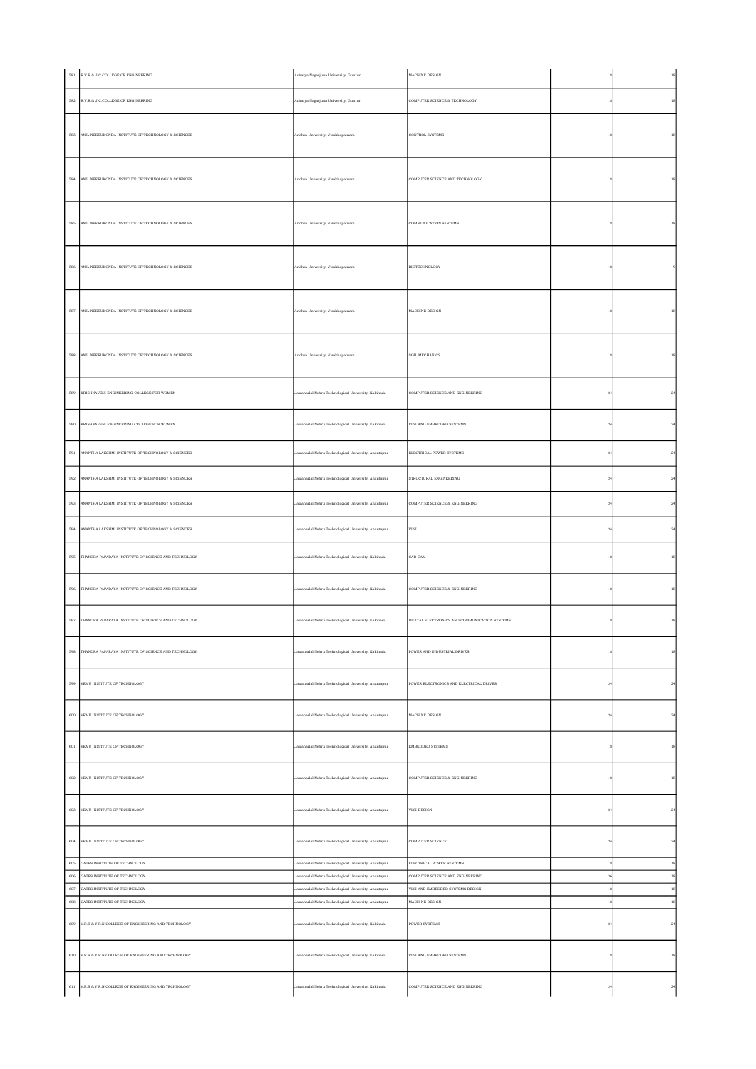| 581 | R.V.R.& J.C.COLLEGE OF ENGINEERING | Acharya Nagarjuna University, Guntur | MACHINE DESIGN | 18 | 18 |
|---|---|---|---|---|---|
| 582 | R.V.R.& J.C.COLLEGE OF ENGINEERING | Acharya Nagarjuna University, Guntur | COMPUTER SCIENCE & TECHNOLOGY | 18 | 18 |
| 583 | ANIL NEERUKONDA INSTITUTE OF TECHNOLOGY & SCIENCES | Andhra University, Visakhapatnam | CONTROL SYSTEMS | 18 | 18 |
| 584 | ANIL NEERUKONDA INSTITUTE OF TECHNOLOGY & SCIENCES | Andhra University, Visakhapatnam | COMPUTER SCIENCE AND TECHNOLOGY | 18 | 18 |
| 585 | ANIL NEERUKONDA INSTITUTE OF TECHNOLOGY & SCIENCES | Andhra University, Visakhapatnam | COMMUNICATION SYSTEMS | 18 | 18 |
| 586 | ANIL NEERUKONDA INSTITUTE OF TECHNOLOGY & SCIENCES | Andhra University, Visakhapatnam | BIOTECHNOLOGY | 18 | 9 |
| 587 | ANIL NEERUKONDA INSTITUTE OF TECHNOLOGY & SCIENCES | Andhra University, Visakhapatnam | MACHINE DESIGN | 18 | 18 |
| 588 | ANIL NEERUKONDA INSTITUTE OF TECHNOLOGY & SCIENCES | Andhra University, Visakhapatnam | SOIL MECHANICS | 18 | 18 |
| 589 | KRISHNAVENI ENGINEERING COLLEGE FOR WOMEN | Jawaharlal Nehru Technological University, Kakinada | COMPUTER SCIENCE AND ENGINEERING | 24 | 24 |
| 590 | KRISHNAVENI ENGINEERING COLLEGE FOR WOMEN | Jawaharlal Nehru Technological University, Kakinada | VLSI AND EMBEDDED SYSTEMS | 24 | 24 |
| 591 | ANANTHA LAKSHMI INSTITUTE OF TECHNOLOGY & SCIENCES | Jawaharlal Nehru Technological University, Anantapur | ELECTRICAL POWER SYSTEMS | 24 | 24 |
| 592 | ANANTHA LAKSHMI INSTITUTE OF TECHNOLOGY & SCIENCES | Jawaharlal Nehru Technological University, Anantapur | STRUCTURAL ENGINEERING | 24 | 24 |
| 593 | ANANTHA LAKSHMI INSTITUTE OF TECHNOLOGY & SCIENCES | Jawaharlal Nehru Technological University, Anantapur | COMPUTER SCIENCE & ENGINEERING | 24 | 24 |
| 594 | ANANTHA LAKSHMI INSTITUTE OF TECHNOLOGY & SCIENCES | Jawaharlal Nehru Technological University, Anantapur | VLSI | 24 | 24 |
| 595 | THANDRA PAPARAYA INSTITUTE OF SCIENCE AND TECHNOLOGY | Jawaharlal Nehru Technological University, Kakinada | CAD CAM | 18 | 18 |
| 596 | THANDRA PAPARAYA INSTITUTE OF SCIENCE AND TECHNOLOGY | Jawaharlal Nehru Technological University, Kakinada | COMPUTER SCIENCE & ENGINEERING | 18 | 18 |
| 597 | THANDRA PAPARAYA INSTITUTE OF SCIENCE AND TECHNOLOGY | Jawaharlal Nehru Technological University, Kakinada | DIGITAL ELECTRONICS AND COMMUNICATION SYSTEMS | 18 | 18 |
| 598 | THANDRA PAPARAYA INSTITUTE OF SCIENCE AND TECHNOLOGY | Jawaharlal Nehru Technological University, Kakinada | POWER AND INDUSTRIAL DRIVES | 18 | 18 |
| 599 | VEMU INSTITUTE OF TECHNOLOGY | Jawaharlal Nehru Technological University, Anantapur | POWER ELECTRONICS AND ELECTRICAL DRIVES | 24 | 24 |
| 600 | VEMU INSTITUTE OF TECHNOLOGY | Jawaharlal Nehru Technological University, Anantapur | MACHINE DESIGN | 24 | 24 |
| 601 | VEMU INSTITUTE OF TECHNOLOGY | Jawaharlal Nehru Technological University, Anantapur | EMBEDDED SYSTEMS | 18 | 18 |
| 602 | VEMU INSTITUTE OF TECHNOLOGY | Jawaharlal Nehru Technological University, Anantapur | COMPUTER SCIENCE & ENGINEERING | 18 | 18 |
| 603 | VEMU INSTITUTE OF TECHNOLOGY | Jawaharlal Nehru Technological University, Anantapur | VLSI DESIGN | 24 | 24 |
| 604 | VEMU INSTITUTE OF TECHNOLOGY | Jawaharlal Nehru Technological University, Anantapur | COMPUTER SCIENCE | 24 | 24 |
| 605 | GATES INSTITUTE OF TECHNOLOGY | Jawaharlal Nehru Technological University, Anantapur | ELECTRICAL POWER SYSTEMS | 18 | 18 |
| 606 | GATES INSTITUTE OF TECHNOLOGY | Jawaharlal Nehru Technological University, Anantapur | COMPUTER SCIENCE AND ENGINEERING | 36 | 18 |
| 607 | GATES INSTITUTE OF TECHNOLOGY | Jawaharlal Nehru Technological University, Anantapur | VLSI AND EMBEDDED SYSTEMS DESIGN | 18 | 18 |
| 608 | GATES INSTITUTE OF TECHNOLOGY | Jawaharlal Nehru Technological University, Anantapur | MACHINE DESIGN | 18 | 18 |
| 609 | V.R.S & Y.R.N COLLEGE OF ENGINEERING AND TECHNOLOGY | Jawaharlal Nehru Technological University, Kakinada | POWER SYSTEMS | 24 | 24 |
| 610 | V.R.S & Y.R.N COLLEGE OF ENGINEERING AND TECHNOLOGY | Jawaharlal Nehru Technological University, Kakinada | VLSI AND EMBEDDED SYSTEMS | 18 | 18 |
| 611 | V.R.S & Y.R.N COLLEGE OF ENGINEERING AND TECHNOLOGY | Jawaharlal Nehru Technological University, Kakinada | COMPUTER SCIENCE AND ENGINEERING | 24 | 24 |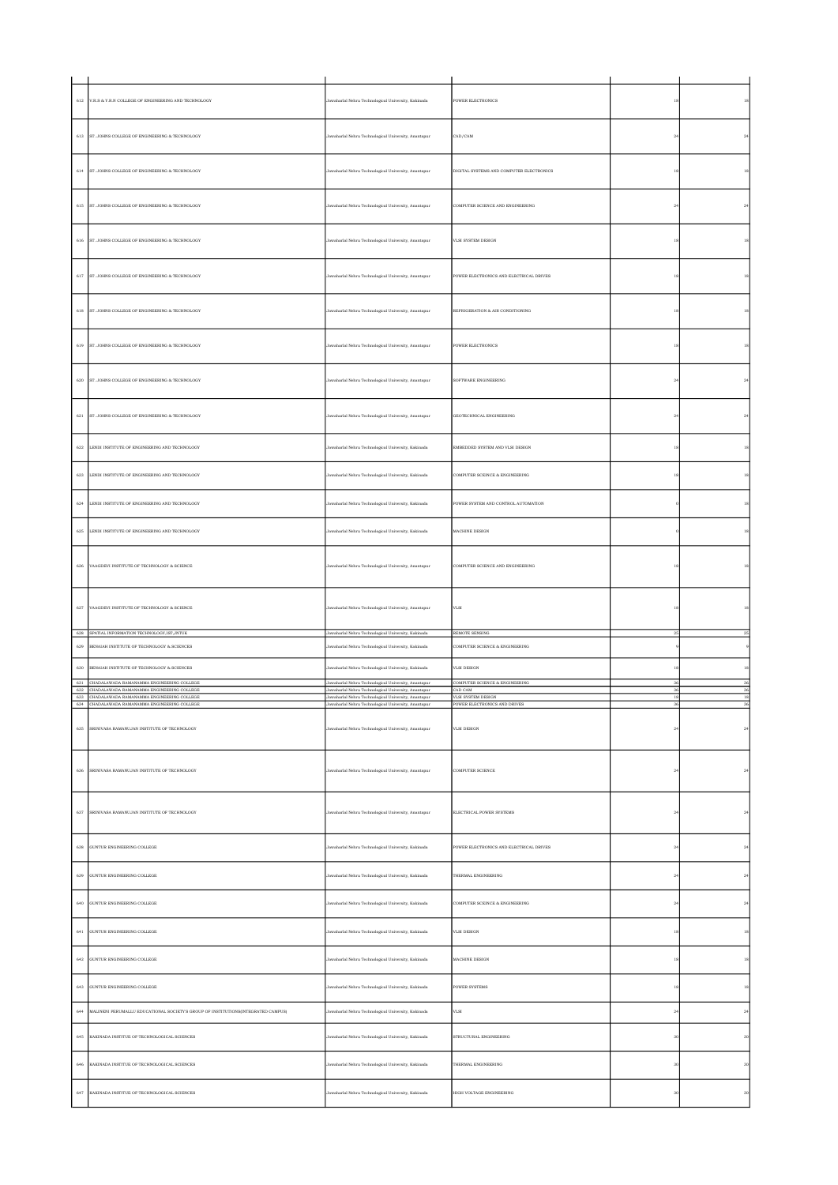| | | | | | |
|---|---|---|---|---|---|
| 612 | V.R.S & Y.R.N COLLEGE OF ENGINEERING AND TECHNOLOGY | Jawaharlal Nehru Technological University, Kakinada | POWER ELECTRONICS | 18 | 18 |
| 613 | ST.JOHNS COLLEGE OF ENGINEERING & TECHNOLOGY | Jawaharlal Nehru Technological University, Anantapur | CAD/CAM | 24 | 24 |
| 614 | ST.JOHNS COLLEGE OF ENGINEERING & TECHNOLOGY | Jawaharlal Nehru Technological University, Anantapur | DIGITAL SYSTEMS AND COMPUTER ELECTRONICS | 18 | 18 |
| 615 | ST.JOHNS COLLEGE OF ENGINEERING & TECHNOLOGY | Jawaharlal Nehru Technological University, Anantapur | COMPUTER SCIENCE AND ENGINEERING | 24 | 24 |
| 616 | ST.JOHNS COLLEGE OF ENGINEERING & TECHNOLOGY | Jawaharlal Nehru Technological University, Anantapur | VLSI SYSTEM DESIGN | 18 | 18 |
| 617 | ST.JOHNS COLLEGE OF ENGINEERING & TECHNOLOGY | Jawaharlal Nehru Technological University, Anantapur | POWER ELECTRONICS AND ELECTRICAL DRIVES | 18 | 18 |
| 618 | ST.JOHNS COLLEGE OF ENGINEERING & TECHNOLOGY | Jawaharlal Nehru Technological University, Anantapur | REFRIGERATION & AIR CONDITIONING | 18 | 18 |
| 619 | ST.JOHNS COLLEGE OF ENGINEERING & TECHNOLOGY | Jawaharlal Nehru Technological University, Anantapur | POWER ELECTRONICS | 18 | 18 |
| 620 | ST.JOHNS COLLEGE OF ENGINEERING & TECHNOLOGY | Jawaharlal Nehru Technological University, Anantapur | SOFTWARE ENGINEERING | 24 | 24 |
| 621 | ST.JOHNS COLLEGE OF ENGINEERING & TECHNOLOGY | Jawaharlal Nehru Technological University, Anantapur | GEOTECHNICAL ENGINEERING | 24 | 24 |
| 622 | LENDI INSTITUTE OF ENGINEERING AND TECHNOLOGY | Jawaharlal Nehru Technological University, Kakinada | EMBEDDED SYSTEM AND VLSI DESIGN | 18 | 18 |
| 623 | LENDI INSTITUTE OF ENGINEERING AND TECHNOLOGY | Jawaharlal Nehru Technological University, Kakinada | COMPUTER SCIENCE & ENGINEERING | 18 | 18 |
| 624 | LENDI INSTITUTE OF ENGINEERING AND TECHNOLOGY | Jawaharlal Nehru Technological University, Kakinada | POWER SYSTEM AND CONTROL AUTOMATION | 0 | 18 |
| 625 | LENDI INSTITUTE OF ENGINEERING AND TECHNOLOGY | Jawaharlal Nehru Technological University, Kakinada | MACHINE DESIGN | 0 | 18 |
| 626 | VAAGDEVI INSTITUTE OF TECHNOLOGY & SCIENCE | Jawaharlal Nehru Technological University, Anantapur | COMPUTER SCIENCE AND ENGINEERING | 18 | 18 |
| 627 | VAAGDEVI INSTITUTE OF TECHNOLOGY & SCIENCE | Jawaharlal Nehru Technological University, Anantapur | VLSI | 18 | 18 |
| 628 | SPATIAL INFORMATION TECHNOLOGY,IST,JNTUK | Jawaharlal Nehru Technological University, Kakinada | REMOTE SENSING | 25 | 25 |
| 629 | BENAIAH INSTITUTE OF TECHNOLOGY & SCIENCES | Jawaharlal Nehru Technological University, Kakinada | COMPUTER SCIENCE & ENGINEERING | 9 | 9 |
| 630 | BENAIAH INSTITUTE OF TECHNOLOGY & SCIENCES | Jawaharlal Nehru Technological University, Kakinada | VLSI DESIGN | 18 | 18 |
| 631 | CHADALAWADA RAMANAMMA ENGINEERING COLLEGE | Jawaharlal Nehru Technological University, Anantapur | COMPUTER SCIENCE & ENGINEERING | 36 | 36 |
| 632 | CHADALAWADA RAMANAMMA ENGINEERING COLLEGE | Jawaharlal Nehru Technological University, Anantapur | CAD CAM | 36 | 36 |
| 633 | CHADALAWADA RAMANAMMA ENGINEERING COLLEGE | Jawaharlal Nehru Technological University, Anantapur | VLSI SYSTEM DESIGN | 18 | 18 |
| 634 | CHADALAWADA RAMANAMMA ENGINEERING COLLEGE | Jawaharlal Nehru Technological University, Anantapur | POWER ELECTRONICS AND DRIVES | 36 | 36 |
| 635 | SRINIVASA RAMANUJAN INSTITUTE OF TECHNOLOGY | Jawaharlal Nehru Technological University, Anantapur | VLSI DESIGN | 24 | 24 |
| 636 | SRINIVASA RAMANUJAN INSTITUTE OF TECHNOLOGY | Jawaharlal Nehru Technological University, Anantapur | COMPUTER SCIENCE | 24 | 24 |
| 637 | SRINIVASA RAMANUJAN INSTITUTE OF TECHNOLOGY | Jawaharlal Nehru Technological University, Anantapur | ELECTRICAL POWER SYSTEMS | 24 | 24 |
| 638 | GUNTUR ENGINEERING COLLEGE | Jawaharlal Nehru Technological University, Kakinada | POWER ELECTRONICS AND ELECTRICAL DRIVES | 24 | 24 |
| 639 | GUNTUR ENGINEERING COLLEGE | Jawaharlal Nehru Technological University, Kakinada | THERMAL ENGINEERING | 24 | 24 |
| 640 | GUNTUR ENGINEERING COLLEGE | Jawaharlal Nehru Technological University, Kakinada | COMPUTER SCIENCE & ENGINEERING | 24 | 24 |
| 641 | GUNTUR ENGINEERING COLLEGE | Jawaharlal Nehru Technological University, Kakinada | VLSI DESIGN | 18 | 18 |
| 642 | GUNTUR ENGINEERING COLLEGE | Jawaharlal Nehru Technological University, Kakinada | MACHINE DESIGN | 18 | 18 |
| 643 | GUNTUR ENGINEERING COLLEGE | Jawaharlal Nehru Technological University, Kakinada | POWER SYSTEMS | 18 | 18 |
| 644 | MALINENI PERUMALLU EDUCATIONAL SOCIETY'S GROUP OF INSTITUTIONS(INTEGRATED CAMPUS) | Jawaharlal Nehru Technological University, Kakinada | VLSI | 24 | 24 |
| 645 | KAKINADA INSTITUE OF TECHNOLOGICAL SCIENCES | Jawaharlal Nehru Technological University, Kakinada | STRUCTURAL ENGINEERING | 30 | 30 |
| 646 | KAKINADA INSTITUE OF TECHNOLOGICAL SCIENCES | Jawaharlal Nehru Technological University, Kakinada | THERMAL ENGINEERING | 30 | 30 |
| 647 | KAKINADA INSTITUE OF TECHNOLOGICAL SCIENCES | Jawaharlal Nehru Technological University, Kakinada | HIGH VOLTAGE ENGINEERING | 30 | 30 |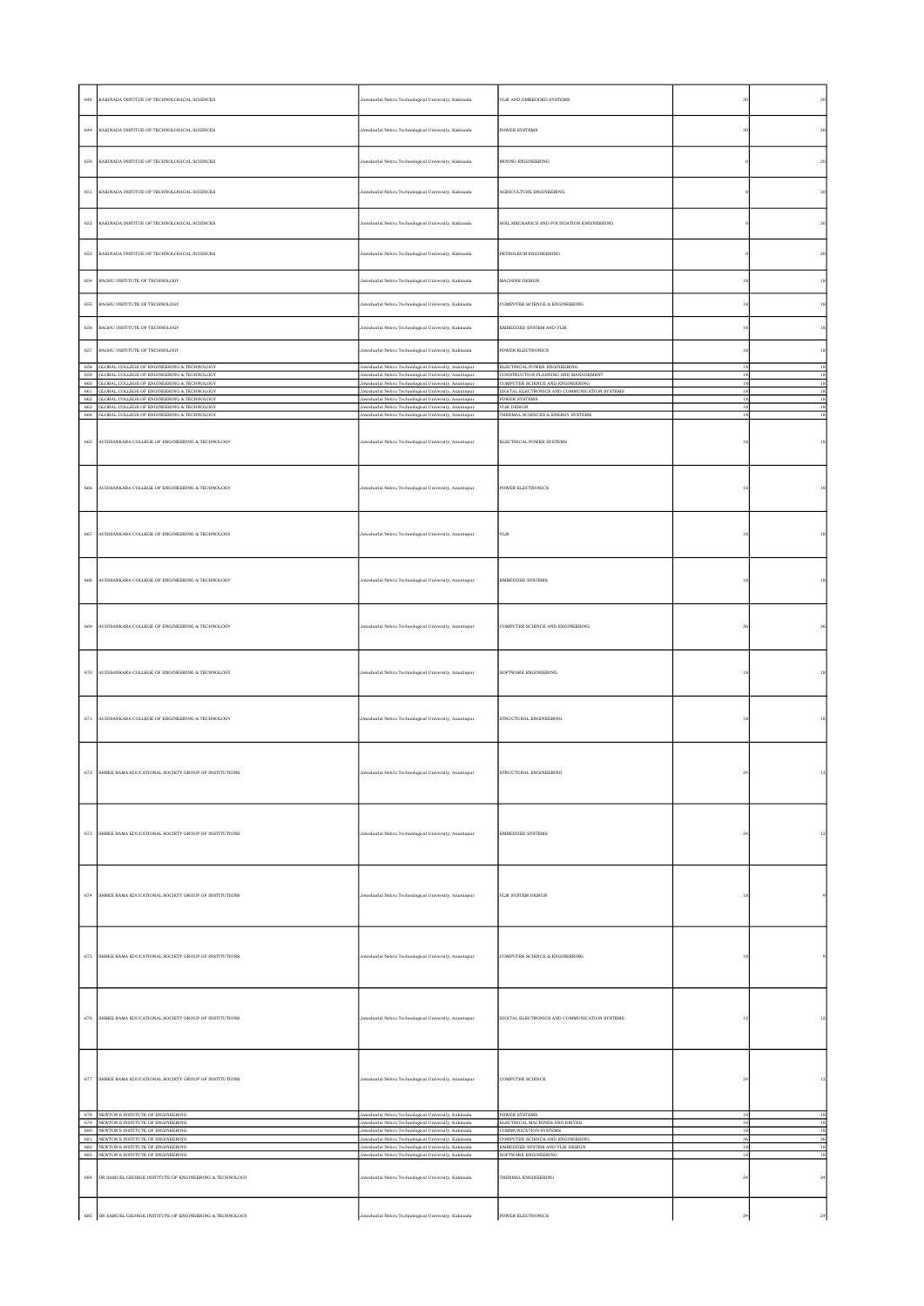| | | | | | |
|---|---|---|---|---|---|
| 648 | KAKINADA INSTITUE OF TECHNOLOGICAL SCIENCES | Jawaharlal Nehru Technological University, Kakinada | VLSI AND EMBEDDED SYSTEMS | 20 | 20 |
| 649 | KAKINADA INSTITUE OF TECHNOLOGICAL SCIENCES | Jawaharlal Nehru Technological University, Kakinada | POWER SYSTEMS | 20 | 20 |
| 650 | KAKINADA INSTITUE OF TECHNOLOGICAL SCIENCES | Jawaharlal Nehru Technological University, Kakinada | MINING ENGINEERING | 0 | 20 |
| 651 | KAKINADA INSTITUE OF TECHNOLOGICAL SCIENCES | Jawaharlal Nehru Technological University, Kakinada | AGRICULTURE ENGINEERING | 0 | 30 |
| 652 | KAKINADA INSTITUE OF TECHNOLOGICAL SCIENCES | Jawaharlal Nehru Technological University, Kakinada | SOIL MECHANICS AND FOUNDATION ENGINEERING | 0 | 20 |
| 653 | KAKINADA INSTITUE OF TECHNOLOGICAL SCIENCES | Jawaharlal Nehru Technological University, Kakinada | PETROLEUM ENGINEERING | 0 | 20 |
| 654 | RAGHU INSTITUTE OF TECHNOLOGY | Jawaharlal Nehru Technological University, Kakinada | MACHINE DESIGN | 18 | 18 |
| 655 | RAGHU INSTITUTE OF TECHNOLOGY | Jawaharlal Nehru Technological University, Kakinada | COMPUTER SCIENCE & ENGINEERING | 18 | 18 |
| 656 | RAGHU INSTITUTE OF TECHNOLOGY | Jawaharlal Nehru Technological University, Kakinada | EMBEDDED SYSTEM AND VLSI | 18 | 18 |
| 657 | RAGHU INSTITUTE OF TECHNOLOGY | Jawaharlal Nehru Technological University, Kakinada | POWER ELECTRONICS | 18 | 18 |
| 658 | GLOBAL COLLEGE OF ENGINEERING & TECHNOLOGY | Jawaharlal Nehru Technological University, Anantapur | ELECTRICAL POWER ENGINEERING | 18 | 18 |
| 659 | GLOBAL COLLEGE OF ENGINEERING & TECHNOLOGY | Jawaharlal Nehru Technological University, Anantapur | CONSTRUCTION PLANNING AND MANAGEMENT | 18 | 18 |
| 660 | GLOBAL COLLEGE OF ENGINEERING & TECHNOLOGY | Jawaharlal Nehru Technological University, Anantapur | COMPUTER SCIENCE AND ENGINEERING | 18 | 18 |
| 661 | GLOBAL COLLEGE OF ENGINEERING & TECHNOLOGY | Jawaharlal Nehru Technological University, Anantapur | DIGITAL ELECTRONICS AND COMMUNICATION SYSTEMS | 18 | 18 |
| 662 | GLOBAL COLLEGE OF ENGINEERING & TECHNOLOGY | Jawaharlal Nehru Technological University, Anantapur | POWER SYSTEMS | 18 | 18 |
| 663 | GLOBAL COLLEGE OF ENGINEERING & TECHNOLOGY | Jawaharlal Nehru Technological University, Anantapur | VLSI DESIGN | 18 | 18 |
| 664 | GLOBAL COLLEGE OF ENGINEERING & TECHNOLOGY | Jawaharlal Nehru Technological University, Anantapur | THERMAL SCIENCES & ENERGY SYSTEMS | 18 | 18 |
| 665 | AUDISANKARA COLLEGE OF ENGINEERING & TECHNOLOGY | Jawaharlal Nehru Technological University, Anantapur | ELECTRICAL POWER SYSTEMS | 18 | 18 |
| 666 | AUDISANKARA COLLEGE OF ENGINEERING & TECHNOLOGY | Jawaharlal Nehru Technological University, Anantapur | POWER ELECTRONICS | 18 | 18 |
| 667 | AUDISANKARA COLLEGE OF ENGINEERING & TECHNOLOGY | Jawaharlal Nehru Technological University, Anantapur | VLSI | 18 | 18 |
| 668 | AUDISANKARA COLLEGE OF ENGINEERING & TECHNOLOGY | Jawaharlal Nehru Technological University, Anantapur | EMBEDDED SYSTEMS | 18 | 18 |
| 669 | AUDISANKARA COLLEGE OF ENGINEERING & TECHNOLOGY | Jawaharlal Nehru Technological University, Anantapur | COMPUTER SCIENCE AND ENGINEERING | 36 | 36 |
| 670 | AUDISANKARA COLLEGE OF ENGINEERING & TECHNOLOGY | Jawaharlal Nehru Technological University, Anantapur | SOFTWARE ENGINEERING | 18 | 18 |
| 671 | AUDISANKARA COLLEGE OF ENGINEERING & TECHNOLOGY | Jawaharlal Nehru Technological University, Anantapur | STRUCTURAL ENGINEERING | 18 | 18 |
| 672 | SHREE RAMA EDUCATIONAL SOCIETY GROUP OF INSTITUTIONS | Jawaharlal Nehru Technological University, Anantapur | STRUCTURAL ENGINEERING | 24 | 12 |
| 673 | SHREE RAMA EDUCATIONAL SOCIETY GROUP OF INSTITUTIONS | Jawaharlal Nehru Technological University, Anantapur | EMBEDDED SYSTEMS | 24 | 12 |
| 674 | SHREE RAMA EDUCATIONAL SOCIETY GROUP OF INSTITUTIONS | Jawaharlal Nehru Technological University, Anantapur | VLSI SYSTEM DESIGN | 18 | 9 |
| 675 | SHREE RAMA EDUCATIONAL SOCIETY GROUP OF INSTITUTIONS | Jawaharlal Nehru Technological University, Anantapur | COMPUTER SCIENCE & ENGINEERING | 18 | 9 |
| 676 | SHREE RAMA EDUCATIONAL SOCIETY GROUP OF INSTITUTIONS | Jawaharlal Nehru Technological University, Anantapur | DIGITAL ELECTRONICS AND COMMUNICATION SYSTEMS | 12 | 12 |
| 677 | SHREE RAMA EDUCATIONAL SOCIETY GROUP OF INSTITUTIONS | Jawaharlal Nehru Technological University, Anantapur | COMPUTER SCIENCE | 24 | 12 |
| 678 | NEWTON'S INSTITUTE OF ENGINEERING | Jawaharlal Nehru Technological University, Kakinada | POWER SYSTEMS | 18 | 18 |
| 679 | NEWTON'S INSTITUTE OF ENGINEERING | Jawaharlal Nehru Technological University, Kakinada | ELECTRICAL MACHINES AND DRIVES | 18 | 18 |
| 680 | NEWTON'S INSTITUTE OF ENGINEERING | Jawaharlal Nehru Technological University, Kakinada | COMMUNICATION SYSTEMS | 18 | 18 |
| 681 | NEWTON'S INSTITUTE OF ENGINEERING | Jawaharlal Nehru Technological University, Kakinada | COMPUTER SCIENCE AND ENGINEERING | 36 | 36 |
| 682 | NEWTON'S INSTITUTE OF ENGINEERING | Jawaharlal Nehru Technological University, Kakinada | EMBEDDED SYSTEM AND VLSI DESIGN | 18 | 18 |
| 683 | NEWTON'S INSTITUTE OF ENGINEERING | Jawaharlal Nehru Technological University, Kakinada | SOFTWARE ENGINEERING | 18 | 18 |
| 684 | DR SAMUEL GEORGE INSTITUTE OF ENGINEERING & TECHNOLOGY | Jawaharlal Nehru Technological University, Kakinada | THERMAL ENGINEERING | 24 | 24 |
| 685 | DR SAMUEL GEORGE INSTITUTE OF ENGINEERING & TECHNOLOGY | Jawaharlal Nehru Technological University, Kakinada | POWER ELECTRONICS | 24 | 24 |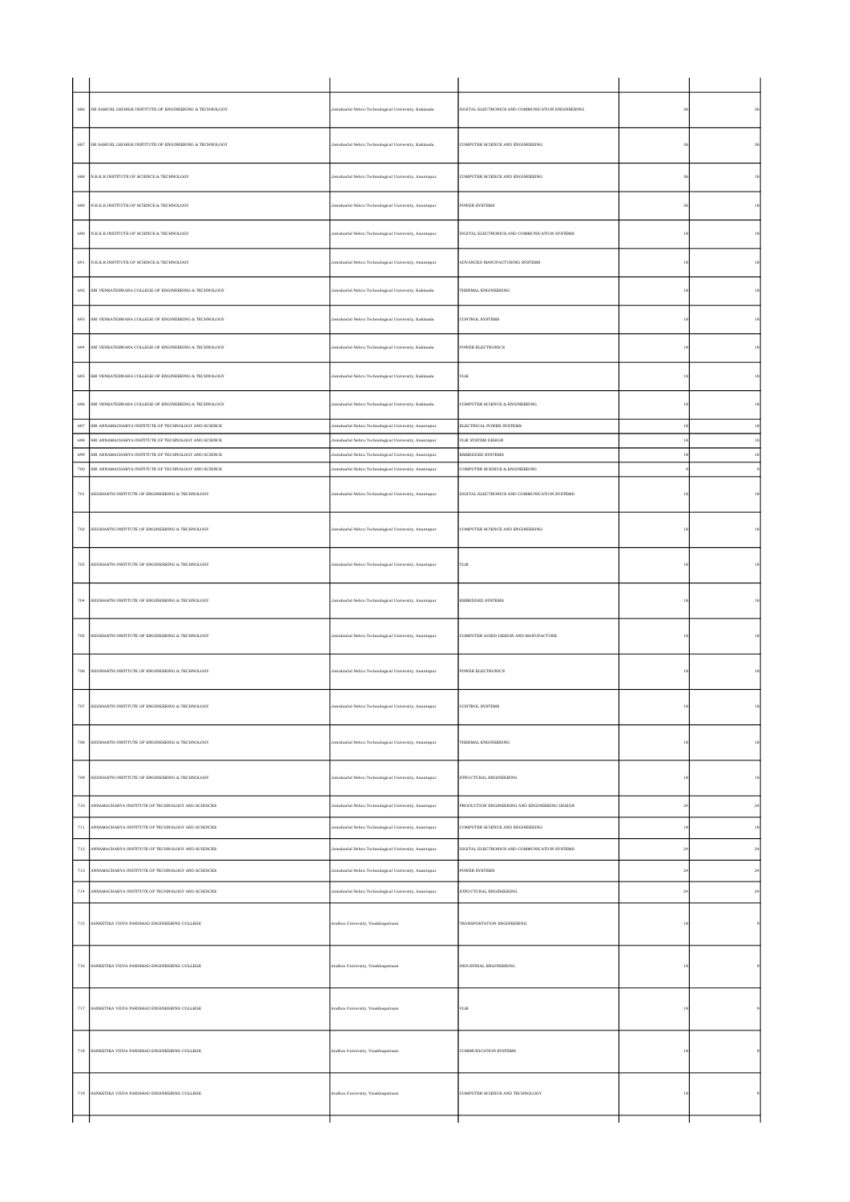| | | | | | |
|---|---|---|---|---|---|
| 686 | DR SAMUEL GEORGE INSTITUTE OF ENGINEERING & TECHNOLOGY | Jawaharlal Nehru Technological University, Kakinada | DIGITAL ELECTRONICS AND COMMUNICATION ENGINEERING | 36 | 36 |
| 687 | DR SAMUEL GEORGE INSTITUTE OF ENGINEERING & TECHNOLOGY | Jawaharlal Nehru Technological University, Kakinada | COMPUTER SCIENCE AND ENGINEERING | 36 | 36 |
| 688 | N.B.K.R.INSTITUTE OF SCIENCE & TECHNOLOGY | Jawaharlal Nehru Technological University, Anantapur | COMPUTER SCIENCE AND ENGINEERING | 36 | 18 |
| 689 | N.B.K.R.INSTITUTE OF SCIENCE & TECHNOLOGY | Jawaharlal Nehru Technological University, Anantapur | POWER SYSTEMS | 36 | 18 |
| 690 | N.B.K.R.INSTITUTE OF SCIENCE & TECHNOLOGY | Jawaharlal Nehru Technological University, Anantapur | DIGITAL ELECTRONICS AND COMMUNICATION SYSTEMS | 18 | 18 |
| 691 | N.B.K.R.INSTITUTE OF SCIENCE & TECHNOLOGY | Jawaharlal Nehru Technological University, Anantapur | ADVANCED MANUFACTURING SYSTEMS | 18 | 18 |
| 692 | SRI VENKATESWARA COLLEGE OF ENGINEERING & TECHNOLOGY | Jawaharlal Nehru Technological University, Kakinada | THERMAL ENGINEERING | 18 | 18 |
| 693 | SRI VENKATESWARA COLLEGE OF ENGINEERING & TECHNOLOGY | Jawaharlal Nehru Technological University, Kakinada | CONTROL SYSTEMS | 18 | 18 |
| 694 | SRI VENKATESWARA COLLEGE OF ENGINEERING & TECHNOLOGY | Jawaharlal Nehru Technological University, Kakinada | POWER ELECTRONICS | 18 | 18 |
| 695 | SRI VENKATESWARA COLLEGE OF ENGINEERING & TECHNOLOGY | Jawaharlal Nehru Technological University, Kakinada | VLSI | 18 | 18 |
| 696 | SRI VENKATESWARA COLLEGE OF ENGINEERING & TECHNOLOGY | Jawaharlal Nehru Technological University, Kakinada | COMPUTER SCIENCE & ENGINEERING | 18 | 18 |
| 697 | SRI ANNAMACHARYA INSTITUTE OF TECHNOLOGY AND SCIENCE | Jawaharlal Nehru Technological University, Anantapur | ELECTRICAL POWER SYSTEMS | 18 | 18 |
| 698 | SRI ANNAMACHARYA INSTITUTE OF TECHNOLOGY AND SCIENCE | Jawaharlal Nehru Technological University, Anantapur | VLSI SYSTEM DESIGN | 18 | 18 |
| 699 | SRI ANNAMACHARYA INSTITUTE OF TECHNOLOGY AND SCIENCE | Jawaharlal Nehru Technological University, Anantapur | EMBEDDED SYSTEMS | 18 | 18 |
| 700 | SRI ANNAMACHARYA INSTITUTE OF TECHNOLOGY AND SCIENCE | Jawaharlal Nehru Technological University, Anantapur | COMPUTER SCIENCE & ENGINEERING | 9 | 9 |
| 701 | SIDDHARTH INSTITUTE OF ENGINEERING & TECHNOLOGY | Jawaharlal Nehru Technological University, Anantapur | DIGITAL ELECTRONICS AND COMMUNICATION SYSTEMS | 18 | 18 |
| 702 | SIDDHARTH INSTITUTE OF ENGINEERING & TECHNOLOGY | Jawaharlal Nehru Technological University, Anantapur | COMPUTER SCIENCE AND ENGINEERING | 18 | 18 |
| 703 | SIDDHARTH INSTITUTE OF ENGINEERING & TECHNOLOGY | Jawaharlal Nehru Technological University, Anantapur | VLSI | 18 | 18 |
| 704 | SIDDHARTH INSTITUTE OF ENGINEERING & TECHNOLOGY | Jawaharlal Nehru Technological University, Anantapur | EMBEDDED SYSTEMS | 18 | 18 |
| 705 | SIDDHARTH INSTITUTE OF ENGINEERING & TECHNOLOGY | Jawaharlal Nehru Technological University, Anantapur | COMPUTER AIDED DESIGN AND MANUFACTURE | 18 | 18 |
| 706 | SIDDHARTH INSTITUTE OF ENGINEERING & TECHNOLOGY | Jawaharlal Nehru Technological University, Anantapur | POWER ELECTRONICS | 18 | 18 |
| 707 | SIDDHARTH INSTITUTE OF ENGINEERING & TECHNOLOGY | Jawaharlal Nehru Technological University, Anantapur | CONTROL SYSTEMS | 18 | 18 |
| 708 | SIDDHARTH INSTITUTE OF ENGINEERING & TECHNOLOGY | Jawaharlal Nehru Technological University, Anantapur | THERMAL ENGINEERING | 18 | 18 |
| 709 | SIDDHARTH INSTITUTE OF ENGINEERING & TECHNOLOGY | Jawaharlal Nehru Technological University, Anantapur | STRUCTURAL ENGINEERING | 18 | 18 |
| 710 | ANNAMACHARYA INSTITUTE OF TECHNOLOGY AND SCIENCES | Jawaharlal Nehru Technological University, Anantapur | PRODUCTION ENGINEERING AND ENGINEERING DESIGN | 24 | 24 |
| 711 | ANNAMACHARYA INSTITUTE OF TECHNOLOGY AND SCIENCES | Jawaharlal Nehru Technological University, Anantapur | COMPUTER SCIENCE AND ENGINEERING | 18 | 18 |
| 712 | ANNAMACHARYA INSTITUTE OF TECHNOLOGY AND SCIENCES | Jawaharlal Nehru Technological University, Anantapur | DIGITAL ELECTRONICS AND COMMUNICATION SYSTEMS | 24 | 24 |
| 713 | ANNAMACHARYA INSTITUTE OF TECHNOLOGY AND SCIENCES | Jawaharlal Nehru Technological University, Anantapur | POWER SYSTEMS | 24 | 24 |
| 714 | ANNAMACHARYA INSTITUTE OF TECHNOLOGY AND SCIENCES | Jawaharlal Nehru Technological University, Anantapur | STRUCTURAL ENGINEERING | 24 | 24 |
| 715 | SANKETIKA VIDYA PARISHAD ENGINEERING COLLEGE | Andhra University, Visakhapatnam | TRANSPORTATION ENGINEERING | 18 | 9 |
| 716 | SANKETIKA VIDYA PARISHAD ENGINEERING COLLEGE | Andhra University, Visakhapatnam | INDUSTRIAL ENGINEERING | 18 | 9 |
| 717 | SANKETIKA VIDYA PARISHAD ENGINEERING COLLEGE | Andhra University, Visakhapatnam | VLSI | 18 | 9 |
| 718 | SANKETIKA VIDYA PARISHAD ENGINEERING COLLEGE | Andhra University, Visakhapatnam | COMMUNICATION SYSTEMS | 18 | 9 |
| 719 | SANKETIKA VIDYA PARISHAD ENGINEERING COLLEGE | Andhra University, Visakhapatnam | COMPUTER SCIENCE AND TECHNOLOGY | 18 | 9 |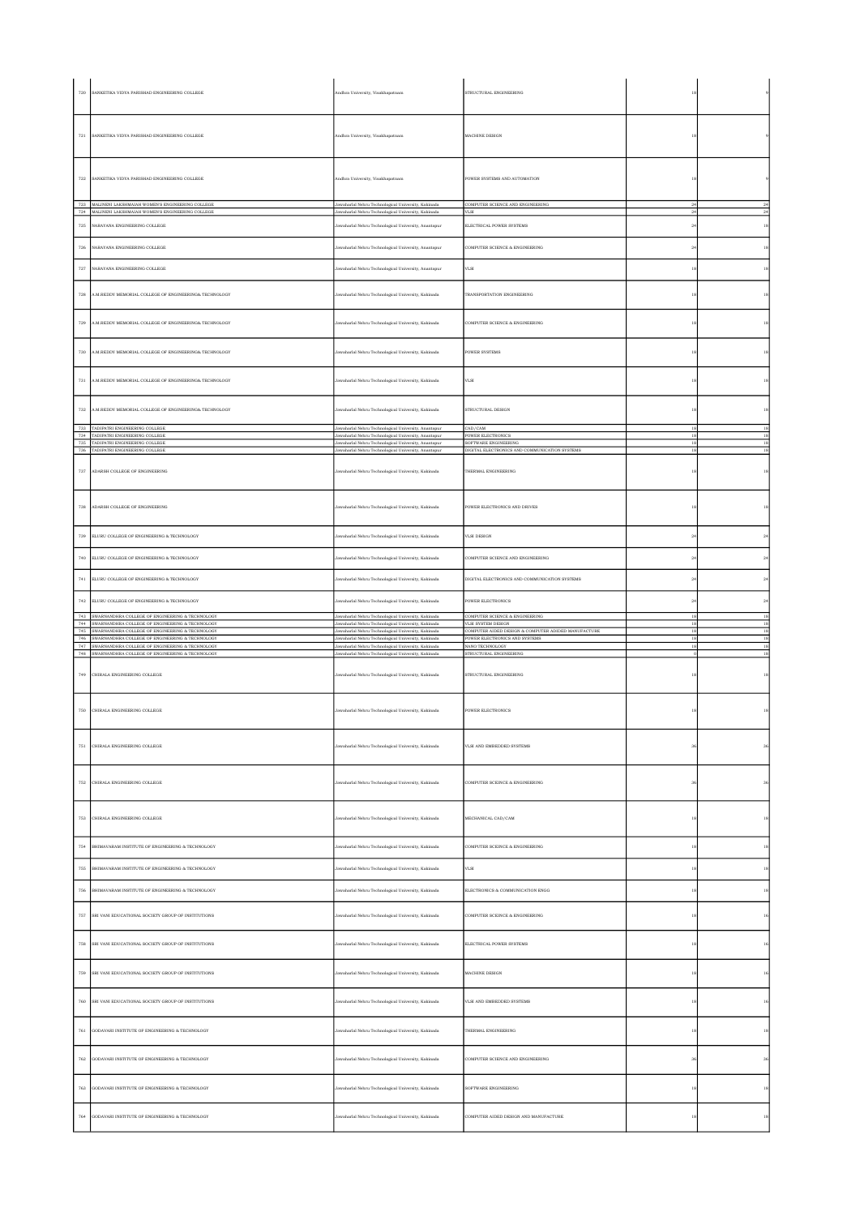| 720 | SANKETIKA VIDYA PARISHAD ENGINEERING COLLEGE | Andhra University, Visakhapatnam | STRUCTURAL ENGINEERING | 18 | 9 |
|---|---|---|---|---|---|
| 721 | SANKETIKA VIDYA PARISHAD ENGINEERING COLLEGE | Andhra University, Visakhapatnam | MACHINE DESIGN | 18 | 9 |
| 722 | SANKETIKA VIDYA PARISHAD ENGINEERING COLLEGE | Andhra University, Visakhapatnam | POWER SYSTEMS AND AUTOMATION | 18 | 9 |
| 723 | MALINENI LAKSHMAIAH WOMEN'S ENGINEERING COLLEGE | Jawaharlal Nehru Technological University, Kakinada | COMPUTER SCIENCE AND ENGINEERING | 24 | 24 |
| 724 | MALINENI LAKSHMAIAH WOMEN'S ENGINEERING COLLEGE | Jawaharlal Nehru Technological University, Kakinada | VLSI | 24 | 24 |
| 725 | NARAYANA ENGINEERING COLLEGE | Jawaharlal Nehru Technological University, Anantapur | ELECTRICAL POWER SYSTEMS | 24 | 18 |
| 726 | NARAYANA ENGINEERING COLLEGE | Jawaharlal Nehru Technological University, Anantapur | COMPUTER SCIENCE & ENGINEERING | 24 | 18 |
| 727 | NARAYANA ENGINEERING COLLEGE | Jawaharlal Nehru Technological University, Anantapur | VLSI | 18 | 18 |
| 728 | A.M.REDDY MEMORIAL COLLEGE OF ENGINEERING& TECHNOLOGY | Jawaharlal Nehru Technological University, Kakinada | TRANSPORTATION ENGINEERING | 18 | 18 |
| 729 | A.M.REDDY MEMORIAL COLLEGE OF ENGINEERING& TECHNOLOGY | Jawaharlal Nehru Technological University, Kakinada | COMPUTER SCIENCE & ENGINEERING | 18 | 18 |
| 730 | A.M.REDDY MEMORIAL COLLEGE OF ENGINEERING& TECHNOLOGY | Jawaharlal Nehru Technological University, Kakinada | POWER SYSTEMS | 18 | 18 |
| 731 | A.M.REDDY MEMORIAL COLLEGE OF ENGINEERING& TECHNOLOGY | Jawaharlal Nehru Technological University, Kakinada | VLSI | 18 | 18 |
| 732 | A.M.REDDY MEMORIAL COLLEGE OF ENGINEERING& TECHNOLOGY | Jawaharlal Nehru Technological University, Kakinada | STRUCTURAL DESIGN | 18 | 18 |
| 733 | TADIPATRI ENGINEERING COLLEGE | Jawaharlal Nehru Technological University, Anantapur | CAD/CAM | 18 | 18 |
| 734 | TADIPATRI ENGINEERING COLLEGE | Jawaharlal Nehru Technological University, Anantapur | POWER ELECTRONICS | 18 | 18 |
| 735 | TADIPATRI ENGINEERING COLLEGE | Jawaharlal Nehru Technological University, Anantapur | SOFTWARE ENGINEERING | 18 | 18 |
| 736 | TADIPATRI ENGINEERING COLLEGE | Jawaharlal Nehru Technological University, Anantapur | DIGITAL ELECTRONICS AND COMMUNICATION SYSTEMS | 18 | 18 |
| 737 | ADARSH COLLEGE OF ENGINEERING | Jawaharlal Nehru Technological University, Kakinada | THERMAL ENGINEERING | 18 | 18 |
| 738 | ADARSH COLLEGE OF ENGINEERING | Jawaharlal Nehru Technological University, Kakinada | POWER ELECTRONICS AND DRIVES | 18 | 18 |
| 739 | ELURU COLLEGE OF ENGINEERING & TECHNOLOGY | Jawaharlal Nehru Technological University, Kakinada | VLSI DESIGN | 24 | 24 |
| 740 | ELURU COLLEGE OF ENGINEERING & TECHNOLOGY | Jawaharlal Nehru Technological University, Kakinada | COMPUTER SCIENCE AND ENGINEERING | 24 | 24 |
| 741 | ELURU COLLEGE OF ENGINEERING & TECHNOLOGY | Jawaharlal Nehru Technological University, Kakinada | DIGITAL ELECTRONICS AND COMMUNICATION SYSTEMS | 24 | 24 |
| 742 | ELURU COLLEGE OF ENGINEERING & TECHNOLOGY | Jawaharlal Nehru Technological University, Kakinada | POWER ELECTRONICS | 24 | 24 |
| 743 | SWARNANDHRA COLLEGE OF ENGINEERING & TECHNOLOGY | Jawaharlal Nehru Technological University, Kakinada | COMPUTER SCIENCE & ENGINEERING | 18 | 18 |
| 744 | SWARNANDHRA COLLEGE OF ENGINEERING & TECHNOLOGY | Jawaharlal Nehru Technological University, Kakinada | VLSI SYSTEM DESIGN | 18 | 18 |
| 745 | SWARNANDHRA COLLEGE OF ENGINEERING & TECHNOLOGY | Jawaharlal Nehru Technological University, Kakinada | COMPUTER AIDED DESIGN & COMPUTER AIDDED MANUFACTURE | 18 | 18 |
| 746 | SWARNANDHRA COLLEGE OF ENGINEERING & TECHNOLOGY | Jawaharlal Nehru Technological University, Kakinada | POWER ELECTRONICS AND SYSTEMS | 18 | 18 |
| 747 | SWARNANDHRA COLLEGE OF ENGINEERING & TECHNOLOGY | Jawaharlal Nehru Technological University, Kakinada | NANO TECHNOLOGY | 18 | 18 |
| 748 | SWARNANDHRA COLLEGE OF ENGINEERING & TECHNOLOGY | Jawaharlal Nehru Technological University, Kakinada | STRUCTURAL ENGINEERING | 0 | 18 |
| 749 | CHIRALA ENGINEERING COLLEGE | Jawaharlal Nehru Technological University, Kakinada | STRUCTURAL ENGINEERING | 18 | 18 |
| 750 | CHIRALA ENGINEERING COLLEGE | Jawaharlal Nehru Technological University, Kakinada | POWER ELECTRONICS | 18 | 18 |
| 751 | CHIRALA ENGINEERING COLLEGE | Jawaharlal Nehru Technological University, Kakinada | VLSI AND EMBEDDED SYSTEMS | 36 | 36 |
| 752 | CHIRALA ENGINEERING COLLEGE | Jawaharlal Nehru Technological University, Kakinada | COMPUTER SCEINCE & ENGINEERING | 36 | 36 |
| 753 | CHIRALA ENGINEERING COLLEGE | Jawaharlal Nehru Technological University, Kakinada | MECHANICAL CAD/CAM | 18 | 18 |
| 754 | BHIMAVARAM INSTITUTE OF ENGINEERING & TECHNOLOGY | Jawaharlal Nehru Technological University, Kakinada | COMPUTER SCIENCE & ENGINEERING | 18 | 18 |
| 755 | BHIMAVARAM INSTITUTE OF ENGINEERING & TECHNOLOGY | Jawaharlal Nehru Technological University, Kakinada | VLSI | 18 | 18 |
| 756 | BHIMAVARAM INSTITUTE OF ENGINEERING & TECHNOLOGY | Jawaharlal Nehru Technological University, Kakinada | ELECTRONICS & COMMUNICATION ENGG. | 18 | 18 |
| 757 | SRI VANI EDUCATIONAL SOCIETY GROUP OF INSTITUTIONS | Jawaharlal Nehru Technological University, Kakinada | COMPUTER SCIENCE & ENGINEERING | 18 | 16 |
| 758 | SRI VANI EDUCATIONAL SOCIETY GROUP OF INSTITUTIONS | Jawaharlal Nehru Technological University, Kakinada | ELECTRICAL POWER SYSTEMS | 18 | 16 |
| 759 | SRI VANI EDUCATIONAL SOCIETY GROUP OF INSTITUTIONS | Jawaharlal Nehru Technological University, Kakinada | MACHINE DESIGN | 18 | 16 |
| 760 | SRI VANI EDUCATIONAL SOCIETY GROUP OF INSTITUTIONS | Jawaharlal Nehru Technological University, Kakinada | VLSI AND EMBEDDED SYSTEMS | 18 | 16 |
| 761 | GODAVARI INSTITUTE OF ENGINEERING & TECHNOLOGY | Jawaharlal Nehru Technological University, Kakinada | THERMAL ENGINEERING | 18 | 18 |
| 762 | GODAVARI INSTITUTE OF ENGINEERING & TECHNOLOGY | Jawaharlal Nehru Technological University, Kakinada | COMPUTER SCIENCE AND ENGINEERING | 36 | 36 |
| 763 | GODAVARI INSTITUTE OF ENGINEERING & TECHNOLOGY | Jawaharlal Nehru Technological University, Kakinada | SOFTWARE ENGINEERING | 18 | 18 |
| 764 | GODAVARI INSTITUTE OF ENGINEERING & TECHNOLOGY | Jawaharlal Nehru Technological University, Kakinada | COMPUTER AIDED DESIGN AND MANUFACTURE | 18 | 18 |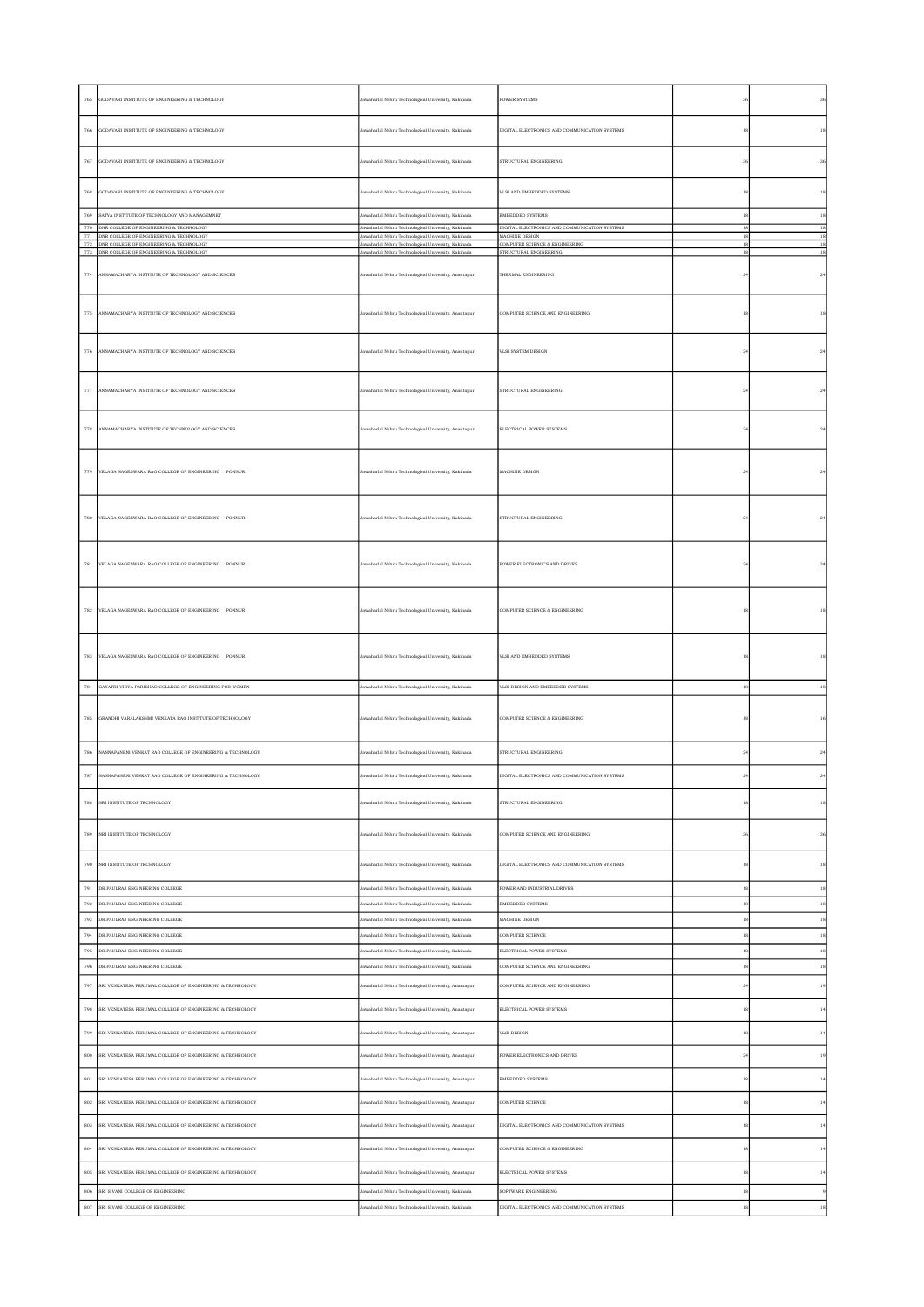| 765 | GODAVARI INSTITUTE OF ENGINEERING & TECHNOLOGY | Jawaharlal Nehru Technological University, Kakinada | POWER SYSTEMS | 36 | 36 |
|---|---|---|---|---|---|
| 766 | GODAVARI INSTITUTE OF ENGINEERING & TECHNOLOGY | Jawaharlal Nehru Technological University, Kakinada | DIGITAL ELECTRONICS AND COMMUNICATION SYSTEMS | 18 | 18 |
| 767 | GODAVARI INSTITUTE OF ENGINEERING & TECHNOLOGY | Jawaharlal Nehru Technological University, Kakinada | STRUCTURAL ENGINEERING | 36 | 36 |
| 768 | GODAVARI INSTITUTE OF ENGINEERING & TECHNOLOGY | Jawaharlal Nehru Technological University, Kakinada | VLSI AND EMBEDDED SYSTEMS | 18 | 18 |
| 769 | SATYA INSTITUTE OF TECHNOLOGY AND MANAGEMNET | Jawaharlal Nehru Technological University, Kakinada | EMBEDDED SYSTEMS | 18 | 18 |
| 770 | DNR COLLEGE OF ENGINEERING & TECHNOLOGY | Jawaharlal Nehru Technological University, Kakinada | DIGITAL ELECTRONICS AND COMMUNICATION SYSTEMS | 18 | 18 |
| 771 | DNR COLLEGE OF ENGINEERING & TECHNOLOGY | Jawaharlal Nehru Technological University, Kakinada | MACHINE DESIGN | 18 | 18 |
| 772 | DNR COLLEGE OF ENGINEERING & TECHNOLOGY | Jawaharlal Nehru Technological University, Kakinada | COMPUTER SCIENCE & ENGINEERING | 18 | 18 |
| 773 | DNR COLLEGE OF ENGINEERING & TECHNOLOGY | Jawaharlal Nehru Technological University, Kakinada | STRUCTURAL ENGINEERING | 18 | 18 |
| 774 | ANNAMACHARYA INSTITUTE OF TECHNOLOGY AND SCIENCES | Jawaharlal Nehru Technological University, Anantapur | THERMAL ENGINEERING | 24 | 24 |
| 775 | ANNAMACHARYA INSTITUTE OF TECHNOLOGY AND SCIENCES | Jawaharlal Nehru Technological University, Anantapur | COMPUTER SCIENCE AND ENGINEERING | 18 | 18 |
| 776 | ANNAMACHARYA INSTITUTE OF TECHNOLOGY AND SCIENCES | Jawaharlal Nehru Technological University, Anantapur | VLSI SYSTEM DESIGN | 24 | 24 |
| 777 | ANNAMACHARYA INSTITUTE OF TECHNOLOGY AND SCIENCES | Jawaharlal Nehru Technological University, Anantapur | STRUCTURAL ENGINEERING | 24 | 24 |
| 778 | ANNAMACHARYA INSTITUTE OF TECHNOLOGY AND SCIENCES | Jawaharlal Nehru Technological University, Anantapur | ELECTRICAL POWER SYSTEMS | 24 | 24 |
| 779 | VELAGA NAGESWARA RAO COLLEGE OF ENGINEERING PONNUR | Jawaharlal Nehru Technological University, Kakinada | MACHINE DESIGN | 24 | 24 |
| 780 | VELAGA NAGESWARA RAO COLLEGE OF ENGINEERING PONNUR | Jawaharlal Nehru Technological University, Kakinada | STRUCTURAL ENGINEERING | 24 | 24 |
| 781 | VELAGA NAGESWARA RAO COLLEGE OF ENGINEERING PONNUR | Jawaharlal Nehru Technological University, Kakinada | POWER ELECTRONICS AND DRIVES | 24 | 24 |
| 782 | VELAGA NAGESWARA RAO COLLEGE OF ENGINEERING PONNUR | Jawaharlal Nehru Technological University, Kakinada | COMPUTER SCIENCE & ENGINEERING | 18 | 18 |
| 783 | VELAGA NAGESWARA RAO COLLEGE OF ENGINEERING PONNUR | Jawaharlal Nehru Technological University, Kakinada | VLSI AND EMBEDDED SYSTEMS | 18 | 18 |
| 784 | GAYATRI VIDYA PARISHAD COLLEGE OF ENGINEERING FOR WOMEN | Jawaharlal Nehru Technological University, Kakinada | VLSI DESIGN AND EMBEDDED SYSTEMS | 18 | 18 |
| 785 | GRANDHI VARALAKSHMI VENKATA RAO INSTITUTE OF TECHNOLOGY | Jawaharlal Nehru Technological University, Kakinada | COMPUTER SCIENCE & ENGINEERING | 18 | 16 |
| 786 | NANNAPANENI VENKAT RAO COLLEGE OF ENGINEERING & TECHNOLOGY | Jawaharlal Nehru Technological University, Kakinada | STRUCTURAL ENGINEERING | 24 | 24 |
| 787 | NANNAPANENI VENKAT RAO COLLEGE OF ENGINEERING & TECHNOLOGY | Jawaharlal Nehru Technological University, Kakinada | DIGITAL ELECTRONICS AND COMMUNICATION SYSTEMS | 24 | 24 |
| 788 | NRI INSTITUTE OF TECHNOLOGY | Jawaharlal Nehru Technological University, Kakinada | STRUCTURAL ENGINEERING | 18 | 18 |
| 789 | NRI INSTITUTE OF TECHNOLOGY | Jawaharlal Nehru Technological University, Kakinada | COMPUTER SCIENCE AND ENGINEERING | 36 | 36 |
| 790 | NRI INSTITUTE OF TECHNOLOGY | Jawaharlal Nehru Technological University, Kakinada | DIGITAL ELECTRONICS AND COMMUNICATION SYSTEMS | 18 | 18 |
| 791 | DR.PAULRAJ ENGINEERING COLLEGE | Jawaharlal Nehru Technological University, Kakinada | POWER AND INDUSTRIAL DRIVES | 18 | 18 |
| 792 | DR.PAULRAJ ENGINEERING COLLEGE | Jawaharlal Nehru Technological University, Kakinada | EMBEDDED SYSTEMS | 18 | 18 |
| 793 | DR.PAULRAJ ENGINEERING COLLEGE | Jawaharlal Nehru Technological University, Kakinada | MACHINE DESIGN | 18 | 18 |
| 794 | DR.PAULRAJ ENGINEERING COLLEGE | Jawaharlal Nehru Technological University, Kakinada | COMPUTER SCIENCE | 18 | 18 |
| 795 | DR.PAULRAJ ENGINEERING COLLEGE | Jawaharlal Nehru Technological University, Kakinada | ELECTRICAL POWER SYSTEMS | 18 | 18 |
| 796 | DR.PAULRAJ ENGINEERING COLLEGE | Jawaharlal Nehru Technological University, Kakinada | COMPUTER SCIENCE AND ENGINEERING | 18 | 18 |
| 797 | SRI VENKATESA PERUMAL COLLEGE OF ENGINEERING & TECHNOLOGY | Jawaharlal Nehru Technological University, Anantapur | COMPUTER SCIENCE AND ENGINEERING | 24 | 19 |
| 798 | SRI VENKATESA PERUMAL COLLEGE OF ENGINEERING & TECHNOLOGY | Jawaharlal Nehru Technological University, Anantapur | ELECTRICAL POWER SYSTEMS | 18 | 14 |
| 799 | SRI VENKATESA PERUMAL COLLEGE OF ENGINEERING & TECHNOLOGY | Jawaharlal Nehru Technological University, Anantapur | VLSI DESIGN | 18 | 14 |
| 800 | SRI VENKATESA PERUMAL COLLEGE OF ENGINEERING & TECHNOLOGY | Jawaharlal Nehru Technological University, Anantapur | POWER ELECTRONICS AND DRIVES | 24 | 19 |
| 801 | SRI VENKATESA PERUMAL COLLEGE OF ENGINEERING & TECHNOLOGY | Jawaharlal Nehru Technological University, Anantapur | EMBEDDED SYSTEMS | 18 | 14 |
| 802 | SRI VENKATESA PERUMAL COLLEGE OF ENGINEERING & TECHNOLOGY | Jawaharlal Nehru Technological University, Anantapur | COMPUTER SCIENCE | 18 | 14 |
| 803 | SRI VENKATESA PERUMAL COLLEGE OF ENGINEERING & TECHNOLOGY | Jawaharlal Nehru Technological University, Anantapur | DIGITAL ELECTRONICS AND COMMUNICATION SYSTEMS | 18 | 14 |
| 804 | SRI VENKATESA PERUMAL COLLEGE OF ENGINEERING & TECHNOLOGY | Jawaharlal Nehru Technological University, Anantapur | COMPUTER SCIENCE & ENGINEERING | 18 | 14 |
| 805 | SRI VENKATESA PERUMAL COLLEGE OF ENGINEERING & TECHNOLOGY | Jawaharlal Nehru Technological University, Anantapur | ELECTRICAL POWER SYSTEMS | 18 | 14 |
| 806 | SRI SIVANI COLLEGE OF ENGINEERING | Jawaharlal Nehru Technological University, Kakinada | SOFTWARE ENGINEERING | 18 | 9 |
| 807 | SRI SIVANI COLLEGE OF ENGINEERING | Jawaharlal Nehru Technological University, Kakinada | DIGITAL ELECTRONICS AND COMMUNICATION SYSTEMS | 18 | 18 |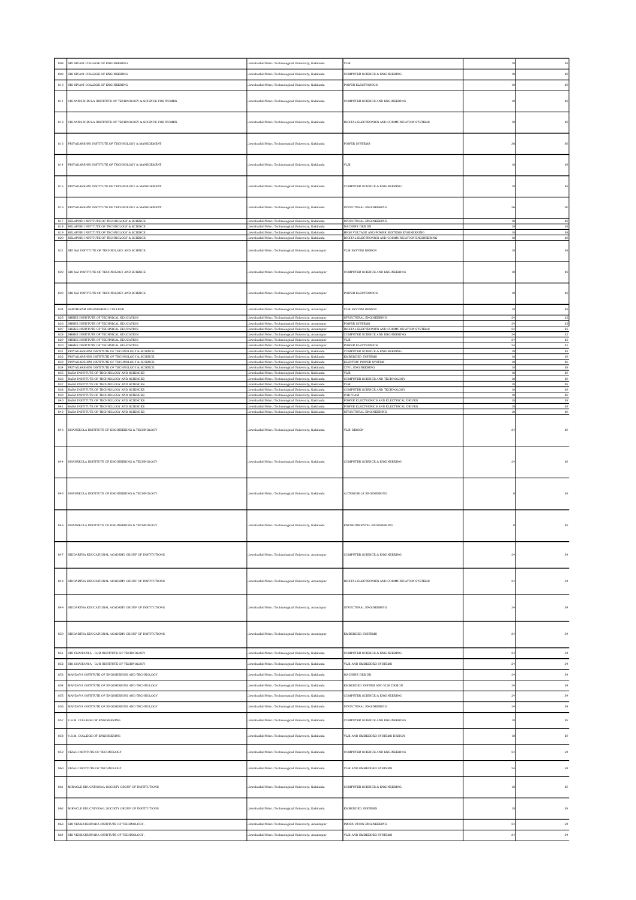| 808 | SRI SIVANI COLLEGE OF ENGINEERING | Jawaharlal Nehru Technological University, Kakinada | VLSI | 18 | 18 |
|---|---|---|---|---|---|
| 809 | SRI SIVANI COLLEGE OF ENGINEERING | Jawaharlal Nehru Technological University, Kakinada | COMPUTER SCIENCE & ENGINEERING | 18 | 18 |
| 810 | SRI SIVANI COLLEGE OF ENGINEERING | Jawaharlal Nehru Technological University, Kakinada | POWER ELECTRONICS | 18 | 18 |
| 811 | VIGNAN'S NIRULA INSTITUTE OF TECHNOLOGY & SCIENCE FOR WOMEN | Jawaharlal Nehru Technological University, Kakinada | COMPUTER SCIENCE AND ENGINEERING | 18 | 18 |
| 812 | VIGNAN'S NIRULA INSTITUTE OF TECHNOLOGY & SCIENCE FOR WOMEN | Jawaharlal Nehru Technological University, Kakinada | DIGITAL ELECTRONICS AND COMMUNICATION SYSTEMS | 18 | 18 |
| 813 | PRIYADARSHINI INSTITUTE OF TECHNOLOGY & MANEGEMENT | Jawaharlal Nehru Technological University, Kakinada | POWER SYSTEMS | 36 | 36 |
| 814 | PRIYADARSHINI INSTITUTE OF TECHNOLOGY & MANEGEMENT | Jawaharlal Nehru Technological University, Kakinada | VLSI | 18 | 18 |
| 815 | PRIYADARSHINI INSTITUTE OF TECHNOLOGY & MANEGEMENT | Jawaharlal Nehru Technological University, Kakinada | COMPUTER SCEINCE & ENGINEERING | 18 | 18 |
| 816 | PRIYADARSHINI INSTITUTE OF TECHNOLOGY & MANEGEMENT | Jawaharlal Nehru Technological University, Kakinada | STRUCTURAL ENGINEERING | 36 | 36 |
| 817 | HELAPURI INSTITUTE OF TECHNOLOGY & SCIENCE | Jawaharlal Nehru Technological University, Kakinada | STRUCTURAL ENGINEERING | 18 | 18 |
| 818 | HELAPURI INSTITUTE OF TECHNOLOGY & SCIENCE | Jawaharlal Nehru Technological University, Kakinada | MACHINE DESIGN | 18 | 18 |
| 819 | HELAPURI INSTITUTE OF TECHNOLOGY & SCIENCE | Jawaharlal Nehru Technological University, Kakinada | HIGH VOLTAGE AND POWER SYSTEMS ENGINEERING | 18 | 18 |
| 820 | HELAPURI INSTITUTE OF TECHNOLOGY & SCIENCE | Jawaharlal Nehru Technological University, Kakinada | DIGITAL ELECTRONICS AND COMMUNICATION ENGINEERING | 18 | 18 |
| 821 | SRI SAI INSTITUTE OF TECHNOLOGY AND SCIENCE | Jawaharlal Nehru Technological University, Anantapur | VLSI SYSTEM DESIGN | 18 | 18 |
| 822 | SRI SAI INSTITUTE OF TECHNOLOGY AND SCIENCE | Jawaharlal Nehru Technological University, Anantapur | COMPUTER SCIENCE AND ENGINEERING | 18 | 18 |
| 823 | SRI SAI INSTITUTE OF TECHNOLOGY AND SCIENCE | Jawaharlal Nehru Technological University, Anantapur | POWER ELECTRONICS | 18 | 18 |
| 824 | SANTHIRAM ENGINEERING COLLEGE | Jawaharlal Nehru Technological University, Anantapur | VLSI SYSTEM DESIGN | 18 | 18 |
| 825 | SHREE INSTITUTE OF TECHNICAL EDUCATION | Jawaharlal Nehru Technological University, Anantapur | STRUCTURAL ENGINEERING | 24 | 12 |
| 826 | SHREE INSTITUTE OF TECHNICAL EDUCATION | Jawaharlal Nehru Technological University, Anantapur | POWER SYSTEMS | 24 | 12 |
| 827 | SHREE INSTITUTE OF TECHNICAL EDUCATION | Jawaharlal Nehru Technological University, Anantapur | DIGITAL ELECTRONICS AND COMMUNICATION SYSTEMS | 24 | 12 |
| 828 | SHREE INSTITUTE OF TECHNICAL EDUCATION | Jawaharlal Nehru Technological University, Anantapur | COMPUTER SCIENCE AND ENGINEERING | 24 | 12 |
| 829 | SHREE INSTITUTE OF TECHNICAL EDUCATION | Jawaharlal Nehru Technological University, Anantapur | VLSI | 24 | 12 |
| 830 | SHREE INSTITUTE OF TECHNICAL EDUCATION | Jawaharlal Nehru Technological University, Anantapur | POWER ELECTRONICS | 24 | 12 |
| 831 | PRIYADARSHINI INSTITUTE OF TECHNOLOGY & SCIENCE | Jawaharlal Nehru Technological University, Kakinada | COMPUTER SCIENCE & ENGINEERING | 18 | 18 |
| 832 | PRIYADARSHINI INSTITUTE OF TECHNOLOGY & SCIENCE | Jawaharlal Nehru Technological University, Kakinada | EMBEDDED SYSTEMS | 18 | 18 |
| 833 | PRIYADARSHINI INSTITUTE OF TECHNOLOGY & SCIENCE | Jawaharlal Nehru Technological University, Kakinada | ELECTRIC POWER SYSTEM | 18 | 18 |
| 834 | PRIYADARSHINI INSTITUTE OF TECHNOLOGY & SCIENCE | Jawaharlal Nehru Technological University, Kakinada | CIVIL ENGINEERING | 18 | 18 |
| 835 | BABA INSTITUTE OF TECHNOLOGY AND SCIENCES | Jawaharlal Nehru Technological University, Kakinada | VLSI | 18 | 18 |
| 836 | BABA INSTITUTE OF TECHNOLOGY AND SCIENCES | Jawaharlal Nehru Technological University, Kakinada | COMPUTER SCIENCE AND TECHNOLOGY | 18 | 18 |
| 837 | BABA INSTITUTE OF TECHNOLOGY AND SCIENCES | Jawaharlal Nehru Technological University, Kakinada | VLSI | 18 | 18 |
| 838 | BABA INSTITUTE OF TECHNOLOGY AND SCIENCES | Jawaharlal Nehru Technological University, Kakinada | COMPUTER SCIENCE AND TECHNOLOGY | 18 | 18 |
| 839 | BABA INSTITUTE OF TECHNOLOGY AND SCIENCES | Jawaharlal Nehru Technological University, Kakinada | CAD/CAM | 18 | 18 |
| 840 | BABA INSTITUTE OF TECHNOLOGY AND SCIENCES | Jawaharlal Nehru Technological University, Kakinada | POWER ELECTRONICS AND ELECTRICAL DRIVES | 18 | 18 |
| 841 | BABA INSTITUTE OF TECHNOLOGY AND SCIENCES | Jawaharlal Nehru Technological University, Kakinada | POWER ELECTRONICS AND ELECTRICAL DRIVES | 18 | 18 |
| 842 | BABA INSTITUTE OF TECHNOLOGY AND SCIENCES | Jawaharlal Nehru Technological University, Kakinada | STRUCTURAL ENGINEERING | 18 | 18 |
| 843 | DHANEKULA INSTITUTE OF ENGINEERING & TECHNOLOGY | Jawaharlal Nehru Technological University, Kakinada | VLSI DESIGN | 24 | 18 |
| 844 | DHANEKULA INSTITUTE OF ENGINEERING & TECHNOLOGY | Jawaharlal Nehru Technological University, Kakinada | COMPUTER SCIENCE & ENGINEERING | 24 | 18 |
| 845 | DHANEKULA INSTITUTE OF ENGINEERING & TECHNOLOGY | Jawaharlal Nehru Technological University, Kakinada | AUTOMOBILE ENGINEERING | 0 | 18 |
| 846 | DHANEKULA INSTITUTE OF ENGINEERING & TECHNOLOGY | Jawaharlal Nehru Technological University, Kakinada | ENVIRONMENTAL ENGINEERING | 0 | 18 |
| 847 | SIDDARTHA EDUCATIONAL ACADEMY GROUP OF INSTITUTIONS | Jawaharlal Nehru Technological University, Anantapur | COMPUTER SCIENCE & ENGINEERING | 24 | 24 |
| 848 | SIDDARTHA EDUCATIONAL ACADEMY GROUP OF INSTITUTIONS | Jawaharlal Nehru Technological University, Anantapur | DIGITAL ELECTRONICS AND COMMUNICATION SYSTEMS | 24 | 24 |
| 849 | SIDDARTHA EDUCATIONAL ACADEMY GROUP OF INSTITUTIONS | Jawaharlal Nehru Technological University, Anantapur | STRUCTURAL ENGINEERING | 24 | 24 |
| 850 | SIDDARTHA EDUCATIONAL ACADEMY GROUP OF INSTITUTIONS | Jawaharlal Nehru Technological University, Anantapur | EMBEDDED SYSTEMS | 24 | 24 |
| 851 | SRI CHAITANYA - DJR INSTITUTE OF TECHNOLOGY | Jawaharlal Nehru Technological University, Kakinada | COMPUTER SCIENCE & ENGINEERING | 24 | 24 |
| 852 | SRI CHAITANYA - DJR INSTITUTE OF TECHNOLOGY | Jawaharlal Nehru Technological University, Kakinada | VLSI AND EMBEDDED SYSTEMS | 24 | 24 |
| 853 | MANDAVA INSTITUTE OF ENGINEERING AND TECHNOLOGY | Jawaharlal Nehru Technological University, Kakinada | MACHINE DESIGN | 24 | 24 |
| 854 | MANDAVA INSTITUTE OF ENGINEERING AND TECHNOLOGY | Jawaharlal Nehru Technological University, Kakinada | EMBEDDED SYSTEM AND VLSI DESIGN | 24 | 24 |
| 855 | MANDAVA INSTITUTE OF ENGINEERING AND TECHNOLOGY | Jawaharlal Nehru Technological University, Kakinada | COMPUTER SCIENCE & ENGINEERING | 24 | 24 |
| 856 | MANDAVA INSTITUTE OF ENGINEERING AND TECHNOLOGY | Jawaharlal Nehru Technological University, Kakinada | STRUCTURAL ENGINEERING | 24 | 24 |
| 857 | V.S.M. COLLEGE OF ENGINEERING | Jawaharlal Nehru Technological University, Kakinada | COMPUTER SCIENCE AND ENGINEERING | 18 | 18 |
| 858 | V.S.M. COLLEGE OF ENGINEERING | Jawaharlal Nehru Technological University, Kakinada | VLSI AND EMBEDDED SYSTEMS DESIGN | 18 | 18 |
| 859 | VIZAG INSTITUTE OF TECHNOLOGY | Jawaharlal Nehru Technological University, Kakinada | COMPUTER SCIENCE AND ENGINEERING | 24 | 24 |
| 860 | VIZAG INSTITUTE OF TECHNOLOGY | Jawaharlal Nehru Technological University, Kakinada | VLSI AND EMBEDDED SYSTEMS | 24 | 24 |
| 861 | MIRACLE EDUCATIONAL SOCIETY GROUP OF INSTITUTIONS | Jawaharlal Nehru Technological University, Kakinada | COMPUTER SCIENCE & ENGINEERING | 18 | 18 |
| 862 | MIRACLE EDUCATIONAL SOCIETY GROUP OF INSTITUTIONS | Jawaharlal Nehru Technological University, Kakinada | EMBEDDED SYSTEMS | 18 | 18 |
| 863 | SRI VENKATESWARA INSTITUTE OF TECHNOLOGY. | Jawaharlal Nehru Technological University, Anantapur | PRODUCTION ENGINEERING | 24 | 24 |
| 864 | SRI VENKATESWARA INSTITUTE OF TECHNOLOGY. | Jawaharlal Nehru Technological University, Anantapur | VLSI AND EMBEDDED SYSTEMS | 24 | 24 |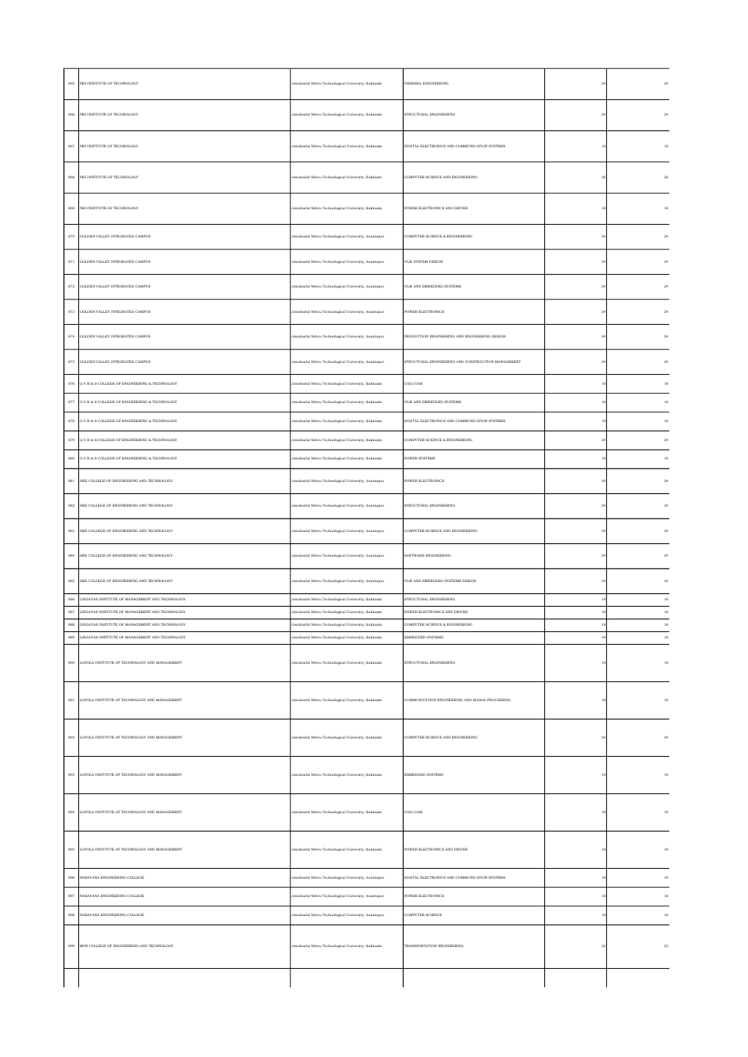| 865 | NRI INSTITUTE OF TECHNOLOGY | Jawaharlal Nehru Technological University, Kakinada | THERMAL ENGINEERING | 24 | 24 |
|---|---|---|---|---|---|
| 866 | NRI INSTITUTE OF TECHNOLOGY | Jawaharlal Nehru Technological University, Kakinada | STRUCTURAL ENGINEERING | 24 | 24 |
| 867 | NRI INSTITUTE OF TECHNOLOGY | Jawaharlal Nehru Technological University, Kakinada | DIGITAL ELECTRONICS AND COMMUNICATION SYSTEMS | 18 | 18 |
| 868 | NRI INSTITUTE OF TECHNOLOGY | Jawaharlal Nehru Technological University, Kakinada | COMPUTER SCIENCE AND ENGINEERING | 36 | 36 |
| 869 | NRI INSTITUTE OF TECHNOLOGY | Jawaharlal Nehru Technological University, Kakinada | POWER ELECTRONICS AND DRIVES | 18 | 18 |
| 870 | GOLDEN VALLEY INTEGRATED CAMPUS | Jawaharlal Nehru Technological University, Anantapur | COMPUTER SCIENCE & ENGINEERING | 24 | 24 |
| 871 | GOLDEN VALLEY INTEGRATED CAMPUS | Jawaharlal Nehru Technological University, Anantapur | VLSI SYSTEM DESIGN | 24 | 24 |
| 872 | GOLDEN VALLEY INTEGRATED CAMPUS | Jawaharlal Nehru Technological University, Anantapur | VLSI AND EMBEDDED SYSTEMS | 24 | 24 |
| 873 | GOLDEN VALLEY INTEGRATED CAMPUS | Jawaharlal Nehru Technological University, Anantapur | POWER ELECTRONICS | 24 | 24 |
| 874 | GOLDEN VALLEY INTEGRATED CAMPUS | Jawaharlal Nehru Technological University, Anantapur | PRODUCTION ENGINEERING AND ENGINEERING DESIGN | 24 | 24 |
| 875 | GOLDEN VALLEY INTEGRATED CAMPUS | Jawaharlal Nehru Technological University, Anantapur | STRUCTURAL ENGINEERING AND CONSTRUCTION MANAGEMENT | 24 | 24 |
| 876 | G.V.R & S COLLEGE OF ENGINEERING & TECHNOLOGY | Jawaharlal Nehru Technological University, Kakinada | CAD/CAM | 18 | 18 |
| 877 | G.V.R & S COLLEGE OF ENGINEERING & TECHNOLOGY | Jawaharlal Nehru Technological University, Kakinada | VLSI AND EMBEDDED SYSTEMS | 18 | 18 |
| 878 | G.V.R & S COLLEGE OF ENGINEERING & TECHNOLOGY | Jawaharlal Nehru Technological University, Kakinada | DIGITAL ELECTRONICS AND COMMUNICATION SYSTEMS | 18 | 18 |
| 879 | G.V.R & S COLLEGE OF ENGINEERING & TECHNOLOGY | Jawaharlal Nehru Technological University, Kakinada | COMPUTER SCIENCE & ENGINEERING | 24 | 24 |
| 880 | G.V.R & S COLLEGE OF ENGINEERING & TECHNOLOGY | Jawaharlal Nehru Technological University, Kakinada | POWER SYSTEMS | 18 | 18 |
| 881 | SKR COLLEGE OF ENGINEERING AND TECHNOLOGY | Jawaharlal Nehru Technological University, Anantapur | POWER ELECTRONICS | 24 | 24 |
| 882 | SKR COLLEGE OF ENGINEERING AND TECHNOLOGY | Jawaharlal Nehru Technological University, Anantapur | STRUCTURAL ENGINEERING | 24 | 24 |
| 883 | SKR COLLEGE OF ENGINEERING AND TECHNOLOGY | Jawaharlal Nehru Technological University, Anantapur | COMPUTER SCIENCE AND ENGINEERING | 24 | 24 |
| 884 | SKR COLLEGE OF ENGINEERING AND TECHNOLOGY | Jawaharlal Nehru Technological University, Anantapur | SOFTWARE ENGINEERING | 24 | 24 |
| 885 | SKR COLLEGE OF ENGINEERING AND TECHNOLOGY | Jawaharlal Nehru Technological University, Anantapur | VLSI AND EMBEDDED SYSTEMS DESIGN | 24 | 24 |
| 886 | LINGAYAS INSTITUTE OF MANAGEMENT AND TECHNOLOGY | Jawaharlal Nehru Technological University, Kakinada | STRUCTURAL ENGINEERING | 18 | 18 |
| 887 | LINGAYAS INSTITUTE OF MANAGEMENT AND TECHNOLOGY | Jawaharlal Nehru Technological University, Kakinada | POWER ELECTRONICS AND DRIVES | 18 | 18 |
| 888 | LINGAYAS INSTITUTE OF MANAGEMENT AND TECHNOLOGY | Jawaharlal Nehru Technological University, Kakinada | COMPUTER SCIENCE & ENGINEERING | 18 | 18 |
| 889 | LINGAYAS INSTITUTE OF MANAGEMENT AND TECHNOLOGY | Jawaharlal Nehru Technological University, Kakinada | EMBEDDED SYSTEMS | 18 | 18 |
| 890 | LOYOLA INSTITUTE OF TECHNOLOGY AND MANAGEMENT | Jawaharlal Nehru Technological University, Kakinada | STRUCTURAL ENGINEERING | 18 | 18 |
| 891 | LOYOLA INSTITUTE OF TECHNOLOGY AND MANAGEMENT | Jawaharlal Nehru Technological University, Kakinada | COMMUNICATION ENGINEERING AND SIGNAL PROCESSING | 18 | 18 |
| 892 | LOYOLA INSTITUTE OF TECHNOLOGY AND MANAGEMENT | Jawaharlal Nehru Technological University, Kakinada | COMPUTER SCIENCE AND ENGINEERING | 24 | 24 |
| 893 | LOYOLA INSTITUTE OF TECHNOLOGY AND MANAGEMENT | Jawaharlal Nehru Technological University, Kakinada | EMBEDDED SYSTEMS | 18 | 18 |
| 894 | LOYOLA INSTITUTE OF TECHNOLOGY AND MANAGEMENT | Jawaharlal Nehru Technological University, Kakinada | CAD/CAM | 18 | 18 |
| 895 | LOYOLA INSTITUTE OF TECHNOLOGY AND MANAGEMENT | Jawaharlal Nehru Technological University, Kakinada | POWER ELECTRONICS AND DRIVES | 18 | 18 |
| 896 | NARAYANA ENGINEERING COLLEGE | Jawaharlal Nehru Technological University, Anantapur | DIGITAL ELECTRONICS AND COMMUNICATION SYSTEMS | 18 | 18 |
| 897 | NARAYANA ENGINEERING COLLEGE | Jawaharlal Nehru Technological University, Anantapur | POWER ELECTRONICS | 18 | 18 |
| 898 | NARAYANA ENGINEERING COLLEGE | Jawaharlal Nehru Technological University, Anantapur | COMPUTER SCIENCE | 18 | 18 |
| 899 | MVR COLLEGE OF ENGINEERING AND TECHNOLOGY | Jawaharlal Nehru Technological University, Kakinada | TRANSPORTATION ENGINEERING | 22 | 22 |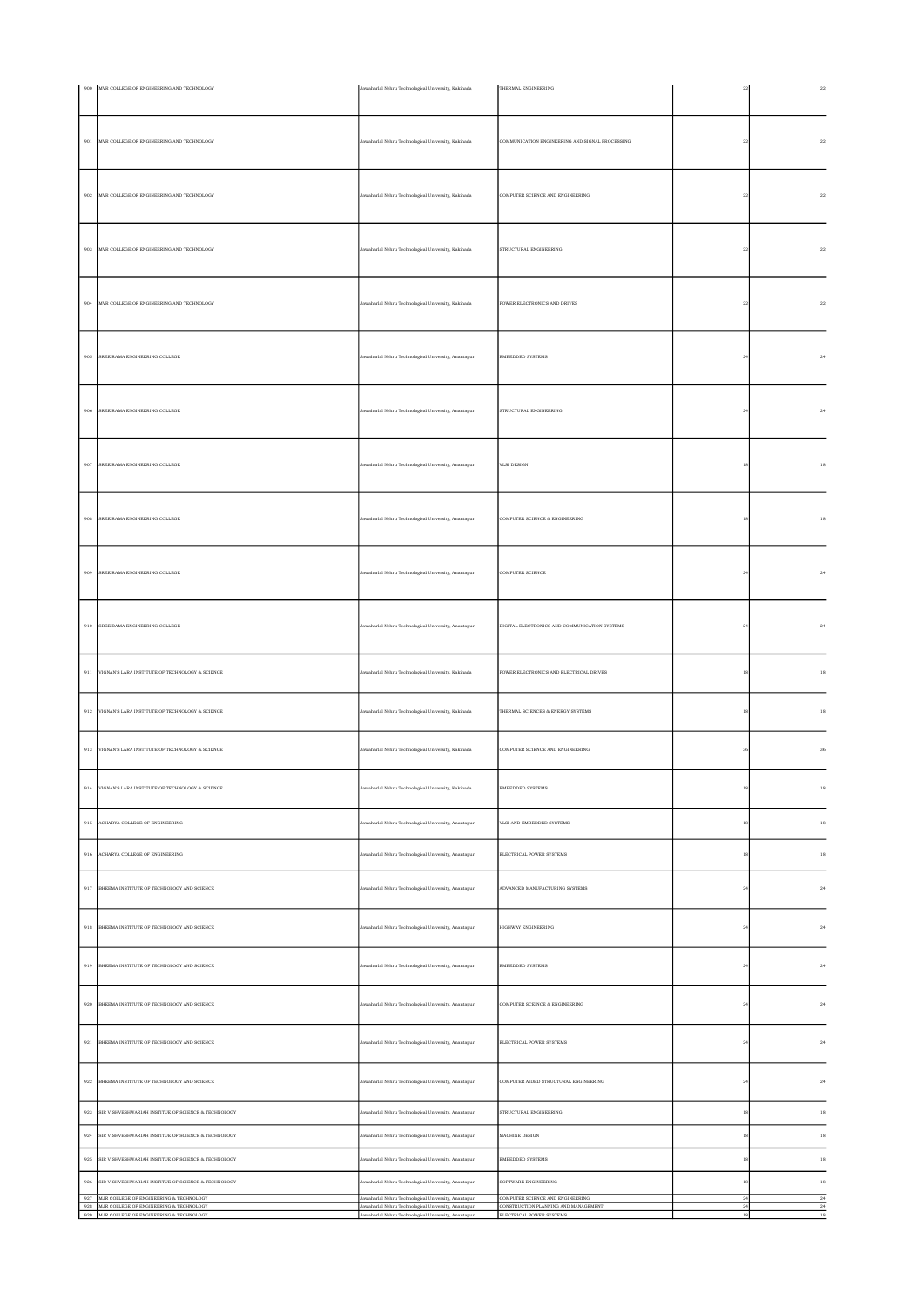| | | | | | |
|---|---|---|---|---|---|
| 900 | MVR COLLEGE OF ENGINEERING AND TECHNOLOGY | Jawaharlal Nehru Technological University, Kakinada | THERMAL ENGINEERING | 22 | 22 |
| 901 | MVR COLLEGE OF ENGINEERING AND TECHNOLOGY | Jawaharlal Nehru Technological University, Kakinada | COMMUNICATION ENGINEERING AND SIGNAL PROCESSING | 22 | 22 |
| 902 | MVR COLLEGE OF ENGINEERING AND TECHNOLOGY | Jawaharlal Nehru Technological University, Kakinada | COMPUTER SCIENCE AND ENGINEERING | 22 | 22 |
| 903 | MVR COLLEGE OF ENGINEERING AND TECHNOLOGY | Jawaharlal Nehru Technological University, Kakinada | STRUCTURAL ENGINEERING | 22 | 22 |
| 904 | MVR COLLEGE OF ENGINEERING AND TECHNOLOGY | Jawaharlal Nehru Technological University, Kakinada | POWER ELECTRONICS AND DRIVES | 22 | 22 |
| 905 | SREE RAMA ENGINEERING COLLEGE | Jawaharlal Nehru Technological University, Anantapur | EMBEDDED SYSTEMS | 24 | 24 |
| 906 | SREE RAMA ENGINEERING COLLEGE | Jawaharlal Nehru Technological University, Anantapur | STRUCTURAL ENGINEERING | 24 | 24 |
| 907 | SREE RAMA ENGINEERING COLLEGE | Jawaharlal Nehru Technological University, Anantapur | VLSI DESIGN | 18 | 18 |
| 908 | SREE RAMA ENGINEERING COLLEGE | Jawaharlal Nehru Technological University, Anantapur | COMPUTER SCIENCE & ENGINEERING | 18 | 18 |
| 909 | SREE RAMA ENGINEERING COLLEGE | Jawaharlal Nehru Technological University, Anantapur | COMPUTER SCIENCE | 24 | 24 |
| 910 | SREE RAMA ENGINEERING COLLEGE | Jawaharlal Nehru Technological University, Anantapur | DIGITAL ELECTRONICS AND COMMUNICATION SYSTEMS | 24 | 24 |
| 911 | VIGNAN'S LARA INSTITUTE OF TECHNOLOGY & SCIENCE | Jawaharlal Nehru Technological University, Kakinada | POWER ELECTRONICS AND ELECTRICAL DRIVES | 18 | 18 |
| 912 | VIGNAN'S LARA INSTITUTE OF TECHNOLOGY & SCIENCE | Jawaharlal Nehru Technological University, Kakinada | THERMAL SCIENCES & ENERGY SYSTEMS | 18 | 18 |
| 913 | VIGNAN'S LARA INSTITUTE OF TECHNOLOGY & SCIENCE | Jawaharlal Nehru Technological University, Kakinada | COMPUTER SCIENCE AND ENGINEERING | 36 | 36 |
| 914 | VIGNAN'S LARA INSTITUTE OF TECHNOLOGY & SCIENCE | Jawaharlal Nehru Technological University, Kakinada | EMBEDDED SYSTEMS | 18 | 18 |
| 915 | ACHARYA COLLEGE OF ENGINEERING | Jawaharlal Nehru Technological University, Anantapur | VLSI AND EMBEDDED SYSTEMS | 18 | 18 |
| 916 | ACHARYA COLLEGE OF ENGINEERING | Jawaharlal Nehru Technological University, Anantapur | ELECTRICAL POWER SYSTEMS | 18 | 18 |
| 917 | BHEEMA INSTITUTE OF TECHNOLOGY AND SCIENCE | Jawaharlal Nehru Technological University, Anantapur | ADVANCED MANUFACTURING SYSTEMS | 24 | 24 |
| 918 | BHEEMA INSTITUTE OF TECHNOLOGY AND SCIENCE | Jawaharlal Nehru Technological University, Anantapur | HIGHWAY ENGINEERING | 24 | 24 |
| 919 | BHEEMA INSTITUTE OF TECHNOLOGY AND SCIENCE | Jawaharlal Nehru Technological University, Anantapur | EMBEDDED SYSTEMS | 24 | 24 |
| 920 | BHEEMA INSTITUTE OF TECHNOLOGY AND SCIENCE | Jawaharlal Nehru Technological University, Anantapur | COMPUTER SCEINCE & ENGINEERING | 24 | 24 |
| 921 | BHEEMA INSTITUTE OF TECHNOLOGY AND SCIENCE | Jawaharlal Nehru Technological University, Anantapur | ELECTRICAL POWER SYSTEMS | 24 | 24 |
| 922 | BHEEMA INSTITUTE OF TECHNOLOGY AND SCIENCE | Jawaharlal Nehru Technological University, Anantapur | COMPUTER AIDED STRUCTURAL ENGINEERING | 24 | 24 |
| 923 | SIR VISHVESHWARIAH INSTITUE OF SCIENCE & TECHNOLOGY | Jawaharlal Nehru Technological University, Anantapur | STRUCTURAL ENGINEERING | 18 | 18 |
| 924 | SIR VISHVESHWARIAH INSTITUE OF SCIENCE & TECHNOLOGY | Jawaharlal Nehru Technological University, Anantapur | MACHINE DESIGN | 18 | 18 |
| 925 | SIR VISHVESHWARIAH INSTITUE OF SCIENCE & TECHNOLOGY | Jawaharlal Nehru Technological University, Anantapur | EMBEDDED SYSTEMS | 18 | 18 |
| 926 | SIR VISHVESHWARIAH INSTITUE OF SCIENCE & TECHNOLOGY | Jawaharlal Nehru Technological University, Anantapur | SOFTWARE ENGINEERING | 18 | 18 |
| 927 | MJR COLLEGE OF ENGINEERING & TECHNOLOGY | Jawaharlal Nehru Technological University, Anantapur | COMPUTER SCIENCE AND ENGINEERING | 24 | 24 |
| 928 | MJR COLLEGE OF ENGINEERING & TECHNOLOGY | Jawaharlal Nehru Technological University, Anantapur | CONSTRUCTION PLANNING AND MANAGEMENT | 24 | 24 |
| 929 | MJR COLLEGE OF ENGINEERING & TECHNOLOGY | Jawaharlal Nehru Technological University, Anantapur | ELECTRICAL POWER SYSTEMS | 18 | 18 |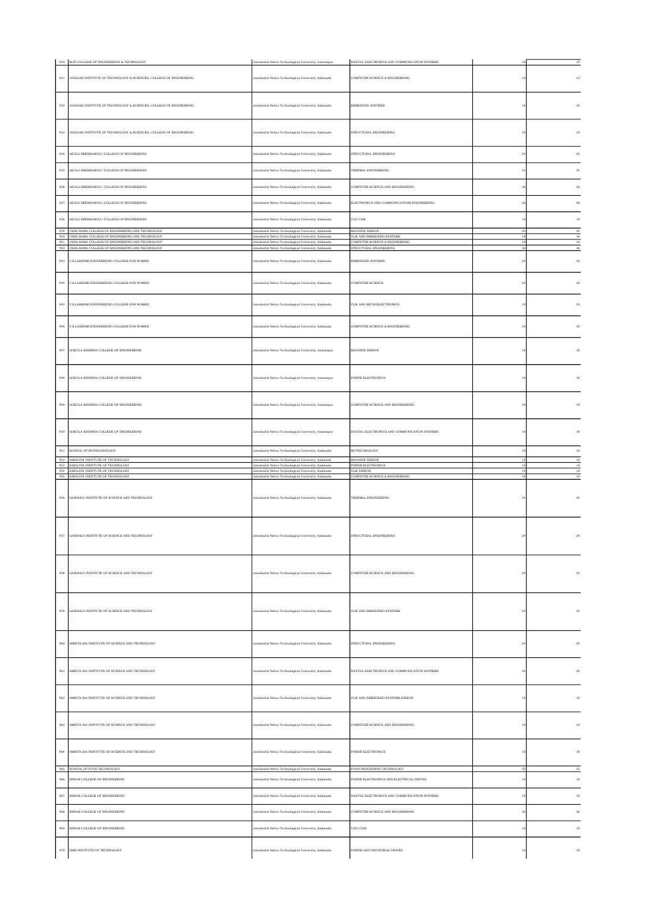| 930 | MJR COLLEGE OF ENGINEERING & TECHNOLOGY | Jawaharlal Nehru Technological University, Anantapur | DIGITAL ELECTRONICS AND COMMUNICATION SYSTEMS | 18 | 18 |
|---|---|---|---|---|---|
| 931 | JOGAIAH INSTITUTE OF TECHNOLOGY & SCIENCES, COLLEGE OF ENGINEERING | Jawaharlal Nehru Technological University, Kakinada | COMPUTER SCIENCE & ENGINEERING | 18 | 12 |
| 932 | JOGAIAH INSTITUTE OF TECHNOLOGY & SCIENCES, COLLEGE OF ENGINEERING | Jawaharlal Nehru Technological University, Kakinada | EMBEDDED SYSTEMS | 18 | 18 |
| 933 | JOGAIAH INSTITUTE OF TECHNOLOGY & SCIENCES, COLLEGE OF ENGINEERING | Jawaharlal Nehru Technological University, Kakinada | STRUCTURAL ENGINEERING | 18 | 18 |
| 934 | AKULA SREERAMULU COLLEGE OF ENGINEERING | Jawaharlal Nehru Technological University, Kakinada | STRUCTURAL ENGINEERING | 24 | 24 |
| 935 | AKULA SREERAMULU COLLEGE OF ENGINEERING | Jawaharlal Nehru Technological University, Kakinada | THERMAL ENGINEERING | 24 | 24 |
| 936 | AKULA SREERAMULU COLLEGE OF ENGINEERING | Jawaharlal Nehru Technological University, Kakinada | COMPUTER SCIENCE AND ENGINEERING | 36 | 36 |
| 937 | AKULA SREERAMULU COLLEGE OF ENGINEERING | Jawaharlal Nehru Technological University, Kakinada | ELECTRONICS AND COMMUNICATIONS ENGINEERING | 36 | 36 |
| 938 | AKULA SREERAMULU COLLEGE OF ENGINEERING | Jawaharlal Nehru Technological University, Kakinada | CAD CAM | 18 | 18 |
| 939 | USHA RAMA COLLEGE OF ENGINEERING AND TECHNOLOGY | Jawaharlal Nehru Technological University, Kakinada | MACHINE DESIGN | 24 | 24 |
| 940 | USHA RAMA COLLEGE OF ENGINEERING AND TECHNOLOGY | Jawaharlal Nehru Technological University, Kakinada | VLSI AND EMBEDDED SYSTEMS | 18 | 18 |
| 941 | USHA RAMA COLLEGE OF ENGINEERING AND TECHNOLOGY | Jawaharlal Nehru Technological University, Kakinada | COMPUTER SCIENCE & ENGINEERING | 18 | 18 |
| 942 | USHA RAMA COLLEGE OF ENGINEERING AND TECHNOLOGY | Jawaharlal Nehru Technological University, Kakinada | STRUCTURAL ENGINEERING | 36 | 36 |
| 943 | V.S LAKSHMI ENGINEERING COLLEGE FOR WOMEN | Jawaharlal Nehru Technological University, Kakinada | EMBEDDED SYSTEMS | 24 | 30 |
| 944 | V.S LAKSHMI ENGINEERING COLLEGE FOR WOMEN | Jawaharlal Nehru Technological University, Kakinada | COMPUTER SCIENCE | 24 | 30 |
| 945 | V.S LAKSHMI ENGINEERING COLLEGE FOR WOMEN | Jawaharlal Nehru Technological University, Kakinada | VLSI AND MICROELECTRONICS | 18 | 30 |
| 946 | V.S LAKSHMI ENGINEERING COLLEGE FOR WOMEN | Jawaharlal Nehru Technological University, Kakinada | COMPUTER SCIENCE & ENGINEERING | 18 | 30 |
| 947 | GOKULA KRISHNA COLLEGE OF ENGINEERING | Jawaharlal Nehru Technological University, Anantapur | MACHINE DESIGN | 18 | 18 |
| 948 | GOKULA KRISHNA COLLEGE OF ENGINEERING | Jawaharlal Nehru Technological University, Anantapur | POWER ELECTRONICS | 18 | 18 |
| 949 | GOKULA KRISHNA COLLEGE OF ENGINEERING | Jawaharlal Nehru Technological University, Anantapur | COMPUTER SCIENCE AND ENGINEERING | 18 | 18 |
| 950 | GOKULA KRISHNA COLLEGE OF ENGINEERING | Jawaharlal Nehru Technological University, Anantapur | DIGITAL ELECTRONICS AND COMMUNICATION SYSTEMS | 18 | 18 |
| 951 | SCHOOL OF BIOTECHNOLOGY | Jawaharlal Nehru Technological University, Kakinada | BIOTECHNOLOGY | 18 | 18 |
| 952 | SAROJINI INSTITUTE OF TECHNOLOGY | Jawaharlal Nehru Technological University, Kakinada | MACHINE DESIGN | 18 | 18 |
| 953 | SAROJINI INSTITUTE OF TECHNOLOGY | Jawaharlal Nehru Technological University, Kakinada | POWER ELECTRONICS | 18 | 18 |
| 954 | SAROJINI INSTITUTE OF TECHNOLOGY | Jawaharlal Nehru Technological University, Kakinada | VLSI DESIGN | 18 | 18 |
| 955 | SAROJINI INSTITUTE OF TECHNOLOGY | Jawaharlal Nehru Technological University, Kakinada | COMPUTER SCIENCE & ENGINEERING | 18 | 18 |
| 956 | GANDHIJI INSTITUTE OF SCIENCE AND TECHNOLOGY | Jawaharlal Nehru Technological University, Kakinada | THERMAL ENGINEERING | 24 | 24 |
| 957 | GANDHIJI INSTITUTE OF SCIENCE AND TECHNOLOGY | Jawaharlal Nehru Technological University, Kakinada | STRUCTURAL ENGINEERING | 24 | 24 |
| 958 | GANDHIJI INSTITUTE OF SCIENCE AND TECHNOLOGY | Jawaharlal Nehru Technological University, Kakinada | COMPUTER SCIENCE AND ENGINEERING | 24 | 24 |
| 959 | GANDHIJI INSTITUTE OF SCIENCE AND TECHNOLOGY | Jawaharlal Nehru Technological University, Kakinada | VLSI AND EMBEDDED SYSTEMS | 24 | 24 |
| 960 | AMRITA SAI INSTITUTE OF SCIENCE AND TECHNOLOGY | Jawaharlal Nehru Technological University, Kakinada | STRUCTURAL ENGINEERING | 24 | 24 |
| 961 | AMRITA SAI INSTITUTE OF SCIENCE AND TECHNOLOGY | Jawaharlal Nehru Technological University, Kakinada | DIGITAL ELECTRONICS AND COMMUNICATION SYSTEMS | 24 | 24 |
| 962 | AMRITA SAI INSTITUTE OF SCIENCE AND TECHNOLOGY | Jawaharlal Nehru Technological University, Kakinada | VLSI AND EMBEDDED SYSTEMS DESIGN | 18 | 18 |
| 963 | AMRITA SAI INSTITUTE OF SCIENCE AND TECHNOLOGY | Jawaharlal Nehru Technological University, Kakinada | COMPUTER SCIENCE AND ENGINEERING | 18 | 18 |
| 964 | AMRITA SAI INSTITUTE OF SCIENCE AND TECHNOLOGY | Jawaharlal Nehru Technological University, Kakinada | POWER ELECTRONICS | 18 | 18 |
| 965 | SCHOOL OF FOOD TECHNOLOGY | Jawaharlal Nehru Technological University, Kakinada | FOOD PROCESSING TECHNOLOGY | 25 | 25 |
| 966 | ESWAR COLLEGE OF ENGINEERING | Jawaharlal Nehru Technological University, Kakinada | POWER ELECTRONICS AND ELECTRICAL DRIVES | 18 | 18 |
| 967 | ESWAR COLLEGE OF ENGINEERING | Jawaharlal Nehru Technological University, Kakinada | DIGITAL ELECTRONICS AND COMMUNICATION SYSTEMS | 18 | 18 |
| 968 | ESWAR COLLEGE OF ENGINEERING | Jawaharlal Nehru Technological University, Kakinada | COMPUTER SCIENCE AND ENGINEERING | 36 | 36 |
| 969 | ESWAR COLLEGE OF ENGINEERING | Jawaharlal Nehru Technological University, Kakinada | CAD/CAM | 18 | 18 |
| 970 | GMR INSTITUTE OF TECHNOLOGY | Jawaharlal Nehru Technological University, Kakinada | POWER AND INDUSTRIAL DRIVES | 18 | 18 |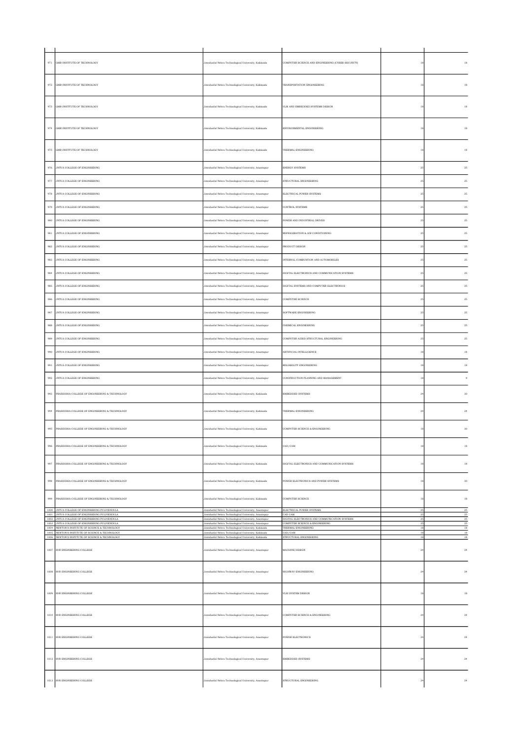| | | | | | |
|---|---|---|---|---|---|
| 971 | GMR INSTITUTE OF TECHNOLOGY | Jawaharlal Nehru Technological University, Kakinada | COMPUTER SCIENCE AND ENGINEERING (CYBER SECURITY) | 18 | 18 |
| 972 | GMR INSTITUTE OF TECHNOLOGY | Jawaharlal Nehru Technological University, Kakinada | TRANSPORTATION ENGINEERING | 18 | 18 |
| 973 | GMR INSTITUTE OF TECHNOLOGY | Jawaharlal Nehru Technological University, Kakinada | VLSI AND EMBEDDED SYSTEMS DESIGN | 18 | 18 |
| 974 | GMR INSTITUTE OF TECHNOLOGY | Jawaharlal Nehru Technological University, Kakinada | ENVIRONMENTAL ENGINEERING | 18 | 18 |
| 975 | GMR INSTITUTE OF TECHNOLOGY | Jawaharlal Nehru Technological University, Kakinada | THERMAL ENGINEERING | 18 | 18 |
| 976 | JNTUA COLLEGE OF ENGINEERING | Jawaharlal Nehru Technological University, Anantapur | ENERGY SYSTEMS | 25 | 25 |
| 977 | JNTUA COLLEGE OF ENGINEERING | Jawaharlal Nehru Technological University, Anantapur | STRUCTURAL ENGINEERING | 25 | 25 |
| 978 | JNTUA COLLEGE OF ENGINEERING | Jawaharlal Nehru Technological University, Anantapur | ELECTRICAL POWER SYSTEMS | 25 | 25 |
| 979 | JNTUA COLLEGE OF ENGINEERING | Jawaharlal Nehru Technological University, Anantapur | CONTROL SYSTEMS | 25 | 25 |
| 980 | JNTUA COLLEGE OF ENGINEERING | Jawaharlal Nehru Technological University, Anantapur | POWER AND INDUSTRIAL DRIVES | 25 | 25 |
| 981 | JNTUA COLLEGE OF ENGINEERING | Jawaharlal Nehru Technological University, Anantapur | REFRIGERATION & AIR CONDITIONING | 25 | 25 |
| 982 | JNTUA COLLEGE OF ENGINEERING | Jawaharlal Nehru Technological University, Anantapur | PRODUCT DESIGN | 25 | 25 |
| 983 | JNTUA COLLEGE OF ENGINEERING | Jawaharlal Nehru Technological University, Anantapur | INTERNAL COMBUSTION AND AUTOMOBILES | 25 | 25 |
| 984 | JNTUA COLLEGE OF ENGINEERING | Jawaharlal Nehru Technological University, Anantapur | DIGITAL ELECTRONICS AND COMMUNICATION SYSTEMS | 25 | 25 |
| 985 | JNTUA COLLEGE OF ENGINEERING | Jawaharlal Nehru Technological University, Anantapur | DIGITAL SYSTEMS AND COMPUTER ELECTRONICS | 25 | 25 |
| 986 | JNTUA COLLEGE OF ENGINEERING | Jawaharlal Nehru Technological University, Anantapur | COMPUTER SCIENCE | 25 | 25 |
| 987 | JNTUA COLLEGE OF ENGINEERING | Jawaharlal Nehru Technological University, Anantapur | SOFTWARE ENGINEERING | 25 | 25 |
| 988 | JNTUA COLLEGE OF ENGINEERING | Jawaharlal Nehru Technological University, Anantapur | CHEMICAL ENGINEERING | 25 | 25 |
| 989 | JNTUA COLLEGE OF ENGINEERING | Jawaharlal Nehru Technological University, Anantapur | COMPUTER AIDED STRUCTURAL ENGINEERING | 25 | 25 |
| 990 | JNTUA COLLEGE OF ENGINEERING | Jawaharlal Nehru Technological University, Anantapur | ARTIFICIAL INTELLIGENCE | 18 | 18 |
| 991 | JNTUA COLLEGE OF ENGINEERING | Jawaharlal Nehru Technological University, Anantapur | RELIABILITY ENGINEERING | 18 | 18 |
| 992 | JNTUA COLLEGE OF ENGINEERING | Jawaharlal Nehru Technological University, Anantapur | CONSTRUCTION PLANNING AND MANAGEMENT | 18 | 9 |
| 993 | PRASIDDHA COLLEGE OF ENGINEERING & TECHNOLOGY | Jawaharlal Nehru Technological University, Kakinada | EMBEDDED SYSTEMS | 24 | 30 |
| 994 | PRASIDDHA COLLEGE OF ENGINEERING & TECHNOLOGY | Jawaharlal Nehru Technological University, Kakinada | THERMAL ENGINEERING | 24 | 24 |
| 995 | PRASIDDHA COLLEGE OF ENGINEERING & TECHNOLOGY | Jawaharlal Nehru Technological University, Kakinada | COMPUTER SCIENCE & ENGINEERING | 18 | 30 |
| 996 | PRASIDDHA COLLEGE OF ENGINEERING & TECHNOLOGY | Jawaharlal Nehru Technological University, Kakinada | CAD/CAM | 18 | 18 |
| 997 | PRASIDDHA COLLEGE OF ENGINEERING & TECHNOLOGY | Jawaharlal Nehru Technological University, Kakinada | DIGITAL ELECTRONICS AND COMMUNICATION SYSTEMS | 18 | 18 |
| 998 | PRASIDDHA COLLEGE OF ENGINEERING & TECHNOLOGY | Jawaharlal Nehru Technological University, Kakinada | POWER ELECTRONICS AND POWER SYSTEMS | 18 | 30 |
| 999 | PRASIDDHA COLLEGE OF ENGINEERING & TECHNOLOGY | Jawaharlal Nehru Technological University, Kakinada | COMPUTER SCIENCE | 18 | 18 |
| 1000 | JNTUA COLLEGE OF ENGINEERING PULIVENDULA | Jawaharlal Nehru Technological University, Anantapur | ELECTRICAL POWER SYSTEMS | 25 | 25 |
| 1001 | JNTUA COLLEGE OF ENGINEERING PULIVENDULA | Jawaharlal Nehru Technological University, Anantapur | CAD CAM | 25 | 25 |
| 1002 | JNTUA COLLEGE OF ENGINEERING PULIVENDULA | Jawaharlal Nehru Technological University, Anantapur | DIGITAL ELECTRONICS AND COMMUNICATION SYSTEMS | 25 | 25 |
| 1003 | JNTUA COLLEGE OF ENGINEERING PULIVENDULA | Jawaharlal Nehru Technological University, Anantapur | COMPUTER SCIENCE & ENGINEERING | 25 | 25 |
| 1004 | NEWTON'S INSTITUTE OF SCIENCE & TECHNOLOGY | Jawaharlal Nehru Technological University, Kakinada | THERMAL ENGINEERING | 18 | 18 |
| 1005 | NEWTON'S INSTITUTE OF SCIENCE & TECHNOLOGY | Jawaharlal Nehru Technological University, Kakinada | CAD/CAM | 18 | 18 |
| 1006 | NEWTON'S INSTITUTE OF SCIENCE & TECHNOLOGY | Jawaharlal Nehru Technological University, Kakinada | STRUCTURAL ENGINEERING | 18 | 18 |
| 1007 | SVR ENGINEERING COLLEGE | Jawaharlal Nehru Technological University, Anantapur | MACHINE DESIGN | 24 | 24 |
| 1008 | SVR ENGINEERING COLLEGE | Jawaharlal Nehru Technological University, Anantapur | HIGHWAY ENGINEERING | 24 | 24 |
| 1009 | SVR ENGINEERING COLLEGE | Jawaharlal Nehru Technological University, Anantapur | VLSI SYSTEM DESIGN | 18 | 18 |
| 1010 | SVR ENGINEERING COLLEGE | Jawaharlal Nehru Technological University, Anantapur | COMPUTER SCIENCE & ENGINEERING | 24 | 24 |
| 1011 | SVR ENGINEERING COLLEGE | Jawaharlal Nehru Technological University, Anantapur | POWER ELECTRONICS | 24 | 24 |
| 1012 | SVR ENGINEERING COLLEGE | Jawaharlal Nehru Technological University, Anantapur | EMBEDDED SYSTEMS | 24 | 24 |
| 1013 | SVR ENGINEERING COLLEGE | Jawaharlal Nehru Technological University, Anantapur | STRUCTURAL ENGINEERING | 24 | 24 |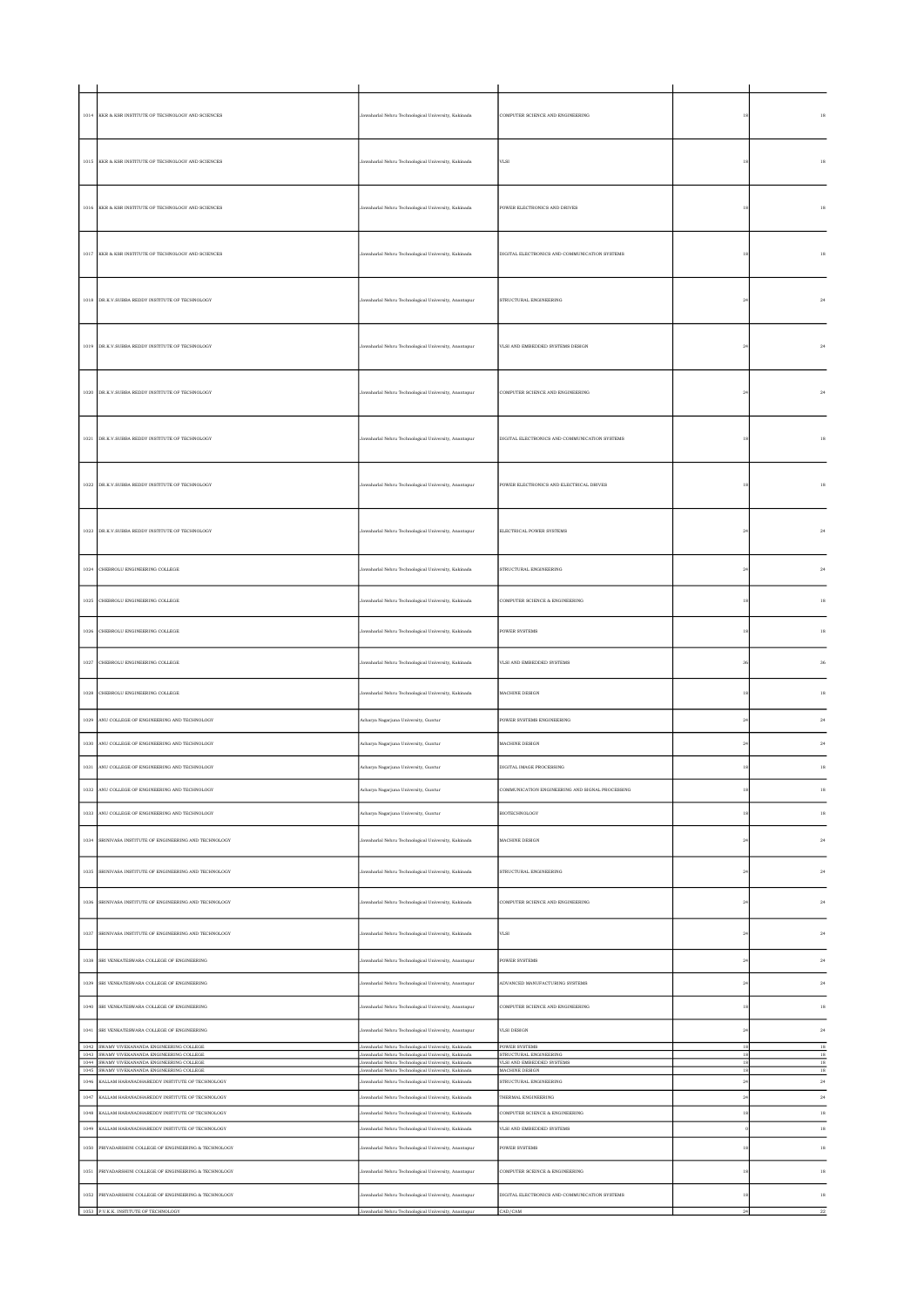| | | | | | |
|---|---|---|---|---|---|
| 1014 | EKR & KSR INSTITUTE OF TECHNOLOGY AND SCIENCES | Jawaharlal Nehru Technological University, Kakinada | COMPUTER SCIENCE AND ENGINEERING | 18 | 18 |
| 1015 | EKR & KSR INSTITUTE OF TECHNOLOGY AND SCIENCES | Jawaharlal Nehru Technological University, Kakinada | VLSI | 18 | 18 |
| 1016 | EKR & KSR INSTITUTE OF TECHNOLOGY AND SCIENCES | Jawaharlal Nehru Technological University, Kakinada | POWER ELECTRONICS AND DRIVES | 18 | 18 |
| 1017 | EKR & KSR INSTITUTE OF TECHNOLOGY AND SCIENCES | Jawaharlal Nehru Technological University, Kakinada | DIGITAL ELECTRONICS AND COMMUNICATION SYSTEMS | 18 | 18 |
| 1018 | DR.K.V.SUBBA REDDY INSTITUTE OF TECHNOLOGY | Jawaharlal Nehru Technological University, Anantapur | STRUCTURAL ENGINEERING | 24 | 24 |
| 1019 | DR.K.V.SUBBA REDDY INSTITUTE OF TECHNOLOGY | Jawaharlal Nehru Technological University, Anantapur | VLSI AND EMBEDDED SYSTEMS DESIGN | 24 | 24 |
| 1020 | DR.K.V.SUBBA REDDY INSTITUTE OF TECHNOLOGY | Jawaharlal Nehru Technological University, Anantapur | COMPUTER SCIENCE AND ENGINEERING | 24 | 24 |
| 1021 | DR.K.V.SUBBA REDDY INSTITUTE OF TECHNOLOGY | Jawaharlal Nehru Technological University, Anantapur | DIGITAL ELECTRONICS AND COMMUNICATION SYSTEMS | 18 | 18 |
| 1022 | DR.K.V.SUBBA REDDY INSTITUTE OF TECHNOLOGY | Jawaharlal Nehru Technological University, Anantapur | POWER ELECTRONICS AND ELECTRICAL DRIVES | 18 | 18 |
| 1023 | DR.K.V.SUBBA REDDY INSTITUTE OF TECHNOLOGY | Jawaharlal Nehru Technological University, Anantapur | ELECTRICAL POWER SYSTEMS | 24 | 24 |
| 1024 | CHEBROLU ENGINEERING COLLEGE | Jawaharlal Nehru Technological University, Kakinada | STRUCTURAL ENGINEERING | 24 | 24 |
| 1025 | CHEBROLU ENGINEERING COLLEGE | Jawaharlal Nehru Technological University, Kakinada | COMPUTER SCIENCE & ENGINEERING | 18 | 18 |
| 1026 | CHEBROLU ENGINEERING COLLEGE | Jawaharlal Nehru Technological University, Kakinada | POWER SYSTEMS | 18 | 18 |
| 1027 | CHEBROLU ENGINEERING COLLEGE | Jawaharlal Nehru Technological University, Kakinada | VLSI AND EMBEDDED SYSTEMS | 36 | 36 |
| 1028 | CHEBROLU ENGINEERING COLLEGE | Jawaharlal Nehru Technological University, Kakinada | MACHINE DESIGN | 18 | 18 |
| 1029 | ANU COLLEGE OF ENGINEERING AND TECHNOLOGY | Acharya Nagarjuna University, Guntur | POWER SYSTEMS ENGINEERING | 24 | 24 |
| 1030 | ANU COLLEGE OF ENGINEERING AND TECHNOLOGY | Acharya Nagarjuna University, Guntur | MACHINE DESIGN | 24 | 24 |
| 1031 | ANU COLLEGE OF ENGINEERING AND TECHNOLOGY | Acharya Nagarjuna University, Guntur | DIGITAL IMAGE PROCESSING | 18 | 18 |
| 1032 | ANU COLLEGE OF ENGINEERING AND TECHNOLOGY | Acharya Nagarjuna University, Guntur | COMMUNICATION ENGINEERING AND SIGNAL PROCESSING | 18 | 18 |
| 1033 | ANU COLLEGE OF ENGINEERING AND TECHNOLOGY | Acharya Nagarjuna University, Guntur | BIOTECHNOLOGY | 18 | 18 |
| 1034 | SRINIVASA INSTITUTE OF ENGINEERING AND TECHNOLOGY | Jawaharlal Nehru Technological University, Kakinada | MACHINE DESIGN | 24 | 24 |
| 1035 | SRINIVASA INSTITUTE OF ENGINEERING AND TECHNOLOGY | Jawaharlal Nehru Technological University, Kakinada | STRUCTURAL ENGINEERING | 24 | 24 |
| 1036 | SRINIVASA INSTITUTE OF ENGINEERING AND TECHNOLOGY | Jawaharlal Nehru Technological University, Kakinada | COMPUTER SCIENCE AND ENGINEERING | 24 | 24 |
| 1037 | SRINIVASA INSTITUTE OF ENGINEERING AND TECHNOLOGY | Jawaharlal Nehru Technological University, Kakinada | VLSI | 24 | 24 |
| 1038 | SRI VENKATESWARA COLLEGE OF ENGINEERING | Jawaharlal Nehru Technological University, Anantapur | POWER SYSTEMS | 24 | 24 |
| 1039 | SRI VENKATESWARA COLLEGE OF ENGINEERING | Jawaharlal Nehru Technological University, Anantapur | ADVANCED MANUFACTURING SYSTEMS | 24 | 24 |
| 1040 | SRI VENKATESWARA COLLEGE OF ENGINEERING | Jawaharlal Nehru Technological University, Anantapur | COMPUTER SCIENCE AND ENGINEERING | 18 | 18 |
| 1041 | SRI VENKATESWARA COLLEGE OF ENGINEERING | Jawaharlal Nehru Technological University, Anantapur | VLSI DESIGN | 24 | 24 |
| 1042 | SWAMY VIVEKANANDA ENGINEERING COLLEGE | Jawaharlal Nehru Technological University, Kakinada | POWER SYSTEMS | 18 | 18 |
| 1043 | SWAMY VIVEKANANDA ENGINEERING COLLEGE | Jawaharlal Nehru Technological University, Kakinada | STRUCTURAL ENGINEERING | 18 | 18 |
| 1044 | SWAMY VIVEKANANDA ENGINEERING COLLEGE | Jawaharlal Nehru Technological University, Kakinada | VLSI AND EMBEDDED SYSTEMS | 18 | 18 |
| 1045 | SWAMY VIVEKANANDA ENGINEERING COLLEGE | Jawaharlal Nehru Technological University, Kakinada | MACHINE DESIGN | 18 | 18 |
| 1046 | KALLAM HARANADHAREDDY INSTITUTE OF TECHNOLOGY | Jawaharlal Nehru Technological University, Kakinada | STRUCTURAL ENGINEERING | 24 | 24 |
| 1047 | KALLAM HARANADHAREDDY INSTITUTE OF TECHNOLOGY | Jawaharlal Nehru Technological University, Kakinada | THERMAL ENGINEERING | 24 | 24 |
| 1048 | KALLAM HARANADHAREDDY INSTITUTE OF TECHNOLOGY | Jawaharlal Nehru Technological University, Kakinada | COMPUTER SCIENCE & ENGINEERING | 18 | 18 |
| 1049 | KALLAM HARANADHAREDDY INSTITUTE OF TECHNOLOGY | Jawaharlal Nehru Technological University, Kakinada | VLSI AND EMBEDDED SYSTEMS | 0 | 18 |
| 1050 | PRIYADARSHINI COLLEGE OF ENGINEERING & TECHNOLOGY | Jawaharlal Nehru Technological University, Anantapur | POWER SYSTEMS | 18 | 18 |
| 1051 | PRIYADARSHINI COLLEGE OF ENGINEERING & TECHNOLOGY | Jawaharlal Nehru Technological University, Anantapur | COMPUTER SCIENCE & ENGINEERING | 18 | 18 |
| 1052 | PRIYADARSHINI COLLEGE OF ENGINEERING & TECHNOLOGY | Jawaharlal Nehru Technological University, Anantapur | DIGITAL ELECTRONICS AND COMMUNICATION SYSTEMS | 18 | 18 |
| 1053 | P.V.K.K. INSTITUTE OF TECHNOLOGY | Jawaharlal Nehru Technological University, Anantapur | CAD/CAM | 24 | 22 |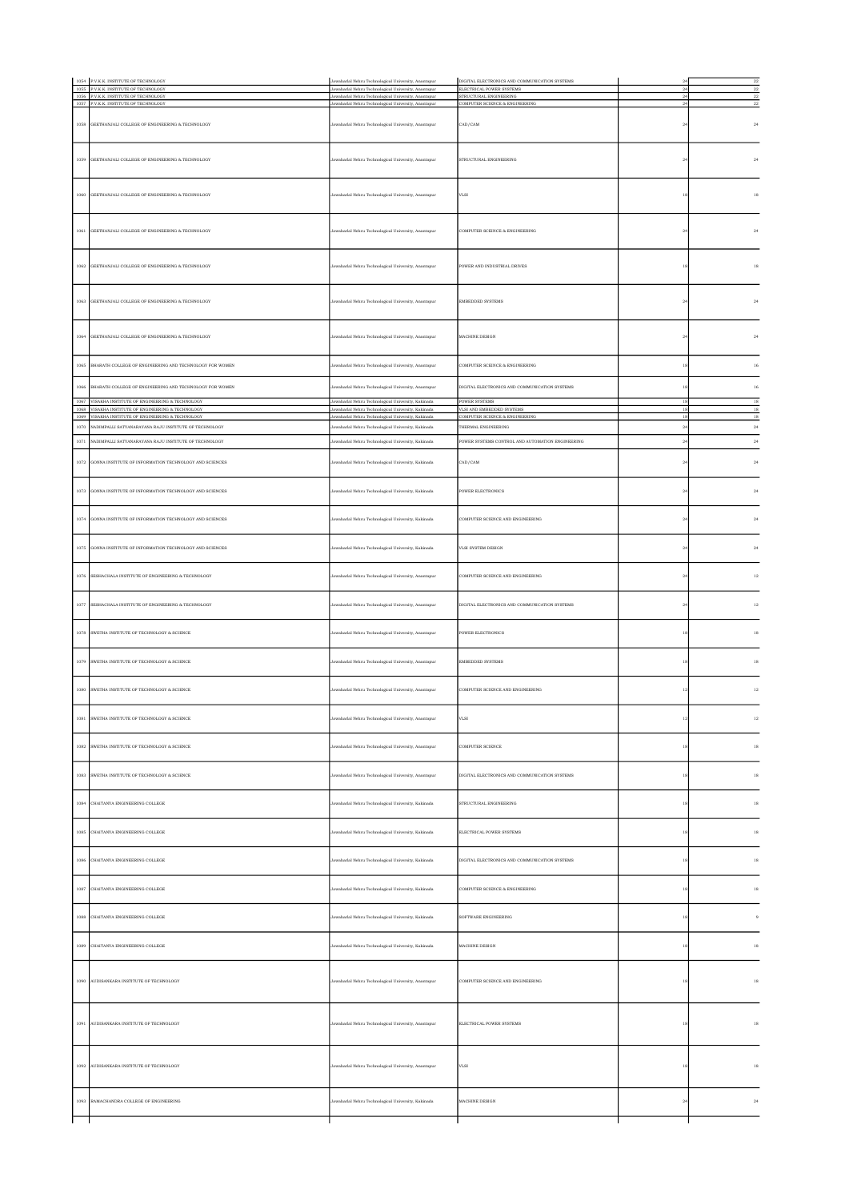| | | | | | |
|---|---|---|---|---|---|
| 1054 | P.V.K.K. INSTITUTE OF TECHNOLOGY | Jawaharlal Nehru Technological University, Anantapur | DIGITAL ELECTRONICS AND COMMUNICATION SYSTEMS | 24 | 22 |
| 1055 | P.V.K.K. INSTITUTE OF TECHNOLOGY | Jawaharlal Nehru Technological University, Anantapur | ELECTRICAL POWER SYSTEMS | 24 | 22 |
| 1056 | P.V.K.K. INSTITUTE OF TECHNOLOGY | Jawaharlal Nehru Technological University, Anantapur | STRUCTURAL ENGINEERING | 24 | 22 |
| 1057 | P.V.K.K. INSTITUTE OF TECHNOLOGY | Jawaharlal Nehru Technological University, Anantapur | COMPUTER SCIENCE & ENGINEERING | 24 | 22 |
| 1058 | GEETHANJALI COLLEGE OF ENGINEERING & TECHNOLOGY | Jawaharlal Nehru Technological University, Anantapur | CAD/CAM | 24 | 24 |
| 1059 | GEETHANJALI COLLEGE OF ENGINEERING & TECHNOLOGY | Jawaharlal Nehru Technological University, Anantapur | STRUCTURAL ENGINEERING | 24 | 24 |
| 1060 | GEETHANJALI COLLEGE OF ENGINEERING & TECHNOLOGY | Jawaharlal Nehru Technological University, Anantapur | VLSI | 18 | 18 |
| 1061 | GEETHANJALI COLLEGE OF ENGINEERING & TECHNOLOGY | Jawaharlal Nehru Technological University, Anantapur | COMPUTER SCIENCE & ENGINEERING | 24 | 24 |
| 1062 | GEETHANJALI COLLEGE OF ENGINEERING & TECHNOLOGY | Jawaharlal Nehru Technological University, Anantapur | POWER AND INDUSTRIAL DRIVES | 18 | 18 |
| 1063 | GEETHANJALI COLLEGE OF ENGINEERING & TECHNOLOGY | Jawaharlal Nehru Technological University, Anantapur | EMBEDDED SYSTEMS | 24 | 24 |
| 1064 | GEETHANJALI COLLEGE OF ENGINEERING & TECHNOLOGY | Jawaharlal Nehru Technological University, Anantapur | MACHINE DESIGN | 24 | 24 |
| 1065 | BHARATH COLLEGE OF ENGINEERING AND TECHNOLOGY FOR WOMEN | Jawaharlal Nehru Technological University, Anantapur | COMPUTER SCIENCE & ENGINEERING | 18 | 16 |
| 1066 | BHARATH COLLEGE OF ENGINEERING AND TECHNOLOGY FOR WOMEN | Jawaharlal Nehru Technological University, Anantapur | DIGITAL ELECTRONICS AND COMMUNICATION SYSTEMS | 18 | 16 |
| 1067 | VISAKHA INSTITUTE OF ENGINEERING & TECHNOLOGY | Jawaharlal Nehru Technological University, Kakinada | POWER SYSTEMS | 18 | 18 |
| 1068 | VISAKHA INSTITUTE OF ENGINEERING & TECHNOLOGY | Jawaharlal Nehru Technological University, Kakinada | VLSI AND EMBEDDED SYSTEMS | 18 | 18 |
| 1069 | VISAKHA INSTITUTE OF ENGINEERING & TECHNOLOGY | Jawaharlal Nehru Technological University, Kakinada | COMPUTER SCIENCE & ENGINEERING | 18 | 18 |
| 1070 | NADIMPALLI SATYANARAYANA RAJU INSTITUTE OF TECHNOLOGY | Jawaharlal Nehru Technological University, Kakinada | THERMAL ENGINEERING | 24 | 24 |
| 1071 | NADIMPALLI SATYANARAYANA RAJU INSTITUTE OF TECHNOLOGY | Jawaharlal Nehru Technological University, Kakinada | POWER SYSTEMS CONTROL AND AUTOMATION ENGINEERING | 24 | 24 |
| 1072 | GONNA INSTITUTE OF INFORMATION TECHNOLOGY AND SCIENCES | Jawaharlal Nehru Technological University, Kakinada | CAD/CAM | 24 | 24 |
| 1073 | GONNA INSTITUTE OF INFORMATION TECHNOLOGY AND SCIENCES | Jawaharlal Nehru Technological University, Kakinada | POWER ELECTRONICS | 24 | 24 |
| 1074 | GONNA INSTITUTE OF INFORMATION TECHNOLOGY AND SCIENCES | Jawaharlal Nehru Technological University, Kakinada | COMPUTER SCIENCE AND ENGINEERING | 24 | 24 |
| 1075 | GONNA INSTITUTE OF INFORMATION TECHNOLOGY AND SCIENCES | Jawaharlal Nehru Technological University, Kakinada | VLSI SYSTEM DESIGN | 24 | 24 |
| 1076 | SESHACHALA INSTITUTE OF ENGINEERING & TECHNOLOGY | Jawaharlal Nehru Technological University, Anantapur | COMPUTER SCIENCE AND ENGINEERING | 24 | 12 |
| 1077 | SESHACHALA INSTITUTE OF ENGINEERING & TECHNOLOGY | Jawaharlal Nehru Technological University, Anantapur | DIGITAL ELECTRONICS AND COMMUNICATION SYSTEMS | 24 | 12 |
| 1078 | SWETHA INSTITUTE OF TECHNOLOGY & SCIENCE | Jawaharlal Nehru Technological University, Anantapur | POWER ELECTRONICS | 18 | 18 |
| 1079 | SWETHA INSTITUTE OF TECHNOLOGY & SCIENCE | Jawaharlal Nehru Technological University, Anantapur | EMBEDDED SYSTEMS | 18 | 18 |
| 1080 | SWETHA INSTITUTE OF TECHNOLOGY & SCIENCE | Jawaharlal Nehru Technological University, Anantapur | COMPUTER SCIENCE AND ENGINEERING | 12 | 12 |
| 1081 | SWETHA INSTITUTE OF TECHNOLOGY & SCIENCE | Jawaharlal Nehru Technological University, Anantapur | VLSI | 12 | 12 |
| 1082 | SWETHA INSTITUTE OF TECHNOLOGY & SCIENCE | Jawaharlal Nehru Technological University, Anantapur | COMPUTER SCIENCE | 18 | 18 |
| 1083 | SWETHA INSTITUTE OF TECHNOLOGY & SCIENCE | Jawaharlal Nehru Technological University, Anantapur | DIGITAL ELECTRONICS AND COMMUNICATION SYSTEMS | 18 | 18 |
| 1084 | CHAITANYA ENGINEERING COLLEGE | Jawaharlal Nehru Technological University, Kakinada | STRUCTURAL ENGINEERING | 18 | 18 |
| 1085 | CHAITANYA ENGINEERING COLLEGE | Jawaharlal Nehru Technological University, Kakinada | ELECTRICAL POWER SYSTEMS | 18 | 18 |
| 1086 | CHAITANYA ENGINEERING COLLEGE | Jawaharlal Nehru Technological University, Kakinada | DIGITAL ELECTRONICS AND COMMUNICATION SYSTEMS | 18 | 18 |
| 1087 | CHAITANYA ENGINEERING COLLEGE | Jawaharlal Nehru Technological University, Kakinada | COMPUTER SCIENCE & ENGINEERING | 18 | 18 |
| 1088 | CHAITANYA ENGINEERING COLLEGE | Jawaharlal Nehru Technological University, Kakinada | SOFTWARE ENGINEERING | 18 | 9 |
| 1089 | CHAITANYA ENGINEERING COLLEGE | Jawaharlal Nehru Technological University, Kakinada | MACHINE DESIGN | 18 | 18 |
| 1090 | AUDISANKARA INSTITUTE OF TECHNOLOGY | Jawaharlal Nehru Technological University, Anantapur | COMPUTER SCIENCE AND ENGINEERING | 18 | 18 |
| 1091 | AUDISANKARA INSTITUTE OF TECHNOLOGY | Jawaharlal Nehru Technological University, Anantapur | ELECTRICAL POWER SYSTEMS | 18 | 18 |
| 1092 | AUDISANKARA INSTITUTE OF TECHNOLOGY | Jawaharlal Nehru Technological University, Anantapur | VLSI | 18 | 18 |
| 1093 | RAMACHANDRA COLLEGE OF ENGINEERING | Jawaharlal Nehru Technological University, Kakinada | MACHINE DESIGN | 24 | 24 |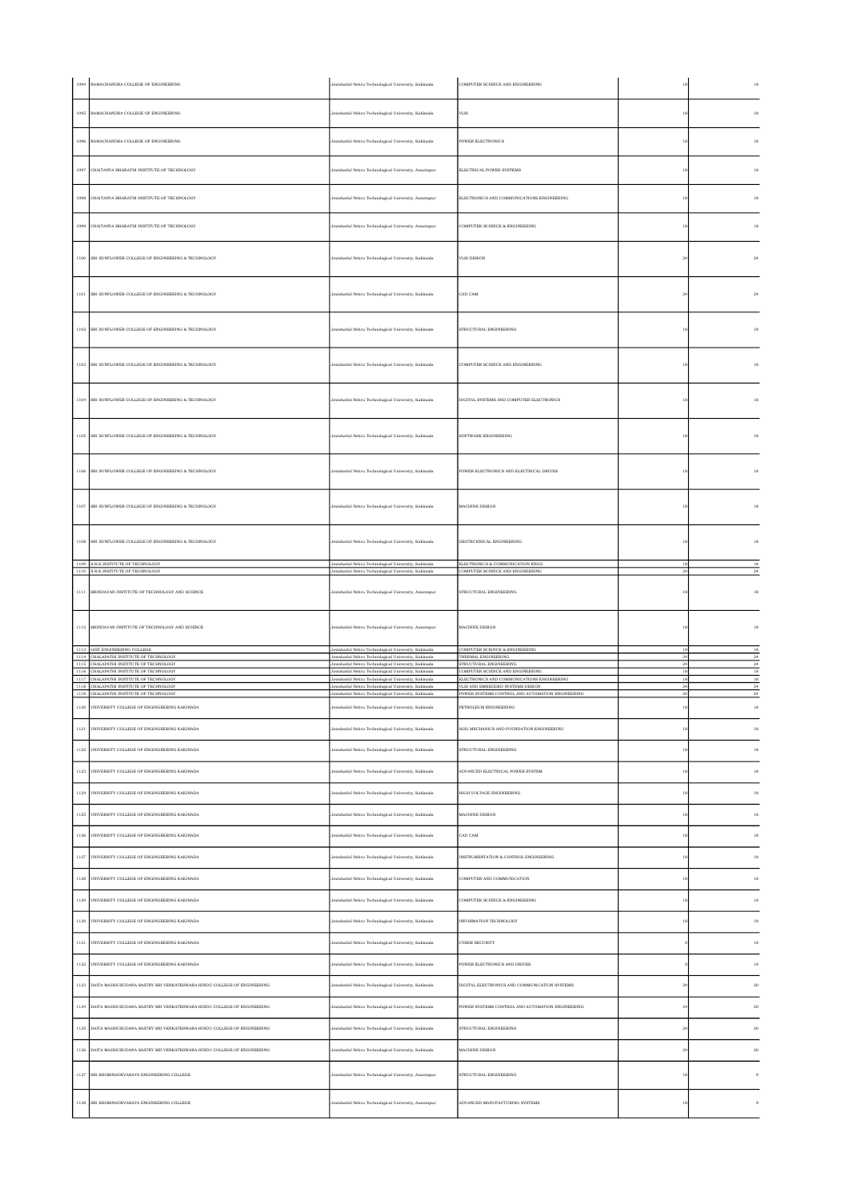| | | | | | |
|---|---|---|---|---|---|
| 1094 | RAMACHANDRA COLLEGE OF ENGINEERING | Jawaharlal Nehru Technological University, Kakinada | COMPUTER SCIENCE AND ENGINEERING | 18 | 18 |
| 1095 | RAMACHANDRA COLLEGE OF ENGINEERING | Jawaharlal Nehru Technological University, Kakinada | VLSI | 18 | 18 |
| 1096 | RAMACHANDRA COLLEGE OF ENGINEERING | Jawaharlal Nehru Technological University, Kakinada | POWER ELECTRONICS | 18 | 18 |
| 1097 | CHAITANYA BHARATHI INSTITUTE OF TECHNOLOGY | Jawaharlal Nehru Technological University, Anantapur | ELECTRICAL POWER SYSTEMS | 18 | 18 |
| 1098 | CHAITANYA BHARATHI INSTITUTE OF TECHNOLOGY | Jawaharlal Nehru Technological University, Anantapur | ELECTRONICS AND COMMUNICATIONS ENGINEERING | 18 | 18 |
| 1099 | CHAITANYA BHARATHI INSTITUTE OF TECHNOLOGY | Jawaharlal Nehru Technological University, Anantapur | COMPUTER SCIENCE & ENGINEERING | 18 | 18 |
| 1100 | SRI SUNFLOWER COLLEGE OF ENGINEERING & TECHNOLOGY | Jawaharlal Nehru Technological University, Kakinada | VLSI DESIGN | 24 | 24 |
| 1101 | SRI SUNFLOWER COLLEGE OF ENGINEERING & TECHNOLOGY | Jawaharlal Nehru Technological University, Kakinada | CAD CAM | 24 | 24 |
| 1102 | SRI SUNFLOWER COLLEGE OF ENGINEERING & TECHNOLOGY | Jawaharlal Nehru Technological University, Kakinada | STRUCTURAL ENGINEERING | 18 | 18 |
| 1103 | SRI SUNFLOWER COLLEGE OF ENGINEERING & TECHNOLOGY | Jawaharlal Nehru Technological University, Kakinada | COMPUTER SCIENCE AND ENGINEERING | 18 | 18 |
| 1104 | SRI SUNFLOWER COLLEGE OF ENGINEERING & TECHNOLOGY | Jawaharlal Nehru Technological University, Kakinada | DIGITAL SYSTEMS AND COMPUTER ELECTRONICS | 18 | 18 |
| 1105 | SRI SUNFLOWER COLLEGE OF ENGINEERING & TECHNOLOGY | Jawaharlal Nehru Technological University, Kakinada | SOFTWARE ENGINEERING | 18 | 18 |
| 1106 | SRI SUNFLOWER COLLEGE OF ENGINEERING & TECHNOLOGY | Jawaharlal Nehru Technological University, Kakinada | POWER ELECTRONICS AND ELECTRICAL DRIVES | 18 | 18 |
| 1107 | SRI SUNFLOWER COLLEGE OF ENGINEERING & TECHNOLOGY | Jawaharlal Nehru Technological University, Kakinada | MACHINE DESIGN | 18 | 18 |
| 1108 | SRI SUNFLOWER COLLEGE OF ENGINEERING & TECHNOLOGY | Jawaharlal Nehru Technological University, Kakinada | GEOTECHNICAL ENGINEERING | 18 | 18 |
| 1109 | S.R.K.INSTITUTE OF TECHNOLOGY | Jawaharlal Nehru Technological University, Kakinada | ELECTRONICS & COMMUNICATION ENGG | 18 | 18 |
| 1110 | S.R.K.INSTITUTE OF TECHNOLOGY | Jawaharlal Nehru Technological University, Kakinada | COMPUTER SCIENCE AND ENGINEERING | 24 | 24 |
| 1111 | BRINDAVAN INSTITUTE OF TECHNOLOGY AND SCIENCE | Jawaharlal Nehru Technological University, Anantapur | STRUCTURAL ENGINEERING | 18 | 18 |
| 1112 | BRINDAVAN INSTITUTE OF TECHNOLOGY AND SCIENCE | Jawaharlal Nehru Technological University, Anantapur | MACHINE DESIGN | 18 | 18 |
| 1113 | GIET ENGINEERING COLLEGE | Jawaharlal Nehru Technological University, Kakinada | COMPUTER SCIENCE & ENGINEERING | 18 | 18 |
| 1114 | CHALAPATHI INSTITUTE OF TECHNOLOGY | Jawaharlal Nehru Technological University, Kakinada | THERMAL ENGINEERING | 24 | 24 |
| 1115 | CHALAPATHI INSTITUTE OF TECHNOLOGY | Jawaharlal Nehru Technological University, Kakinada | STRUCTURAL ENGINEERING | 24 | 24 |
| 1116 | CHALAPATHI INSTITUTE OF TECHNOLOGY | Jawaharlal Nehru Technological University, Kakinada | COMPUTER SCIENCE AND ENGINEERING | 18 | 18 |
| 1117 | CHALAPATHI INSTITUTE OF TECHNOLOGY | Jawaharlal Nehru Technological University, Kakinada | ELECTRONICS AND COMMUNICATIONS ENGINEERING | 18 | 18 |
| 1118 | CHALAPATHI INSTITUTE OF TECHNOLOGY | Jawaharlal Nehru Technological University, Kakinada | VLSI AND EMBEDDED SYSTEMS DESIGN | 24 | 24 |
| 1119 | CHALAPATHI INSTITUTE OF TECHNOLOGY | Jawaharlal Nehru Technological University, Kakinada | POWER SYSTEMS CONTROL AND AUTOMATION ENGINEERING | 24 | 24 |
| 1120 | UNIVERSITY COLLEGE OF ENGINGEERING KAKINADA | Jawaharlal Nehru Technological University, Kakinada | PETROLEUM ENGINEERING | 18 | 18 |
| 1121 | UNIVERSITY COLLEGE OF ENGINGEERING KAKINADA | Jawaharlal Nehru Technological University, Kakinada | SOIL MECHANICS AND FOUNDATION ENGINEERING | 18 | 18 |
| 1122 | UNIVERSITY COLLEGE OF ENGINGEERING KAKINADA | Jawaharlal Nehru Technological University, Kakinada | STRUCTURAL ENGINEERING | 18 | 18 |
| 1123 | UNIVERSITY COLLEGE OF ENGINGEERING KAKINADA | Jawaharlal Nehru Technological University, Kakinada | ADVANCED ELECTRICAL POWER SYSTEM | 18 | 18 |
| 1124 | UNIVERSITY COLLEGE OF ENGINGEERING KAKINADA | Jawaharlal Nehru Technological University, Kakinada | HIGH VOLTAGE ENGINEERING | 18 | 18 |
| 1125 | UNIVERSITY COLLEGE OF ENGINGEERING KAKINADA | Jawaharlal Nehru Technological University, Kakinada | MACHINE DESIGN | 18 | 18 |
| 1126 | UNIVERSITY COLLEGE OF ENGINGEERING KAKINADA | Jawaharlal Nehru Technological University, Kakinada | CAD CAM | 18 | 18 |
| 1127 | UNIVERSITY COLLEGE OF ENGINGEERING KAKINADA | Jawaharlal Nehru Technological University, Kakinada | INSTRUMENTATION & CONTROL ENGINEERING | 18 | 18 |
| 1128 | UNIVERSITY COLLEGE OF ENGINGEERING KAKINADA | Jawaharlal Nehru Technological University, Kakinada | COMPUTER AND COMMUNICATION | 18 | 18 |
| 1129 | UNIVERSITY COLLEGE OF ENGINGEERING KAKINADA | Jawaharlal Nehru Technological University, Kakinada | COMPUTER SCIENCE & ENGINEERING | 18 | 18 |
| 1130 | UNIVERSITY COLLEGE OF ENGINGEERING KAKINADA | Jawaharlal Nehru Technological University, Kakinada | INFORMATION TECHNOLOGY | 18 | 18 |
| 1131 | UNIVERSITY COLLEGE OF ENGINGEERING KAKINADA | Jawaharlal Nehru Technological University, Kakinada | CYBER SECURITY | 0 | 18 |
| 1132 | UNIVERSITY COLLEGE OF ENGINGEERING KAKINADA | Jawaharlal Nehru Technological University, Kakinada | POWER ELECTRONICS AND DRIVES | 0 | 18 |
| 1133 | DAITA MADHUSUDANA SASTRY SRI VENKATESWARA HINDU COLLEGE OF ENGINEERING | Jawaharlal Nehru Technological University, Kakinada | DIGITAL ELECTRONICS AND COMMUNICATION SYSTEMS | 24 | 20 |
| 1134 | DAITA MADHUSUDANA SASTRY SRI VENKATESWARA HINDU COLLEGE OF ENGINEERING | Jawaharlal Nehru Technological University, Kakinada | POWER SYSTEMS CONTROL AND AUTOMATION ENGINEERING | 24 | 20 |
| 1135 | DAITA MADHUSUDANA SASTRY SRI VENKATESWARA HINDU COLLEGE OF ENGINEERING | Jawaharlal Nehru Technological University, Kakinada | STRUCTURAL ENGINEERING | 24 | 20 |
| 1136 | DAITA MADHUSUDANA SASTRY SRI VENKATESWARA HINDU COLLEGE OF ENGINEERING | Jawaharlal Nehru Technological University, Kakinada | MACHINE DESIGN | 24 | 20 |
| 1137 | SRI KRISHNADEVARAYA ENGINEERING COLLEGE | Jawaharlal Nehru Technological University, Anantapur | STRUCTURAL ENGINEERING | 18 | 9 |
| 1138 | SRI KRISHNADEVARAYA ENGINEERING COLLEGE | Jawaharlal Nehru Technological University, Anantapur | ADVANCED MANUFACTURING SYSTEMS | 18 | 9 |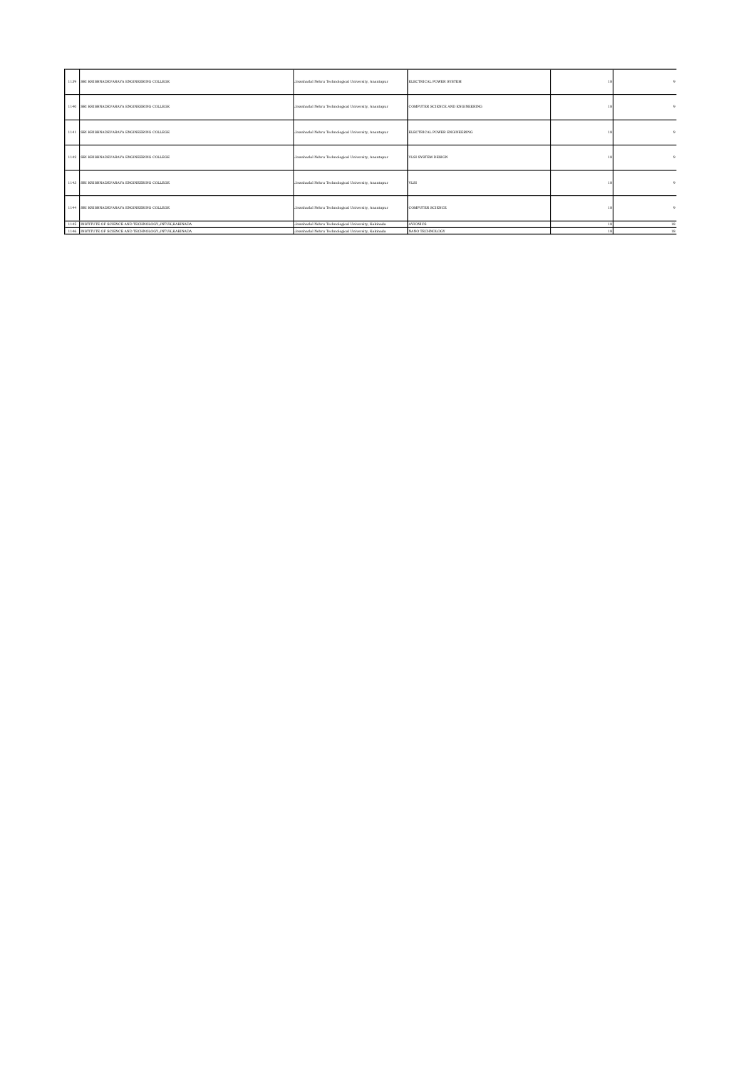| | | | | | |
|---|---|---|---|---|---|
| 1139 | SRI KRISHNADEVARAYA ENGINEERING COLLEGE | Jawaharlal Nehru Technological University, Anantapur | ELECTRICAL POWER SYSTEM | 18 | 9 |
| 1140 | SRI KRISHNADEVARAYA ENGINEERING COLLEGE | Jawaharlal Nehru Technological University, Anantapur | COMPUTER SCIENCE AND ENGINEERING | 18 | 9 |
| 1141 | SRI KRISHNADEVARAYA ENGINEERING COLLEGE | Jawaharlal Nehru Technological University, Anantapur | ELECTRICAL POWER ENGINEERING | 18 | 9 |
| 1142 | SRI KRISHNADEVARAYA ENGINEERING COLLEGE | Jawaharlal Nehru Technological University, Anantapur | VLSI SYSTEM DESIGN | 18 | 9 |
| 1143 | SRI KRISHNADEVARAYA ENGINEERING COLLEGE | Jawaharlal Nehru Technological University, Anantapur | VLSI | 18 | 9 |
| 1144 | SRI KRISHNADEVARAYA ENGINEERING COLLEGE | Jawaharlal Nehru Technological University, Anantapur | COMPUTER SCIENCE | 18 | 9 |
| 1145 | INSTITUTE OF SCIENCE AND TECHNOLOGY, JNTUK,KAKINADA | Jawaharlal Nehru Technological University, Kakinada | AVIONICS | 18 | 18 |
| 1146 | INSTITUTE OF SCIENCE AND TECHNOLOGY, JNTUK,KAKINADA | Jawaharlal Nehru Technological University, Kakinada | NANO TECHNOLOGY | 18 | 18 |